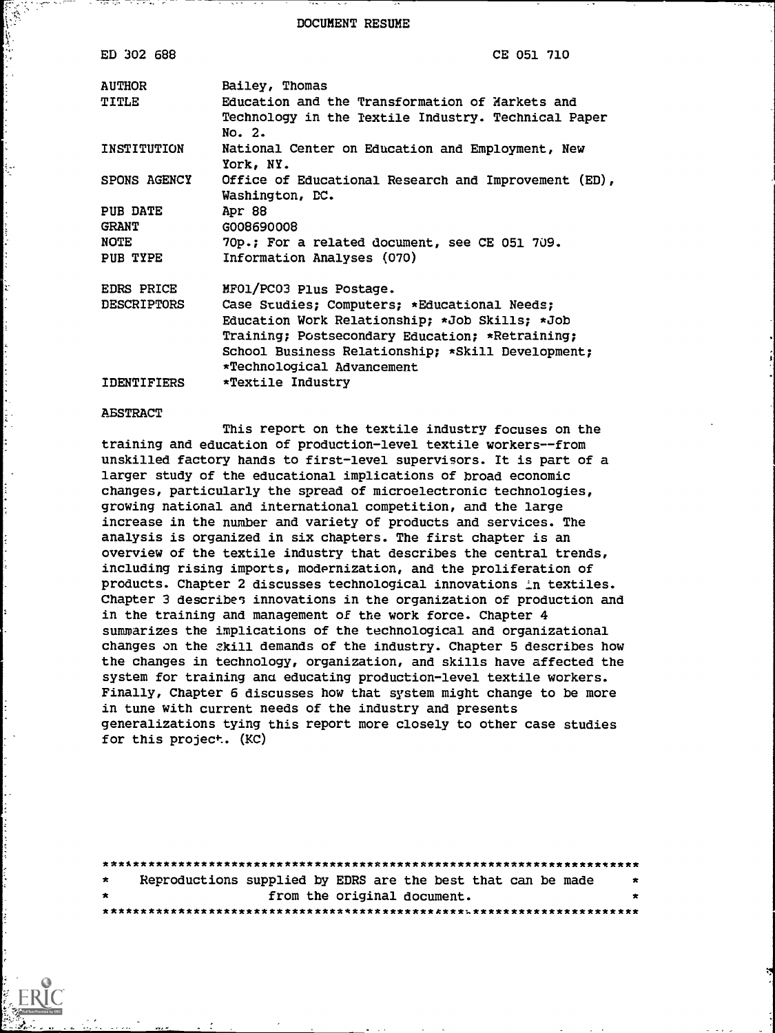DOCUMENT RESUME

| | |
|---|---|
| ED 302 688 | CE 051 710 |
| AUTHOR | Bailey, Thomas |
| TITLE | Education and the Transformation of Markets and Technology in the Textile Industry. Technical Paper No. 2. |
| INSTITUTION | National Center on Education and Employment, New York, NY. |
| SPONS AGENCY | Office of Educational Research and Improvement (ED), Washington, DC. |
| PUB DATE | Apr 88 |
| GRANT | G008690008 |
| NOTE | 70p.; For a related document, see CE 051 709. |
| PUB TYPE | Information Analyses (070) |
| EDRS PRICE | MF01/PC03 Plus Postage. |
| DESCRIPTORS | Case Studies; Computers; *Educational Needs; Education Work Relationship; *Job Skills; *Job Training; Postsecondary Education; *Retraining; School Business Relationship; *Skill Development; *Technological Advancement |
| IDENTIFIERS | *Textile Industry |

ABSTRACT

This report on the textile industry focuses on the training and education of production-level textile workers--from unskilled factory hands to first-level supervisors. It is part of a larger study of the educational implications of broad economic changes, particularly the spread of microelectronic technologies, growing national and international competition, and the large increase in the number and variety of products and services. The analysis is organized in six chapters. The first chapter is an overview of the textile industry that describes the central trends, including rising imports, modernization, and the proliferation of products. Chapter 2 discusses technological innovations in textiles. Chapter 3 describes innovations in the organization of production and in the training and management of the work force. Chapter 4 summarizes the implications of the technological and organizational changes on the skill demands of the industry. Chapter 5 describes how the changes in technology, organization, and skills have affected the system for training and educating production-level textile workers. Finally, Chapter 6 discusses how that system might change to be more in tune with current needs of the industry and presents generalizations tying this report more closely to other case studies for this project. (KC)

***********************************************************************
* Reproductions supplied by EDRS are the best that can be made *
* from the original document. *
***********************************************************************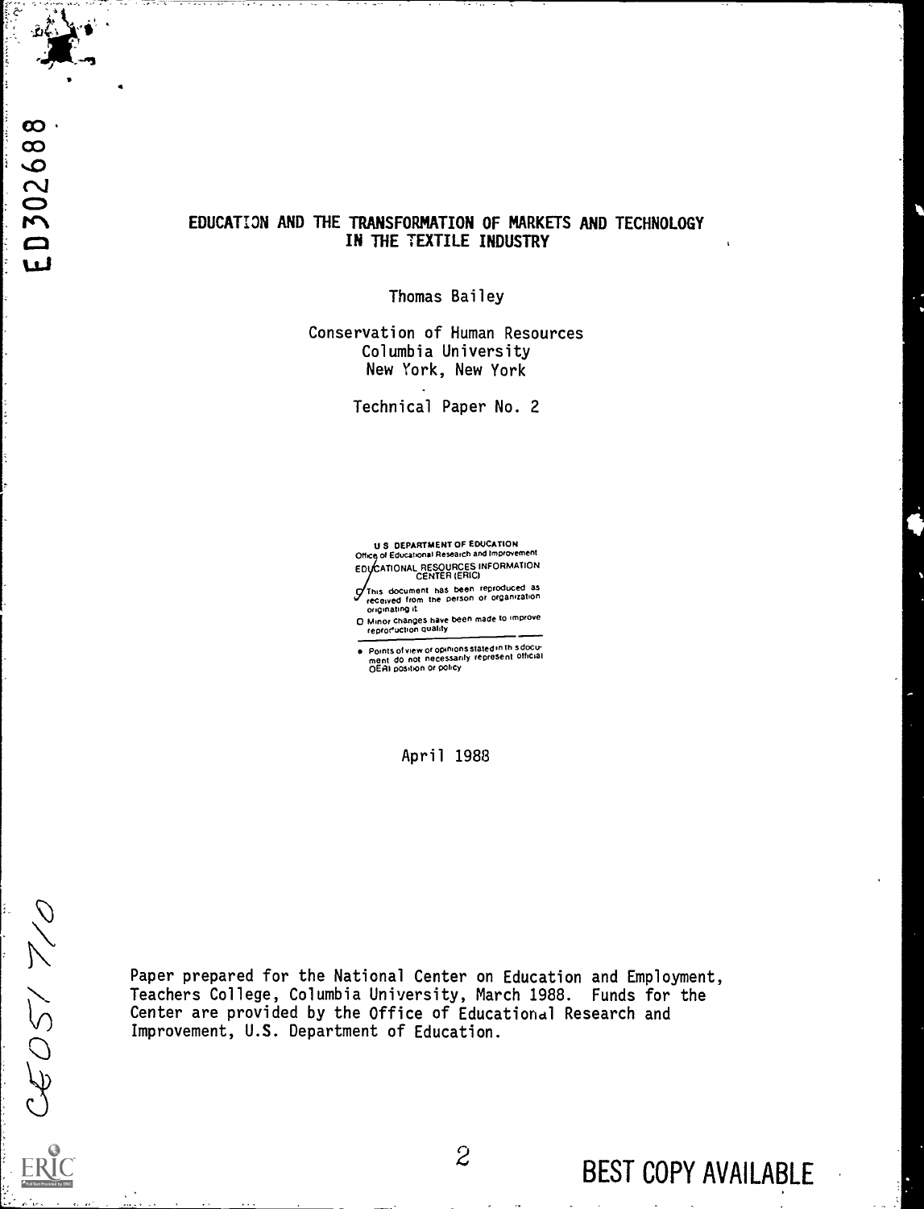# EDUCATION AND THE TRANSFORMATION OF MARKETS AND TECHNOLOGY IN THE TEXTILE INDUSTRY

Thomas Bailey

Conservation of Human Resources
Columbia University
New York, New York

Technical Paper No. 2

U S DEPARTMENT OF EDUCATION
Office of Educational Research and Improvement
EDUCATIONAL RESOURCES INFORMATION CENTER (ERIC)

This document has been reproduced as received from the person or organization originating it.

Minor changes have been made to improve reproduction quality

Points of view or opinions stated in this document do not necessarily represent official OERI position or policy

April 1988

Paper prepared for the National Center on Education and Employment, Teachers College, Columbia University, March 1988. Funds for the Center are provided by the Office of Educational Research and Improvement, U.S. Department of Education.

BEST COPY AVAILABLE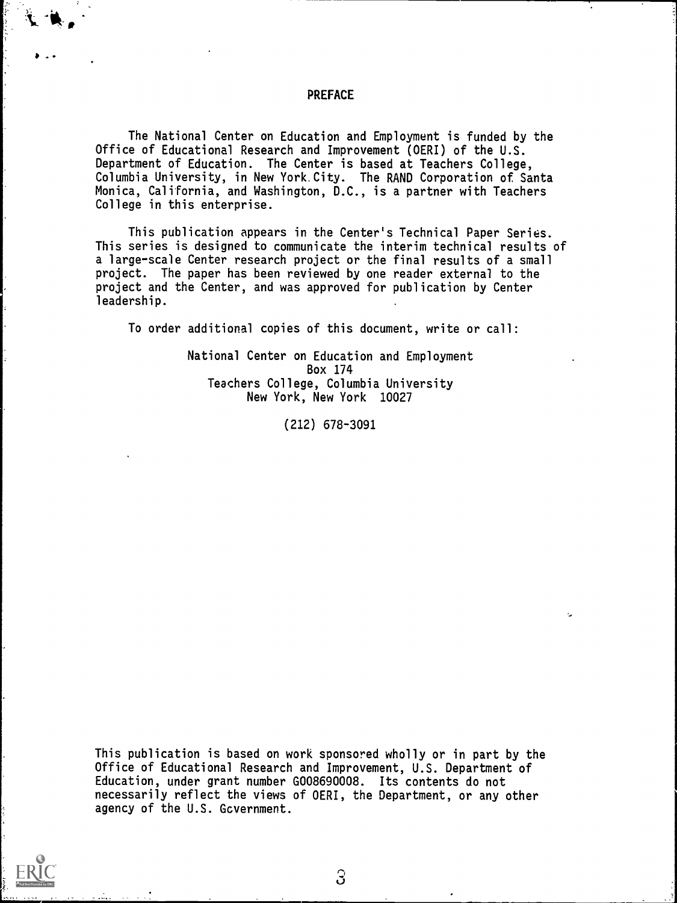## PREFACE

The National Center on Education and Employment is funded by the Office of Educational Research and Improvement (OERI) of the U.S. Department of Education. The Center is based at Teachers College, Columbia University, in New York City. The RAND Corporation of Santa Monica, California, and Washington, D.C., is a partner with Teachers College in this enterprise.

This publication appears in the Center's Technical Paper Series. This series is designed to communicate the interim technical results of a large-scale Center research project or the final results of a small project. The paper has been reviewed by one reader external to the project and the Center, and was approved for publication by Center leadership.

To order additional copies of this document, write or call:

National Center on Education and Employment
Box 174
Teachers College, Columbia University
New York, New York 10027

(212) 678-3091

This publication is based on work sponsored wholly or in part by the Office of Educational Research and Improvement, U.S. Department of Education, under grant number G008690008. Its contents do not necessarily reflect the views of OERI, the Department, or any other agency of the U.S. Government.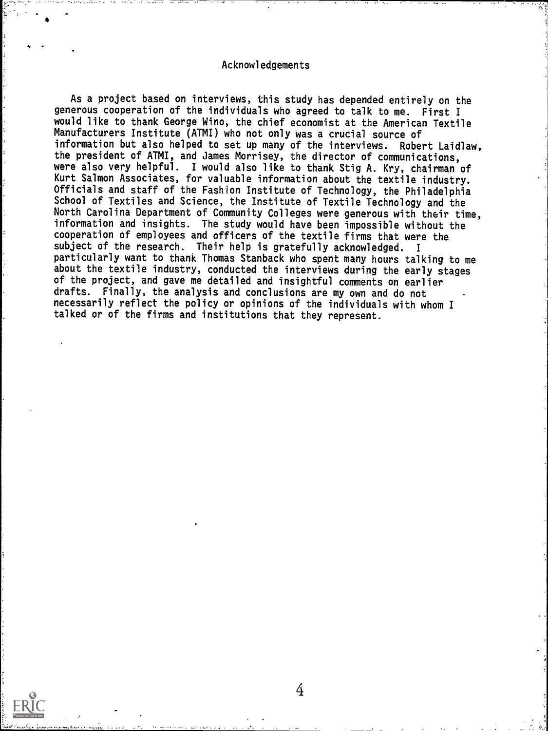## Acknowledgements

As a project based on interviews, this study has depended entirely on the generous cooperation of the individuals who agreed to talk to me. First I would like to thank George Wino, the chief economist at the American Textile Manufacturers Institute (ATMI) who not only was a crucial source of information but also helped to set up many of the interviews. Robert Laidlaw, the president of ATMI, and James Morrisey, the director of communications, were also very helpful. I would also like to thank Stig A. Kry, chairman of Kurt Salmon Associates, for valuable information about the textile industry. Officials and staff of the Fashion Institute of Technology, the Philadelphia School of Textiles and Science, the Institute of Textile Technology and the North Carolina Department of Community Colleges were generous with their time, information and insights. The study would have been impossible without the cooperation of employees and officers of the textile firms that were the subject of the research. Their help is gratefully acknowledged. I particularly want to thank Thomas Stanback who spent many hours talking to me about the textile industry, conducted the interviews during the early stages of the project, and gave me detailed and insightful comments on earlier drafts. Finally, the analysis and conclusions are my own and do not necessarily reflect the policy or opinions of the individuals with whom I talked or of the firms and institutions that they represent.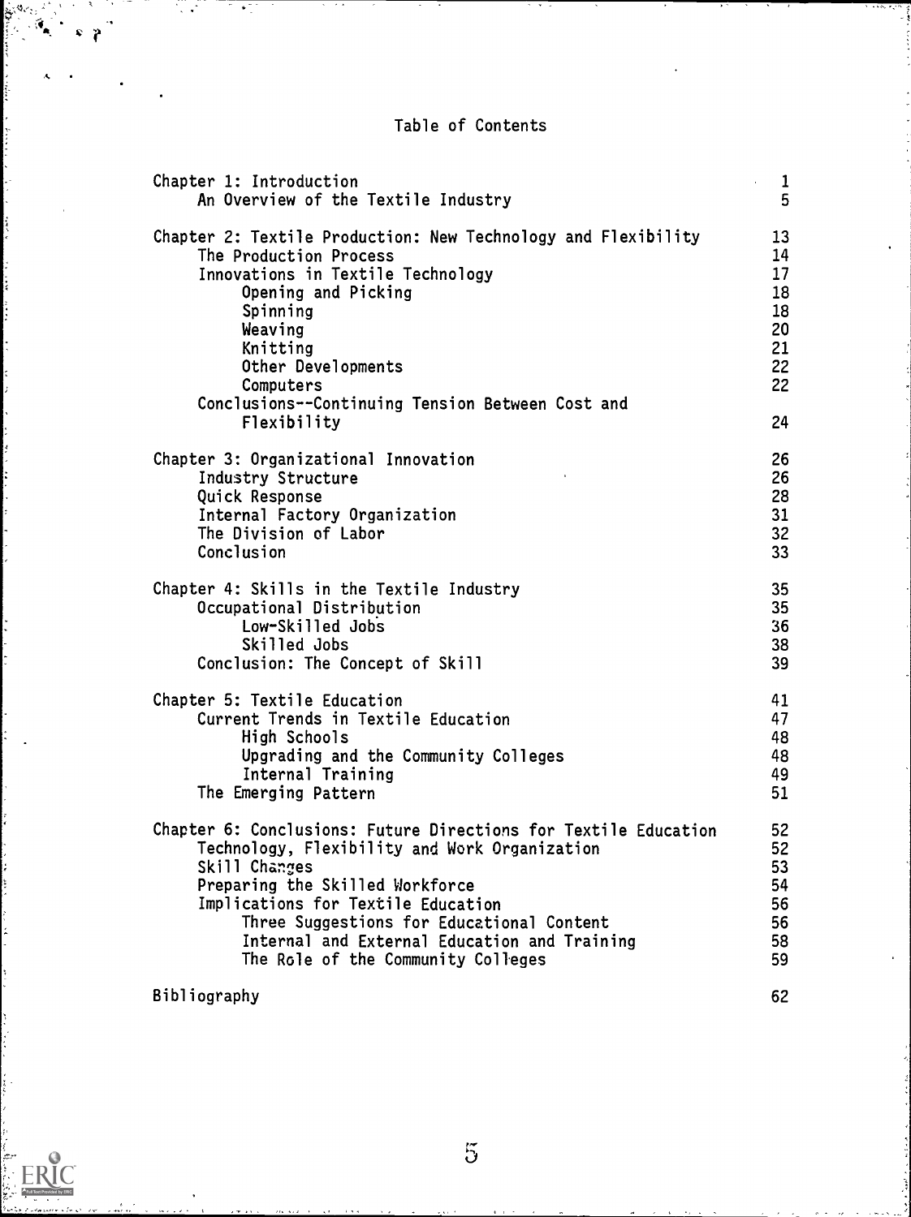# Table of Contents

| | |
|---|---|
| Chapter 1: Introduction | 1 |
| An Overview of the Textile Industry | 5 |
| Chapter 2: Textile Production: New Technology and Flexibility | 13 |
| The Production Process | 14 |
| Innovations in Textile Technology | 17 |
| Opening and Picking | 18 |
| Spinning | 18 |
| Weaving | 20 |
| Knitting | 21 |
| Other Developments | 22 |
| Computers | 22 |
| Conclusions--Continuing Tension Between Cost and Flexibility | 24 |
| Chapter 3: Organizational Innovation | 26 |
| Industry Structure | 26 |
| Quick Response | 28 |
| Internal Factory Organization | 31 |
| The Division of Labor | 32 |
| Conclusion | 33 |
| Chapter 4: Skills in the Textile Industry | 35 |
| Occupational Distribution | 35 |
| Low-Skilled Jobs | 36 |
| Skilled Jobs | 38 |
| Conclusion: The Concept of Skill | 39 |
| Chapter 5: Textile Education | 41 |
| Current Trends in Textile Education | 47 |
| High Schools | 48 |
| Upgrading and the Community Colleges | 48 |
| Internal Training | 49 |
| The Emerging Pattern | 51 |
| Chapter 6: Conclusions: Future Directions for Textile Education | 52 |
| Technology, Flexibility and Work Organization | 52 |
| Skill Changes | 53 |
| Preparing the Skilled Workforce | 54 |
| Implications for Textile Education | 56 |
| Three Suggestions for Educational Content | 56 |
| Internal and External Education and Training | 58 |
| The Role of the Community Colleges | 59 |
| Bibliography | 62 |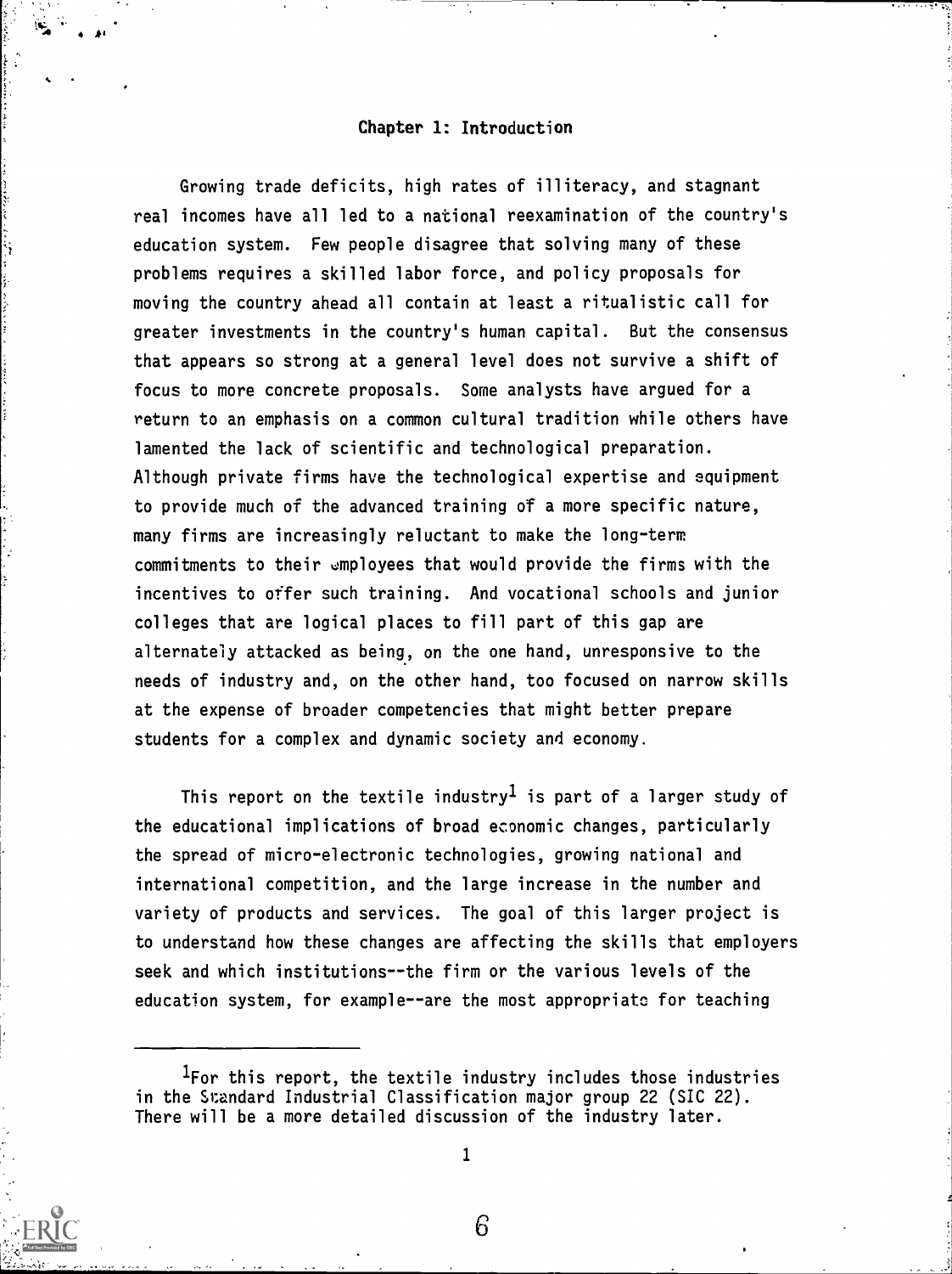# Chapter 1: Introduction

Growing trade deficits, high rates of illiteracy, and stagnant real incomes have all led to a national reexamination of the country's education system. Few people disagree that solving many of these problems requires a skilled labor force, and policy proposals for moving the country ahead all contain at least a ritualistic call for greater investments in the country's human capital. But the consensus that appears so strong at a general level does not survive a shift of focus to more concrete proposals. Some analysts have argued for a return to an emphasis on a common cultural tradition while others have lamented the lack of scientific and technological preparation. Although private firms have the technological expertise and equipment to provide much of the advanced training of a more specific nature, many firms are increasingly reluctant to make the long-term commitments to their employees that would provide the firms with the incentives to offer such training. And vocational schools and junior colleges that are logical places to fill part of this gap are alternately attacked as being, on the one hand, unresponsive to the needs of industry and, on the other hand, too focused on narrow skills at the expense of broader competencies that might better prepare students for a complex and dynamic society and economy.

This report on the textile industry[1] is part of a larger study of the educational implications of broad economic changes, particularly the spread of micro-electronic technologies, growing national and international competition, and the large increase in the number and variety of products and services. The goal of this larger project is to understand how these changes are affecting the skills that employers seek and which institutions--the firm or the various levels of the education system, for example--are the most appropriate for teaching

[1]For this report, the textile industry includes those industries in the Standard Industrial Classification major group 22 (SIC 22). There will be a more detailed discussion of the industry later.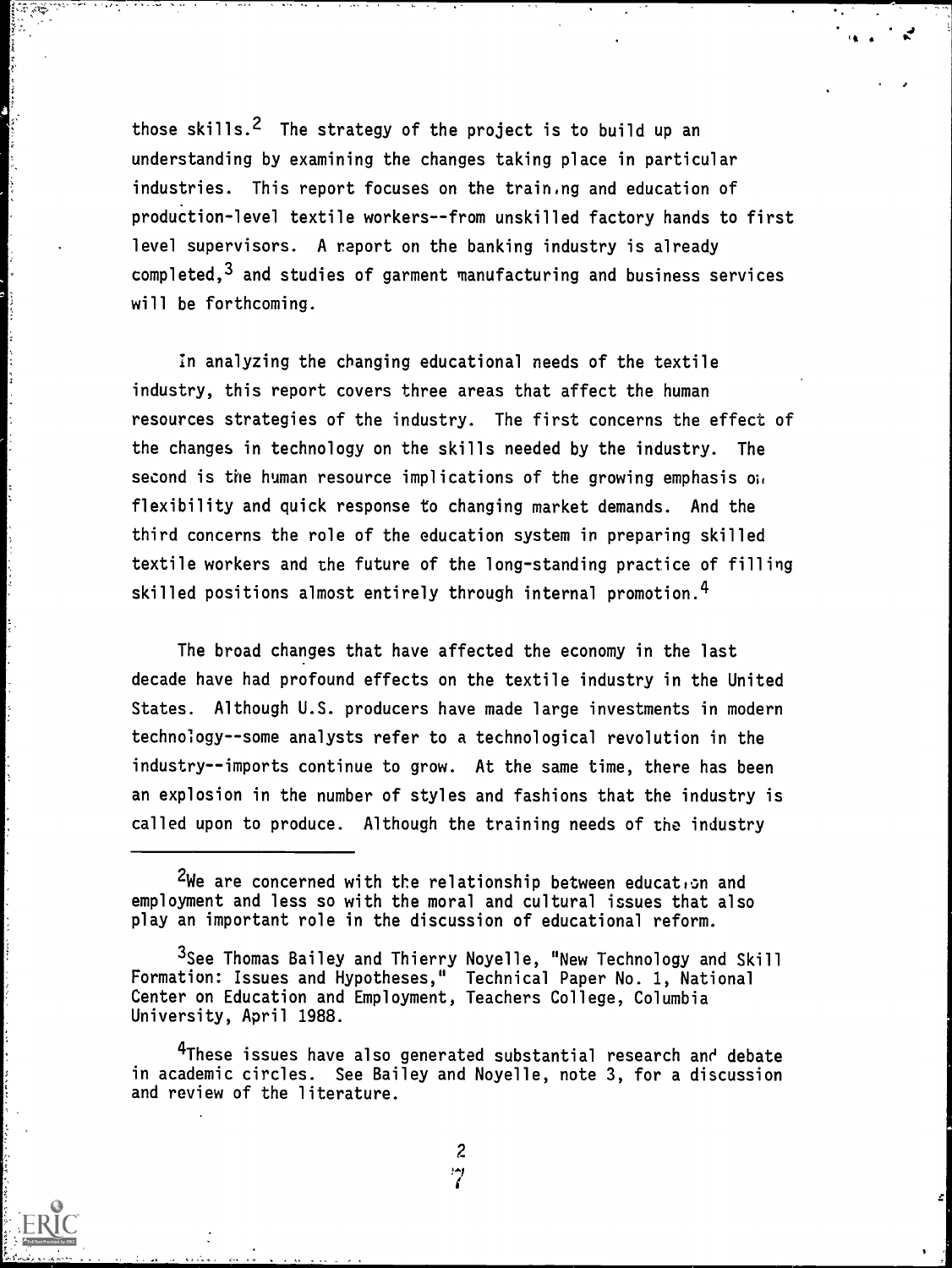those skills.[2] The strategy of the project is to build up an understanding by examining the changes taking place in particular industries. This report focuses on the training and education of production-level textile workers--from unskilled factory hands to first level supervisors. A report on the banking industry is already completed,[3] and studies of garment manufacturing and business services will be forthcoming.

In analyzing the changing educational needs of the textile industry, this report covers three areas that affect the human resources strategies of the industry. The first concerns the effect of the changes in technology on the skills needed by the industry. The second is the human resource implications of the growing emphasis on flexibility and quick response to changing market demands. And the third concerns the role of the education system in preparing skilled textile workers and the future of the long-standing practice of filling skilled positions almost entirely through internal promotion.[4]

The broad changes that have affected the economy in the last decade have had profound effects on the textile industry in the United States. Although U.S. producers have made large investments in modern technology--some analysts refer to a technological revolution in the industry--imports continue to grow. At the same time, there has been an explosion in the number of styles and fashions that the industry is called upon to produce. Although the training needs of the industry

---

[2]We are concerned with the relationship between education and employment and less so with the moral and cultural issues that also play an important role in the discussion of educational reform.

[3]See Thomas Bailey and Thierry Noyelle, "New Technology and Skill Formation: Issues and Hypotheses," Technical Paper No. 1, National Center on Education and Employment, Teachers College, Columbia University, April 1988.

[4]These issues have also generated substantial research and debate in academic circles. See Bailey and Noyelle, note 3, for a discussion and review of the literature.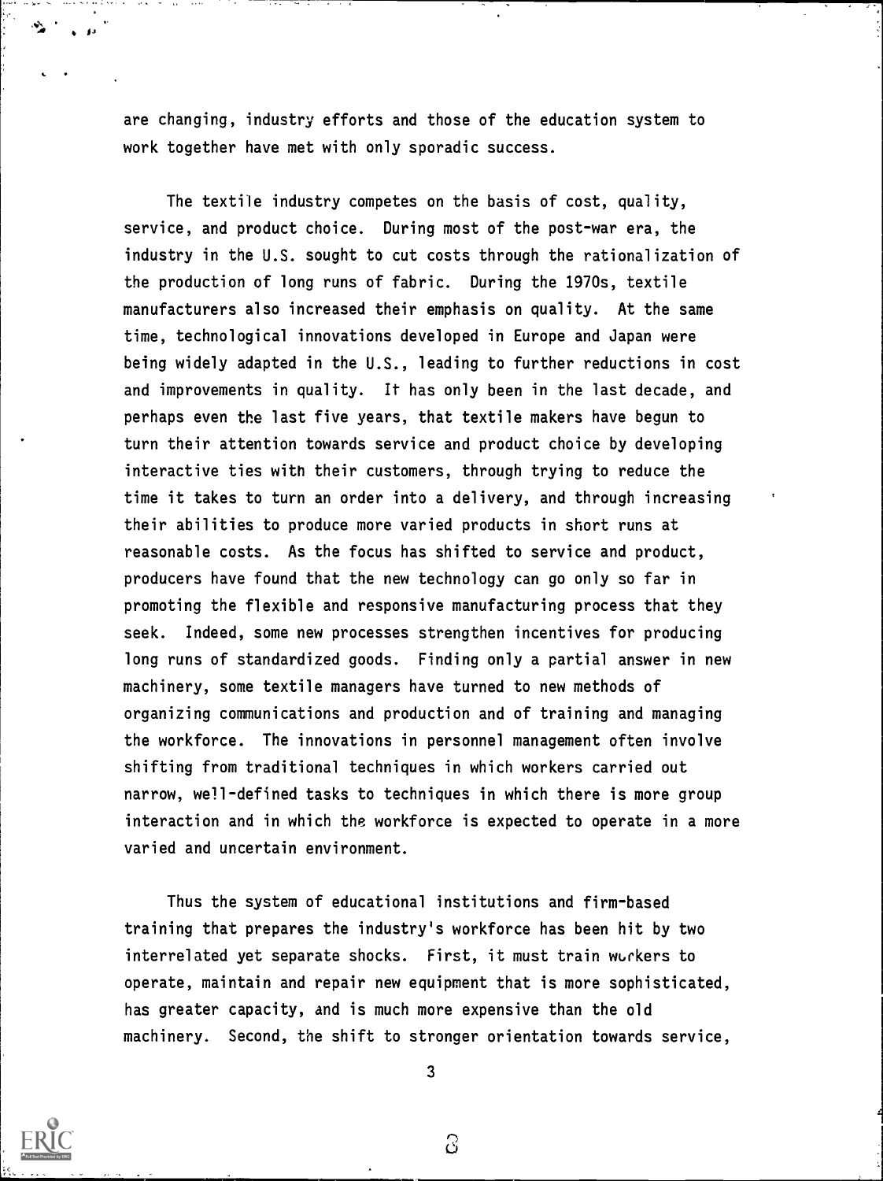are changing, industry efforts and those of the education system to work together have met with only sporadic success.

The textile industry competes on the basis of cost, quality, service, and product choice. During most of the post-war era, the industry in the U.S. sought to cut costs through the rationalization of the production of long runs of fabric. During the 1970s, textile manufacturers also increased their emphasis on quality. At the same time, technological innovations developed in Europe and Japan were being widely adapted in the U.S., leading to further reductions in cost and improvements in quality. It has only been in the last decade, and perhaps even the last five years, that textile makers have begun to turn their attention towards service and product choice by developing interactive ties with their customers, through trying to reduce the time it takes to turn an order into a delivery, and through increasing their abilities to produce more varied products in short runs at reasonable costs. As the focus has shifted to service and product, producers have found that the new technology can go only so far in promoting the flexible and responsive manufacturing process that they seek. Indeed, some new processes strengthen incentives for producing long runs of standardized goods. Finding only a partial answer in new machinery, some textile managers have turned to new methods of organizing communications and production and of training and managing the workforce. The innovations in personnel management often involve shifting from traditional techniques in which workers carried out narrow, well-defined tasks to techniques in which there is more group interaction and in which the workforce is expected to operate in a more varied and uncertain environment.

Thus the system of educational institutions and firm-based training that prepares the industry's workforce has been hit by two interrelated yet separate shocks. First, it must train workers to operate, maintain and repair new equipment that is more sophisticated, has greater capacity, and is much more expensive than the old machinery. Second, the shift to stronger orientation towards service,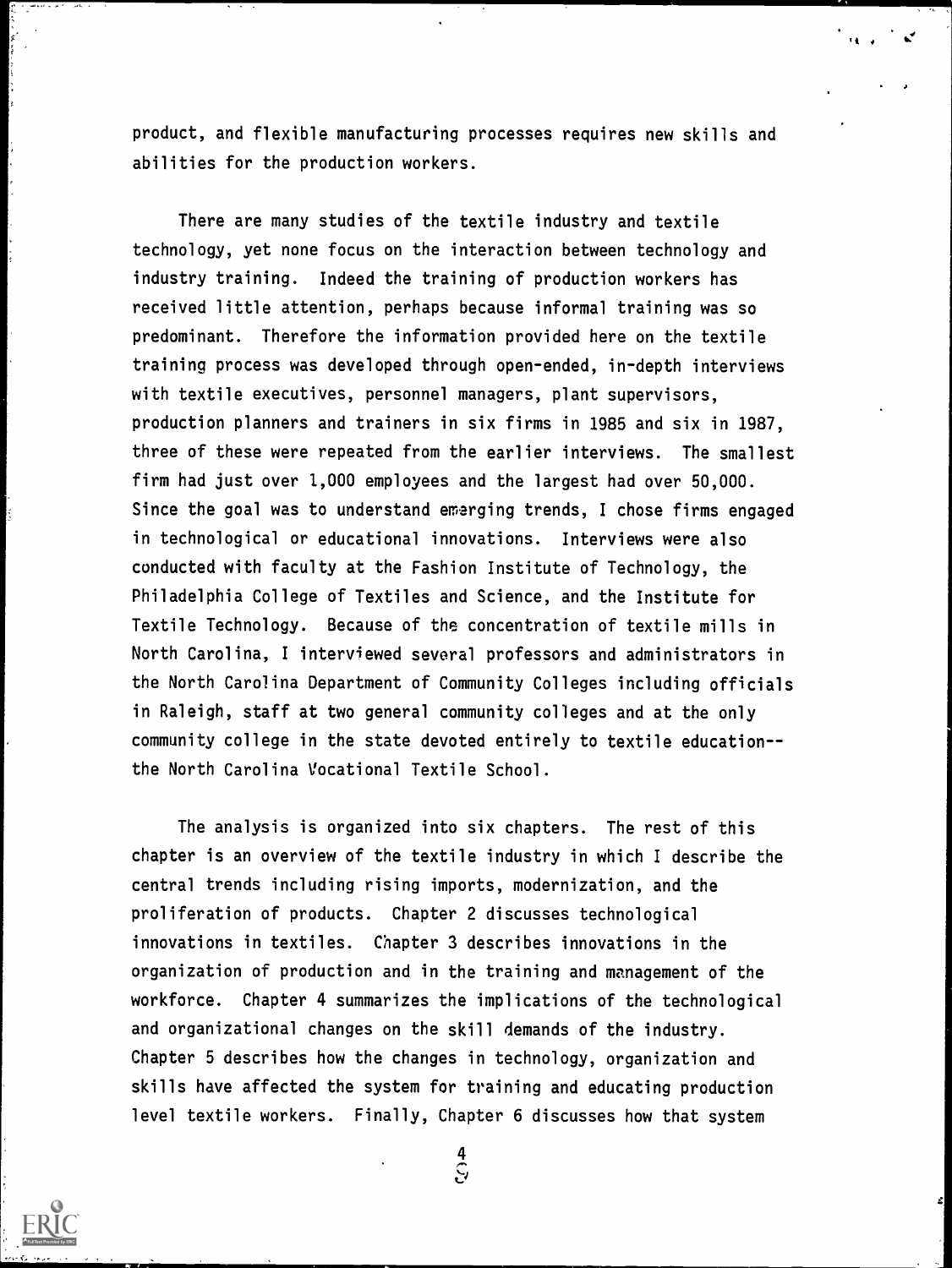product, and flexible manufacturing processes requires new skills and abilities for the production workers.

There are many studies of the textile industry and textile technology, yet none focus on the interaction between technology and industry training. Indeed the training of production workers has received little attention, perhaps because informal training was so predominant. Therefore the information provided here on the textile training process was developed through open-ended, in-depth interviews with textile executives, personnel managers, plant supervisors, production planners and trainers in six firms in 1985 and six in 1987, three of these were repeated from the earlier interviews. The smallest firm had just over 1,000 employees and the largest had over 50,000. Since the goal was to understand emerging trends, I chose firms engaged in technological or educational innovations. Interviews were also conducted with faculty at the Fashion Institute of Technology, the Philadelphia College of Textiles and Science, and the Institute for Textile Technology. Because of the concentration of textile mills in North Carolina, I interviewed several professors and administrators in the North Carolina Department of Community Colleges including officials in Raleigh, staff at two general community colleges and at the only community college in the state devoted entirely to textile education--the North Carolina Vocational Textile School.

The analysis is organized into six chapters. The rest of this chapter is an overview of the textile industry in which I describe the central trends including rising imports, modernization, and the proliferation of products. Chapter 2 discusses technological innovations in textiles. Chapter 3 describes innovations in the organization of production and in the training and management of the workforce. Chapter 4 summarizes the implications of the technological and organizational changes on the skill demands of the industry. Chapter 5 describes how the changes in technology, organization and skills have affected the system for training and educating production level textile workers. Finally, Chapter 6 discusses how that system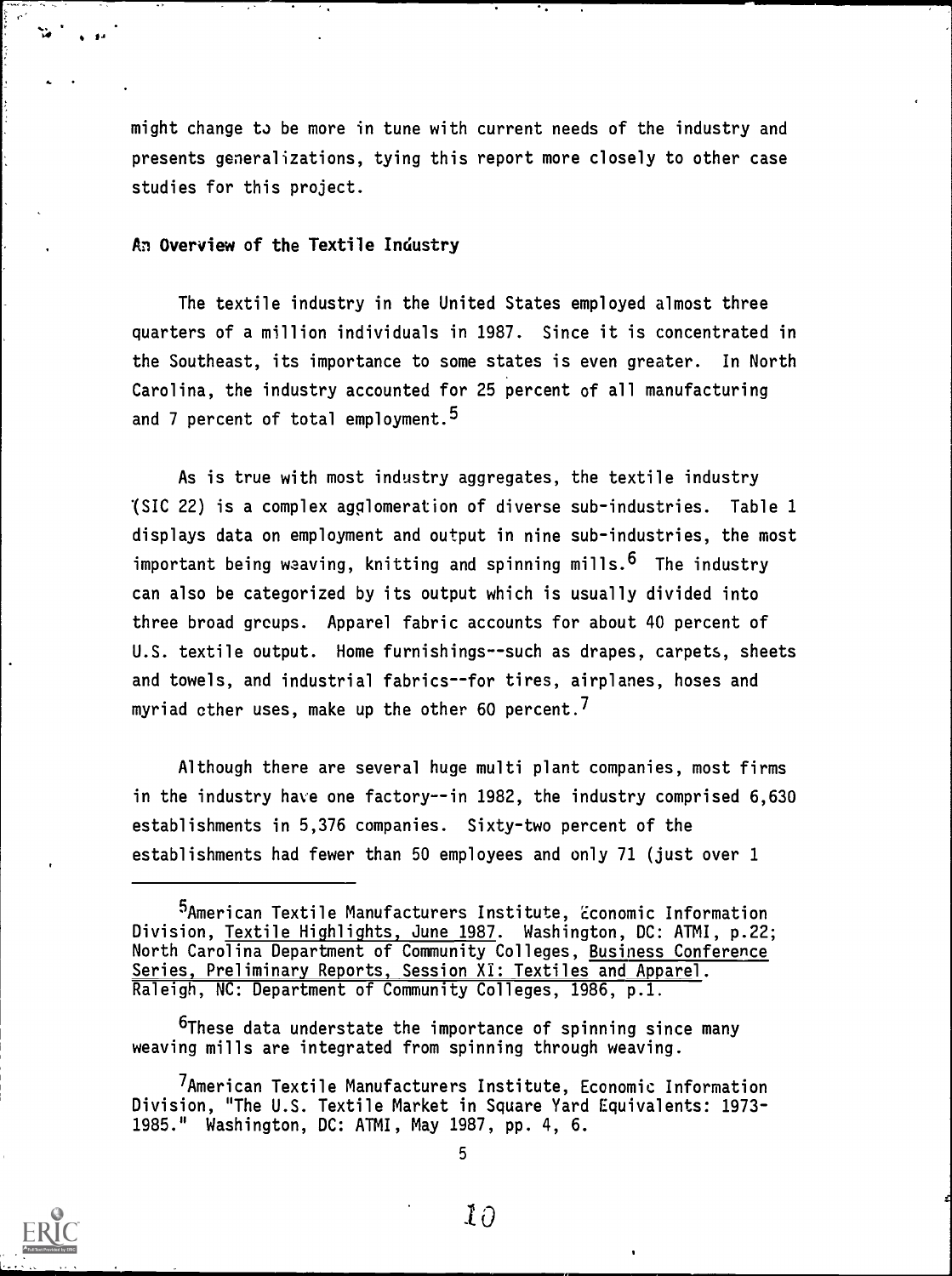might change to be more in tune with current needs of the industry and presents generalizations, tying this report more closely to other case studies for this project.

## An Overview of the Textile Industry

The textile industry in the United States employed almost three quarters of a million individuals in 1987. Since it is concentrated in the Southeast, its importance to some states is even greater. In North Carolina, the industry accounted for 25 percent of all manufacturing and 7 percent of total employment.[5]

As is true with most industry aggregates, the textile industry (SIC 22) is a complex agglomeration of diverse sub-industries. Table 1 displays data on employment and output in nine sub-industries, the most important being weaving, knitting and spinning mills.[6] The industry can also be categorized by its output which is usually divided into three broad groups. Apparel fabric accounts for about 40 percent of U.S. textile output. Home furnishings--such as drapes, carpets, sheets and towels, and industrial fabrics--for tires, airplanes, hoses and myriad other uses, make up the other 60 percent.[7]

Although there are several huge multi plant companies, most firms in the industry have one factory--in 1982, the industry comprised 6,630 establishments in 5,376 companies. Sixty-two percent of the establishments had fewer than 50 employees and only 71 (just over 1

---

[5]American Textile Manufacturers Institute, Economic Information Division, Textile Highlights, June 1987. Washington, DC: ATMI, p.22; North Carolina Department of Community Colleges, Business Conference Series, Preliminary Reports, Session XI: Textiles and Apparel. Raleigh, NC: Department of Community Colleges, 1986, p.1.

[6]These data understate the importance of spinning since many weaving mills are integrated from spinning through weaving.

[7]American Textile Manufacturers Institute, Economic Information Division, "The U.S. Textile Market in Square Yard Equivalents: 1973-1985." Washington, DC: ATMI, May 1987, pp. 4, 6.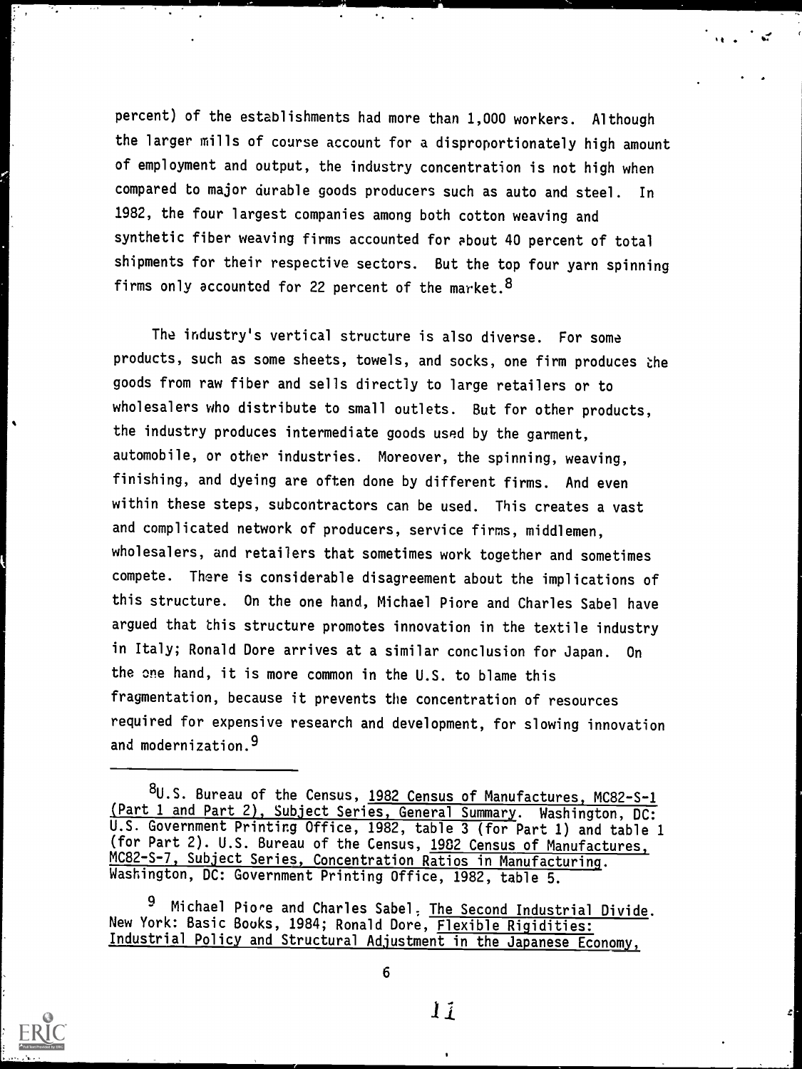percent) of the establishments had more than 1,000 workers. Although the larger mills of course account for a disproportionately high amount of employment and output, the industry concentration is not high when compared to major durable goods producers such as auto and steel. In 1982, the four largest companies among both cotton weaving and synthetic fiber weaving firms accounted for about 40 percent of total shipments for their respective sectors. But the top four yarn spinning firms only accounted for 22 percent of the market.[8]

The industry's vertical structure is also diverse. For some products, such as some sheets, towels, and socks, one firm produces the goods from raw fiber and sells directly to large retailers or to wholesalers who distribute to small outlets. But for other products, the industry produces intermediate goods used by the garment, automobile, or other industries. Moreover, the spinning, weaving, finishing, and dyeing are often done by different firms. And even within these steps, subcontractors can be used. This creates a vast and complicated network of producers, service firms, middlemen, wholesalers, and retailers that sometimes work together and sometimes compete. There is considerable disagreement about the implications of this structure. On the one hand, Michael Piore and Charles Sabel have argued that this structure promotes innovation in the textile industry in Italy; Ronald Dore arrives at a similar conclusion for Japan. On the one hand, it is more common in the U.S. to blame this fragmentation, because it prevents the concentration of resources required for expensive research and development, for slowing innovation and modernization.[9]

---

[8]U.S. Bureau of the Census, <u>1982 Census of Manufactures, MC82-S-1 (Part 1 and Part 2), Subject Series, General Summary</u>. Washington, DC: U.S. Government Printing Office, 1982, table 3 (for Part 1) and table 1 (for Part 2). U.S. Bureau of the Census, <u>1982 Census of Manufactures, MC82-S-7, Subject Series, Concentration Ratios in Manufacturing</u>. Washington, DC: Government Printing Office, 1982, table 5.

[9] Michael Piore and Charles Sabel. <u>The Second Industrial Divide</u>. New York: Basic Books, 1984; Ronald Dore, <u>Flexible Rigidities: Industrial Policy and Structural Adjustment in the Japanese Economy,</u>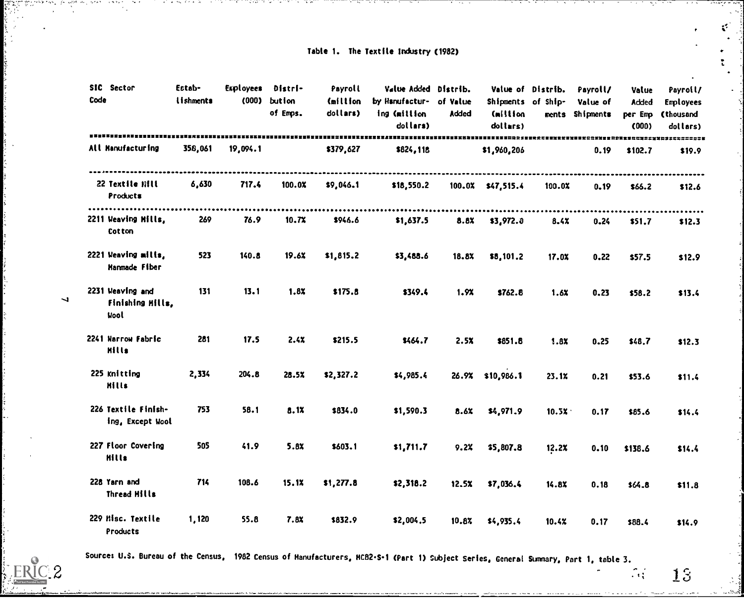Table 1. The Textile Industry (1982)

| SIC Code | Sector | Establishments | Employees (000) | Distribution of Emps. | Payroll (million dollars) | Value Added by Manufacturing (million dollars) | Distrib. of Value Added | Value of Shipments (million dollars) | Distrib. of Shipments | Payroll/ Value of Shipments | Value Added per Emp (000) | Payroll/ Employees (thousand dollars) |
|---|---|---|---|---|---|---|---|---|---|---|---|---|
| | All Manufacturing | 358,061 | 19,094.1 | | $379,627 | $824,118 | | $1,960,206 | | 0.19 | $102.7 | $19.9 |
| 22 | Textile Mill Products | 6,630 | 717.4 | 100.0% | $9,046.1 | $18,550.2 | 100.0% | $47,515.4 | 100.0% | 0.19 | $66.2 | $12.6 |
| 2211 | Weaving Mills, Cotton | 269 | 76.9 | 10.7% | $946.6 | $1,637.5 | 8.8% | $3,972.0 | 8.4% | 0.24 | $51.7 | $12.3 |
| 2221 | Weaving mills, Manmade Fiber | 523 | 140.8 | 19.6% | $1,815.2 | $3,488.6 | 18.8% | $8,101.2 | 17.0% | 0.22 | $57.5 | $12.9 |
| 2231 | Weaving and Finishing Mills, Wool | 131 | 13.1 | 1.8% | $175.8 | $349.4 | 1.9% | $762.8 | 1.6% | 0.23 | $58.2 | $13.4 |
| 2241 | Narrow Fabric Mills | 281 | 17.5 | 2.4% | $215.5 | $464.7 | 2.5% | $851.8 | 1.8% | 0.25 | $48.7 | $12.3 |
| 225 | Knitting Mills | 2,334 | 204.8 | 28.5% | $2,327.2 | $4,985.4 | 26.9% | $10,986.1 | 23.1% | 0.21 | $53.6 | $11.4 |
| 226 | Textile Finishing, Except Wool | 753 | 58.1 | 8.1% | $834.0 | $1,590.3 | 8.6% | $4,971.9 | 10.5% | 0.17 | $85.6 | $14.4 |
| 227 | Floor Covering Mills | 505 | 41.9 | 5.8% | $603.1 | $1,711.7 | 9.2% | $5,807.8 | 12.2% | 0.10 | $138.6 | $14.4 |
| 228 | Yarn and Thread Mills | 714 | 108.6 | 15.1% | $1,277.8 | $2,318.2 | 12.5% | $7,036.4 | 14.8% | 0.18 | $64.8 | $11.8 |
| 229 | Misc. Textile Products | 1,120 | 55.8 | 7.8% | $832.9 | $2,004.5 | 10.8% | $4,935.4 | 10.4% | 0.17 | $88.4 | $14.9 |

Source: U.S. Bureau of the Census, 1982 Census of Manufacturers, MC82-S-1 (Part 1) Subject Series, General Summary, Part 1, table 3.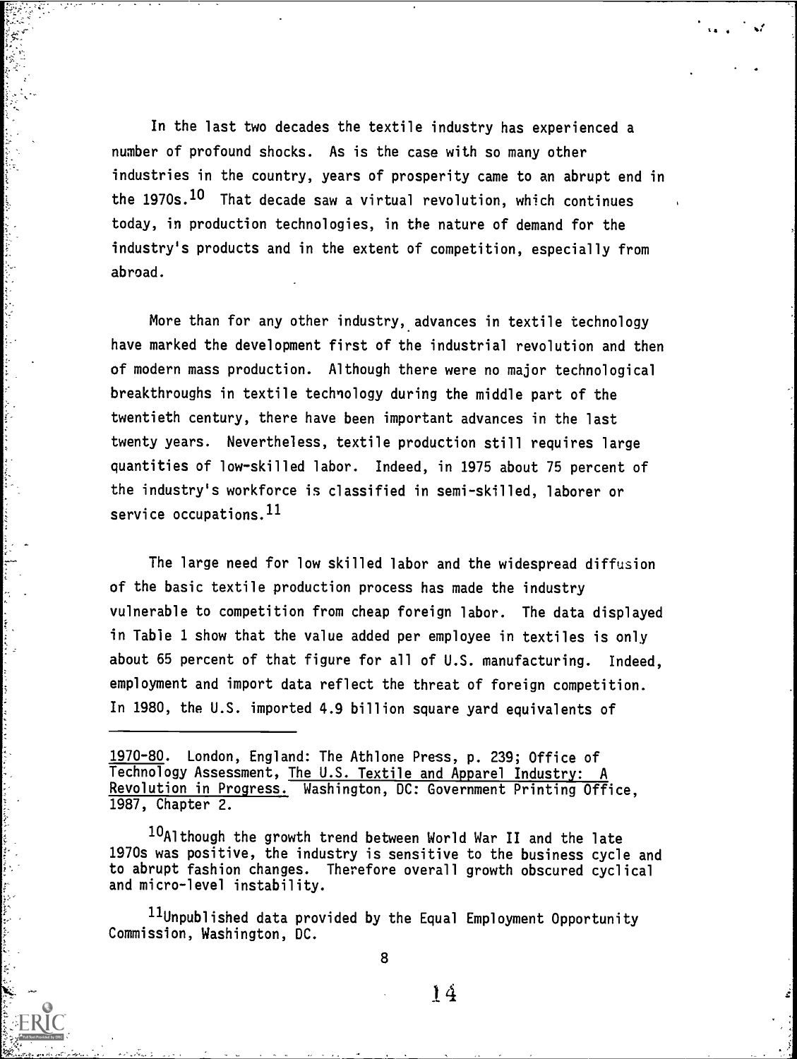In the last two decades the textile industry has experienced a number of profound shocks. As is the case with so many other industries in the country, years of prosperity came to an abrupt end in the 1970s.[10] That decade saw a virtual revolution, which continues today, in production technologies, in the nature of demand for the industry's products and in the extent of competition, especially from abroad.

More than for any other industry, advances in textile technology have marked the development first of the industrial revolution and then of modern mass production. Although there were no major technological breakthroughs in textile technology during the middle part of the twentieth century, there have been important advances in the last twenty years. Nevertheless, textile production still requires large quantities of low-skilled labor. Indeed, in 1975 about 75 percent of the industry's workforce is classified in semi-skilled, laborer or service occupations.[11]

The large need for low skilled labor and the widespread diffusion of the basic textile production process has made the industry vulnerable to competition from cheap foreign labor. The data displayed in Table 1 show that the value added per employee in textiles is only about 65 percent of that figure for all of U.S. manufacturing. Indeed, employment and import data reflect the threat of foreign competition. In 1980, the U.S. imported 4.9 billion square yard equivalents of

---

1970-80. London, England: The Athlone Press, p. 239; Office of Technology Assessment, The U.S. Textile and Apparel Industry: A Revolution in Progress. Washington, DC: Government Printing Office, 1987, Chapter 2.

[10] Although the growth trend between World War II and the late 1970s was positive, the industry is sensitive to the business cycle and to abrupt fashion changes. Therefore overall growth obscured cyclical and micro-level instability.

[11] Unpublished data provided by the Equal Employment Opportunity Commission, Washington, DC.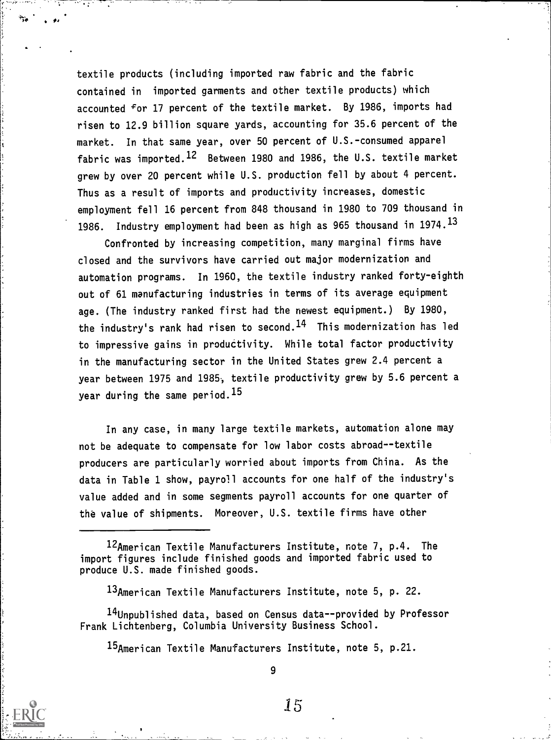textile products (including imported raw fabric and the fabric contained in imported garments and other textile products) which accounted for 17 percent of the textile market. By 1986, imports had risen to 12.9 billion square yards, accounting for 35.6 percent of the market. In that same year, over 50 percent of U.S.-consumed apparel fabric was imported.[12] Between 1980 and 1986, the U.S. textile market grew by over 20 percent while U.S. production fell by about 4 percent. Thus as a result of imports and productivity increases, domestic employment fell 16 percent from 848 thousand in 1980 to 709 thousand in 1986. Industry employment had been as high as 965 thousand in 1974.[13]

Confronted by increasing competition, many marginal firms have closed and the survivors have carried out major modernization and automation programs. In 1960, the textile industry ranked forty-eighth out of 61 manufacturing industries in terms of its average equipment age. (The industry ranked first had the newest equipment.) By 1980, the industry's rank had risen to second.[14] This modernization has led to impressive gains in productivity. While total factor productivity in the manufacturing sector in the United States grew 2.4 percent a year between 1975 and 1985, textile productivity grew by 5.6 percent a year during the same period.[15]

In any case, in many large textile markets, automation alone may not be adequate to compensate for low labor costs abroad--textile producers are particularly worried about imports from China. As the data in Table 1 show, payroll accounts for one half of the industry's value added and in some segments payroll accounts for one quarter of the value of shipments. Moreover, U.S. textile firms have other

---

[12] American Textile Manufacturers Institute, note 7, p.4. The import figures include finished goods and imported fabric used to produce U.S. made finished goods.

[13] American Textile Manufacturers Institute, note 5, p. 22.

[14] Unpublished data, based on Census data--provided by Professor Frank Lichtenberg, Columbia University Business School.

[15] American Textile Manufacturers Institute, note 5, p.21.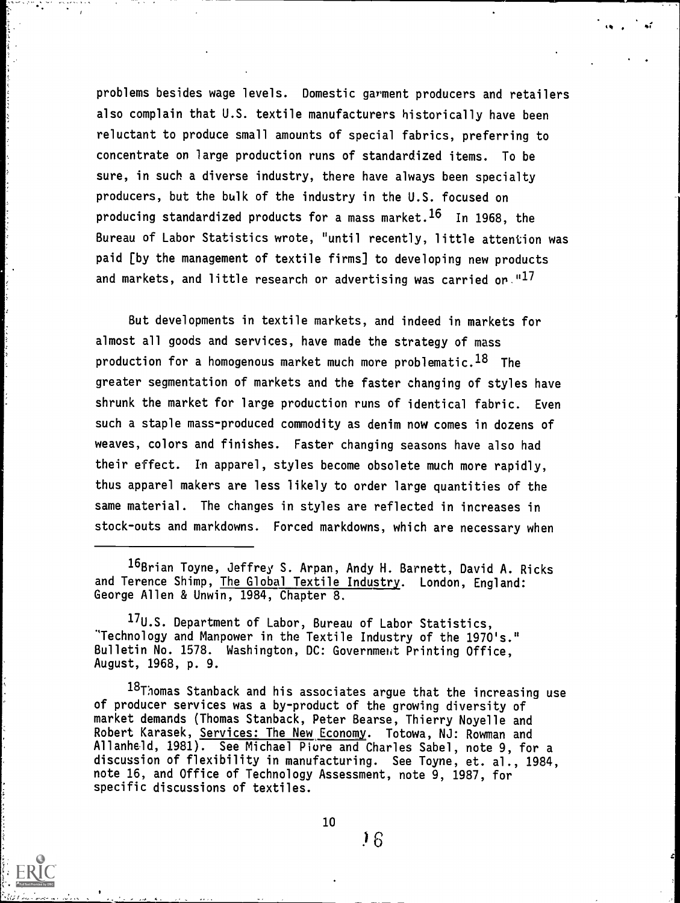problems besides wage levels. Domestic garment producers and retailers also complain that U.S. textile manufacturers historically have been reluctant to produce small amounts of special fabrics, preferring to concentrate on large production runs of standardized items. To be sure, in such a diverse industry, there have always been specialty producers, but the bulk of the industry in the U.S. focused on producing standardized products for a mass market.[16] In 1968, the Bureau of Labor Statistics wrote, "until recently, little attention was paid [by the management of textile firms] to developing new products and markets, and little research or advertising was carried on."[17]

But developments in textile markets, and indeed in markets for almost all goods and services, have made the strategy of mass production for a homogenous market much more problematic.[18] The greater segmentation of markets and the faster changing of styles have shrunk the market for large production runs of identical fabric. Even such a staple mass-produced commodity as denim now comes in dozens of weaves, colors and finishes. Faster changing seasons have also had their effect. In apparel, styles become obsolete much more rapidly, thus apparel makers are less likely to order large quantities of the same material. The changes in styles are reflected in increases in stock-outs and markdowns. Forced markdowns, which are necessary when

---

[16] Brian Toyne, Jeffrey S. Arpan, Andy H. Barnett, David A. Ricks and Terence Shimp, The Global Textile Industry. London, England: George Allen & Unwin, 1984, Chapter 8.

[17] U.S. Department of Labor, Bureau of Labor Statistics, "Technology and Manpower in the Textile Industry of the 1970's." Bulletin No. 1578. Washington, DC: Government Printing Office, August, 1968, p. 9.

[18] Thomas Stanback and his associates argue that the increasing use of producer services was a by-product of the growing diversity of market demands (Thomas Stanback, Peter Bearse, Thierry Noyelle and Robert Karasek, Services: The New Economy. Totowa, NJ: Rowman and Allanheld, 1981). See Michael Piore and Charles Sabel, note 9, for a discussion of flexibility in manufacturing. See Toyne, et. al., 1984, note 16, and Office of Technology Assessment, note 9, 1987, for specific discussions of textiles.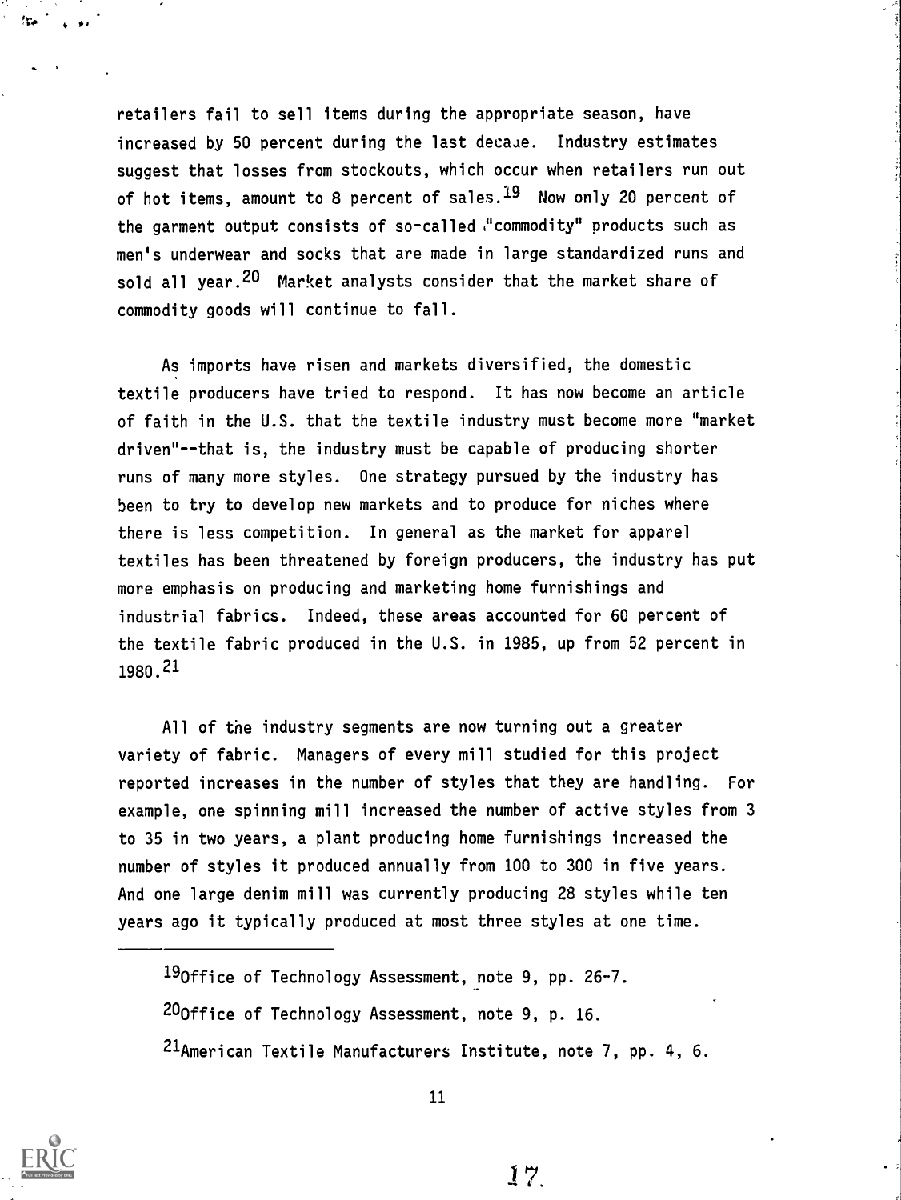retailers fail to sell items during the appropriate season, have increased by 50 percent during the last decade. Industry estimates suggest that losses from stockouts, which occur when retailers run out of hot items, amount to 8 percent of sales.[19] Now only 20 percent of the garment output consists of so-called "commodity" products such as men's underwear and socks that are made in large standardized runs and sold all year.[20] Market analysts consider that the market share of commodity goods will continue to fall.

As imports have risen and markets diversified, the domestic textile producers have tried to respond. It has now become an article of faith in the U.S. that the textile industry must become more "market driven"--that is, the industry must be capable of producing shorter runs of many more styles. One strategy pursued by the industry has been to try to develop new markets and to produce for niches where there is less competition. In general as the market for apparel textiles has been threatened by foreign producers, the industry has put more emphasis on producing and marketing home furnishings and industrial fabrics. Indeed, these areas accounted for 60 percent of the textile fabric produced in the U.S. in 1985, up from 52 percent in 1980.[21]

All of the industry segments are now turning out a greater variety of fabric. Managers of every mill studied for this project reported increases in the number of styles that they are handling. For example, one spinning mill increased the number of active styles from 3 to 35 in two years, a plant producing home furnishings increased the number of styles it produced annually from 100 to 300 in five years. And one large denim mill was currently producing 28 styles while ten years ago it typically produced at most three styles at one time.

---

[19] Office of Technology Assessment, note 9, pp. 26-7.

[20] Office of Technology Assessment, note 9, p. 16.

[21] American Textile Manufacturers Institute, note 7, pp. 4, 6.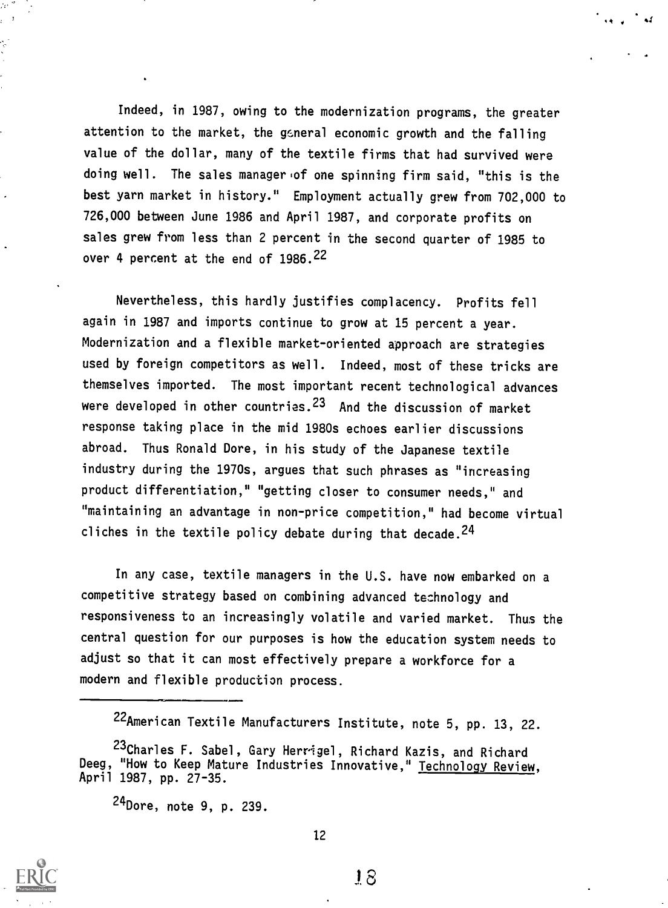Indeed, in 1987, owing to the modernization programs, the greater attention to the market, the general economic growth and the falling value of the dollar, many of the textile firms that had survived were doing well. The sales manager of one spinning firm said, "this is the best yarn market in history." Employment actually grew from 702,000 to 726,000 between June 1986 and April 1987, and corporate profits on sales grew from less than 2 percent in the second quarter of 1985 to over 4 percent at the end of 1986.[22]

Nevertheless, this hardly justifies complacency. Profits fell again in 1987 and imports continue to grow at 15 percent a year. Modernization and a flexible market-oriented approach are strategies used by foreign competitors as well. Indeed, most of these tricks are themselves imported. The most important recent technological advances were developed in other countries.[23] And the discussion of market response taking place in the mid 1980s echoes earlier discussions abroad. Thus Ronald Dore, in his study of the Japanese textile industry during the 1970s, argues that such phrases as "increasing product differentiation," "getting closer to consumer needs," and "maintaining an advantage in non-price competition," had become virtual cliches in the textile policy debate during that decade.[24]

In any case, textile managers in the U.S. have now embarked on a competitive strategy based on combining advanced technology and responsiveness to an increasingly volatile and varied market. Thus the central question for our purposes is how the education system needs to adjust so that it can most effectively prepare a workforce for a modern and flexible production process.

---

[22]American Textile Manufacturers Institute, note 5, pp. 13, 22.

[23]Charles F. Sabel, Gary Herrigel, Richard Kazis, and Richard Deeg, "How to Keep Mature Industries Innovative," Technology Review, April 1987, pp. 27-35.

[24]Dore, note 9, p. 239.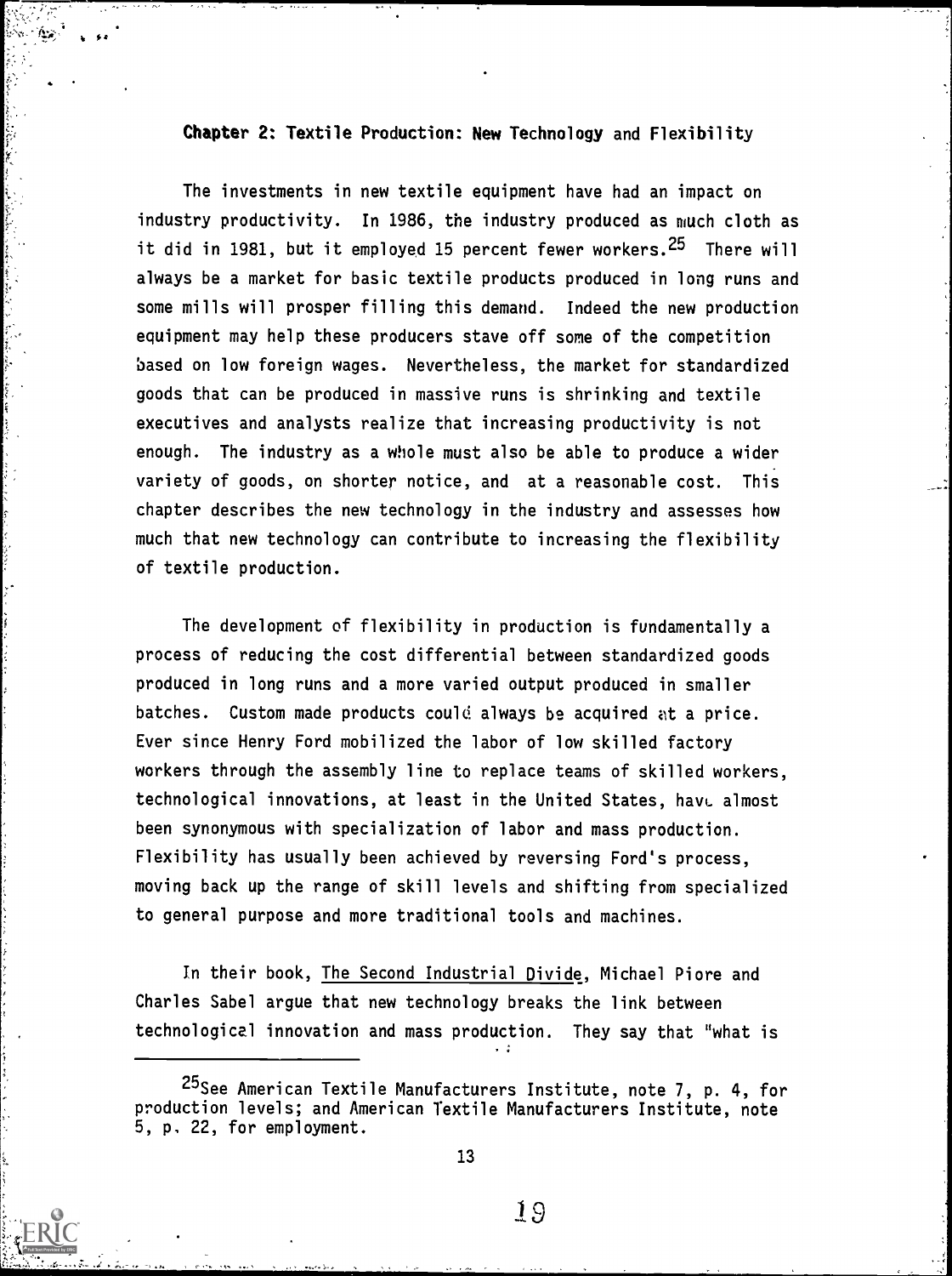## Chapter 2: Textile Production: New Technology and Flexibility

The investments in new textile equipment have had an impact on industry productivity. In 1986, the industry produced as much cloth as it did in 1981, but it employed 15 percent fewer workers.[25] There will always be a market for basic textile products produced in long runs and some mills will prosper filling this demand. Indeed the new production equipment may help these producers stave off some of the competition based on low foreign wages. Nevertheless, the market for standardized goods that can be produced in massive runs is shrinking and textile executives and analysts realize that increasing productivity is not enough. The industry as a whole must also be able to produce a wider variety of goods, on shorter notice, and at a reasonable cost. This chapter describes the new technology in the industry and assesses how much that new technology can contribute to increasing the flexibility of textile production.

The development of flexibility in production is fundamentally a process of reducing the cost differential between standardized goods produced in long runs and a more varied output produced in smaller batches. Custom made products could always be acquired at a price. Ever since Henry Ford mobilized the labor of low skilled factory workers through the assembly line to replace teams of skilled workers, technological innovations, at least in the United States, have almost been synonymous with specialization of labor and mass production. Flexibility has usually been achieved by reversing Ford's process, moving back up the range of skill levels and shifting from specialized to general purpose and more traditional tools and machines.

In their book, The Second Industrial Divide, Michael Piore and Charles Sabel argue that new technology breaks the link between technological innovation and mass production. They say that "what is

---

[25] See American Textile Manufacturers Institute, note 7, p. 4, for production levels; and American Textile Manufacturers Institute, note 5, p. 22, for employment.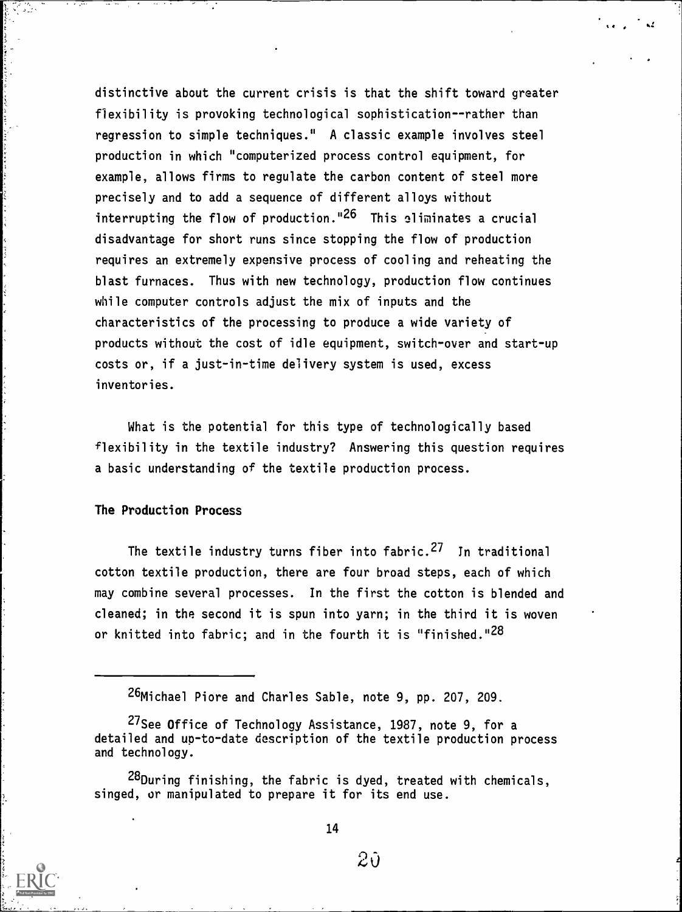distinctive about the current crisis is that the shift toward greater flexibility is provoking technological sophistication--rather than regression to simple techniques." A classic example involves steel production in which "computerized process control equipment, for example, allows firms to regulate the carbon content of steel more precisely and to add a sequence of different alloys without interrupting the flow of production."[26] This eliminates a crucial disadvantage for short runs since stopping the flow of production requires an extremely expensive process of cooling and reheating the blast furnaces. Thus with new technology, production flow continues while computer controls adjust the mix of inputs and the characteristics of the processing to produce a wide variety of products without the cost of idle equipment, switch-over and start-up costs or, if a just-in-time delivery system is used, excess inventories.

What is the potential for this type of technologically based flexibility in the textile industry? Answering this question requires a basic understanding of the textile production process.

## The Production Process

The textile industry turns fiber into fabric.[27] In traditional cotton textile production, there are four broad steps, each of which may combine several processes. In the first the cotton is blended and cleaned; in the second it is spun into yarn; in the third it is woven or knitted into fabric; and in the fourth it is "finished."[28]

---

[26] Michael Piore and Charles Sable, note 9, pp. 207, 209.

[27] See Office of Technology Assistance, 1987, note 9, for a detailed and up-to-date description of the textile production process and technology.

[28] During finishing, the fabric is dyed, treated with chemicals, singed, or manipulated to prepare it for its end use.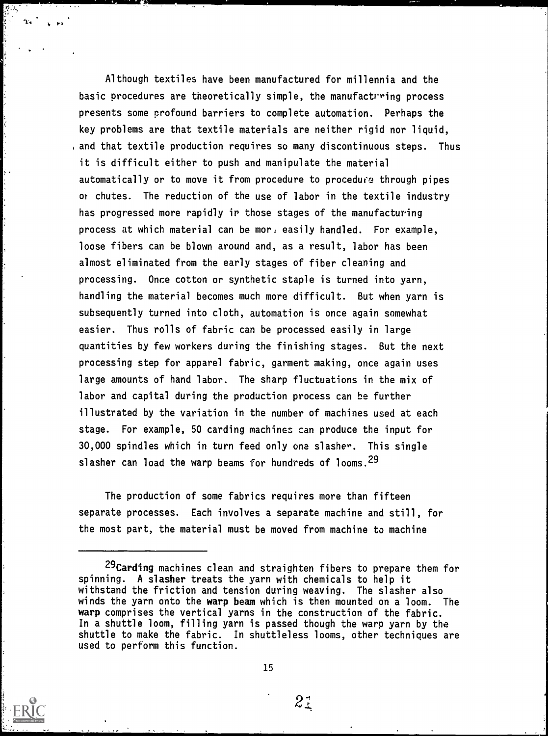Although textiles have been manufactured for millennia and the basic procedures are theoretically simple, the manufacturing process presents some profound barriers to complete automation. Perhaps the key problems are that textile materials are neither rigid nor liquid, and that textile production requires so many discontinuous steps. Thus it is difficult either to push and manipulate the material automatically or to move it from procedure to procedure through pipes or chutes. The reduction of the use of labor in the textile industry has progressed more rapidly in those stages of the manufacturing process at which material can be more easily handled. For example, loose fibers can be blown around and, as a result, labor has been almost eliminated from the early stages of fiber cleaning and processing. Once cotton or synthetic staple is turned into yarn, handling the material becomes much more difficult. But when yarn is subsequently turned into cloth, automation is once again somewhat easier. Thus rolls of fabric can be processed easily in large quantities by few workers during the finishing stages. But the next processing step for apparel fabric, garment making, once again uses large amounts of hand labor. The sharp fluctuations in the mix of labor and capital during the production process can be further illustrated by the variation in the number of machines used at each stage. For example, 50 carding machines can produce the input for 30,000 spindles which in turn feed only one slasher. This single slasher can load the warp beams for hundreds of looms.[29]

The production of some fabrics requires more than fifteen separate processes. Each involves a separate machine and still, for the most part, the material must be moved from machine to machine

---

[29] **Carding** machines clean and straighten fibers to prepare them for spinning. A **slasher** treats the yarn with chemicals to help it withstand the friction and tension during weaving. The slasher also winds the yarn onto the **warp beam** which is then mounted on a loom. The **warp** comprises the vertical yarns in the construction of the fabric. In a shuttle loom, filling yarn is passed though the warp yarn by the shuttle to make the fabric. In shuttleless looms, other techniques are used to perform this function.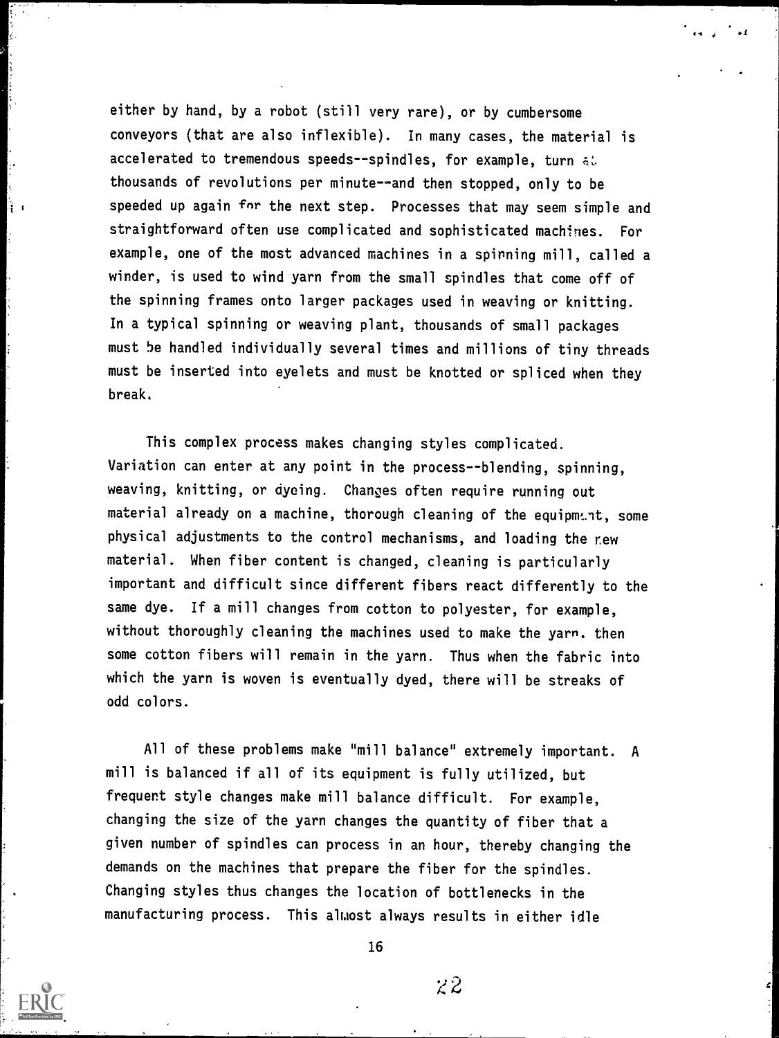either by hand, by a robot (still very rare), or by cumbersome conveyors (that are also inflexible). In many cases, the material is accelerated to tremendous speeds--spindles, for example, turn at thousands of revolutions per minute--and then stopped, only to be speeded up again for the next step. Processes that may seem simple and straightforward often use complicated and sophisticated machines. For example, one of the most advanced machines in a spinning mill, called a winder, is used to wind yarn from the small spindles that come off of the spinning frames onto larger packages used in weaving or knitting. In a typical spinning or weaving plant, thousands of small packages must be handled individually several times and millions of tiny threads must be inserted into eyelets and must be knotted or spliced when they break.

This complex process makes changing styles complicated. Variation can enter at any point in the process--blending, spinning, weaving, knitting, or dyeing. Changes often require running out material already on a machine, thorough cleaning of the equipment, some physical adjustments to the control mechanisms, and loading the new material. When fiber content is changed, cleaning is particularly important and difficult since different fibers react differently to the same dye. If a mill changes from cotton to polyester, for example, without thoroughly cleaning the machines used to make the yarn, then some cotton fibers will remain in the yarn. Thus when the fabric into which the yarn is woven is eventually dyed, there will be streaks of odd colors.

All of these problems make "mill balance" extremely important. A mill is balanced if all of its equipment is fully utilized, but frequent style changes make mill balance difficult. For example, changing the size of the yarn changes the quantity of fiber that a given number of spindles can process in an hour, thereby changing the demands on the machines that prepare the fiber for the spindles. Changing styles thus changes the location of bottlenecks in the manufacturing process. This almost always results in either idle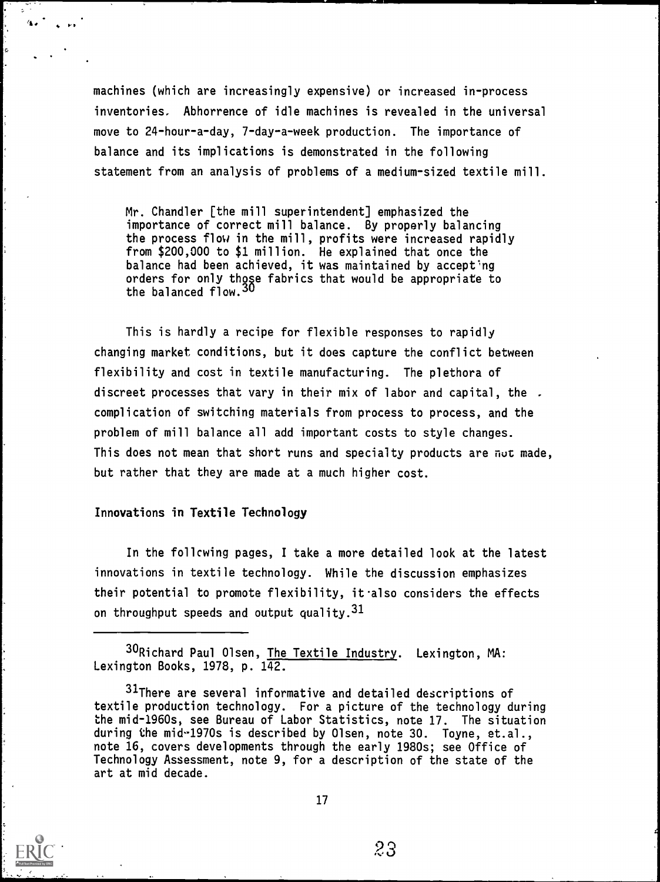machines (which are increasingly expensive) or increased in-process inventories. Abhorrence of idle machines is revealed in the universal move to 24-hour-a-day, 7-day-a-week production. The importance of balance and its implications is demonstrated in the following statement from an analysis of problems of a medium-sized textile mill.

> Mr. Chandler [the mill superintendent] emphasized the importance of correct mill balance. By properly balancing the process flow in the mill, profits were increased rapidly from $200,000 to $1 million. He explained that once the balance had been achieved, it was maintained by accepting orders for only those fabrics that would be appropriate to the balanced flow.[30]

This is hardly a recipe for flexible responses to rapidly changing market conditions, but it does capture the conflict between flexibility and cost in textile manufacturing. The plethora of discreet processes that vary in their mix of labor and capital, the complication of switching materials from process to process, and the problem of mill balance all add important costs to style changes. This does not mean that short runs and specialty products are not made, but rather that they are made at a much higher cost.

## Innovations in Textile Technology

In the following pages, I take a more detailed look at the latest innovations in textile technology. While the discussion emphasizes their potential to promote flexibility, it also considers the effects on throughput speeds and output quality.[31]

---

[30] Richard Paul Olsen, The Textile Industry. Lexington, MA: Lexington Books, 1978, p. 142.

[31] There are several informative and detailed descriptions of textile production technology. For a picture of the technology during the mid-1960s, see Bureau of Labor Statistics, note 17. The situation during the mid-1970s is described by Olsen, note 30. Toyne, et.al., note 16, covers developments through the early 1980s; see Office of Technology Assessment, note 9, for a description of the state of the art at mid decade.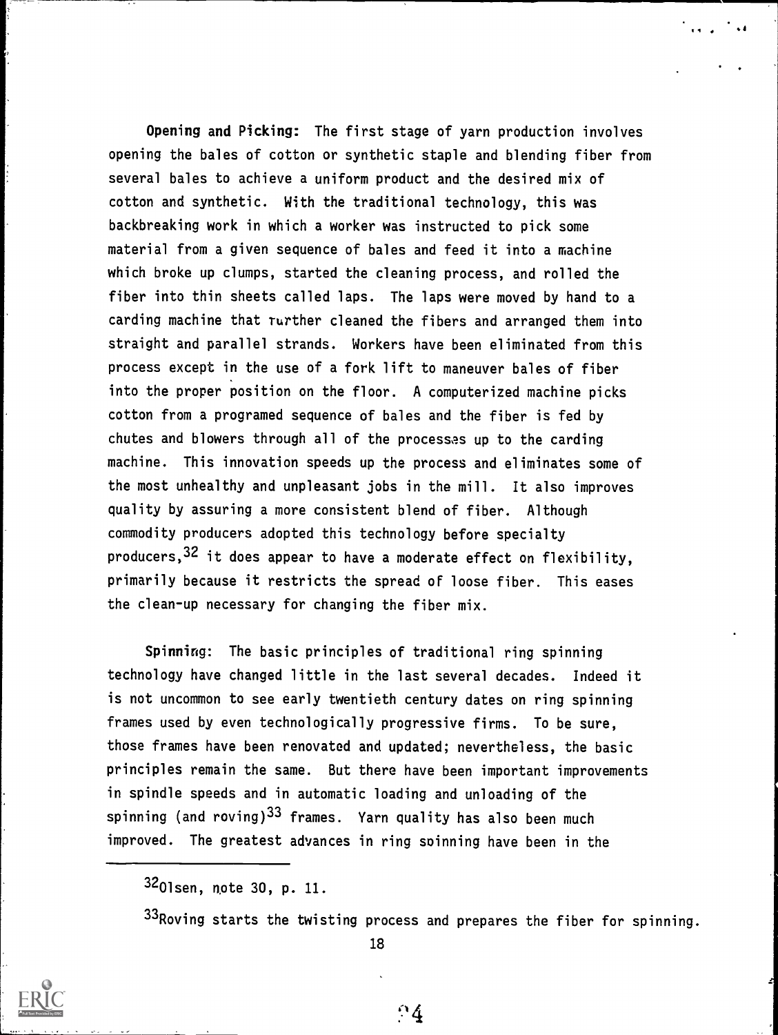**Opening and Picking:** The first stage of yarn production involves opening the bales of cotton or synthetic staple and blending fiber from several bales to achieve a uniform product and the desired mix of cotton and synthetic. With the traditional technology, this was backbreaking work in which a worker was instructed to pick some material from a given sequence of bales and feed it into a machine which broke up clumps, started the cleaning process, and rolled the fiber into thin sheets called laps. The laps were moved by hand to a carding machine that further cleaned the fibers and arranged them into straight and parallel strands. Workers have been eliminated from this process except in the use of a fork lift to maneuver bales of fiber into the proper position on the floor. A computerized machine picks cotton from a programed sequence of bales and the fiber is fed by chutes and blowers through all of the processes up to the carding machine. This innovation speeds up the process and eliminates some of the most unhealthy and unpleasant jobs in the mill. It also improves quality by assuring a more consistent blend of fiber. Although commodity producers adopted this technology before specialty producers,[32] it does appear to have a moderate effect on flexibility, primarily because it restricts the spread of loose fiber. This eases the clean-up necessary for changing the fiber mix.

**Spinning:** The basic principles of traditional ring spinning technology have changed little in the last several decades. Indeed it is not uncommon to see early twentieth century dates on ring spinning frames used by even technologically progressive firms. To be sure, those frames have been renovated and updated; nevertheless, the basic principles remain the same. But there have been important improvements in spindle speeds and in automatic loading and unloading of the spinning (and roving)[33] frames. Yarn quality has also been much improved. The greatest advances in ring spinning have been in the

---

[32] Olsen, note 30, p. 11.

[33] Roving starts the twisting process and prepares the fiber for spinning.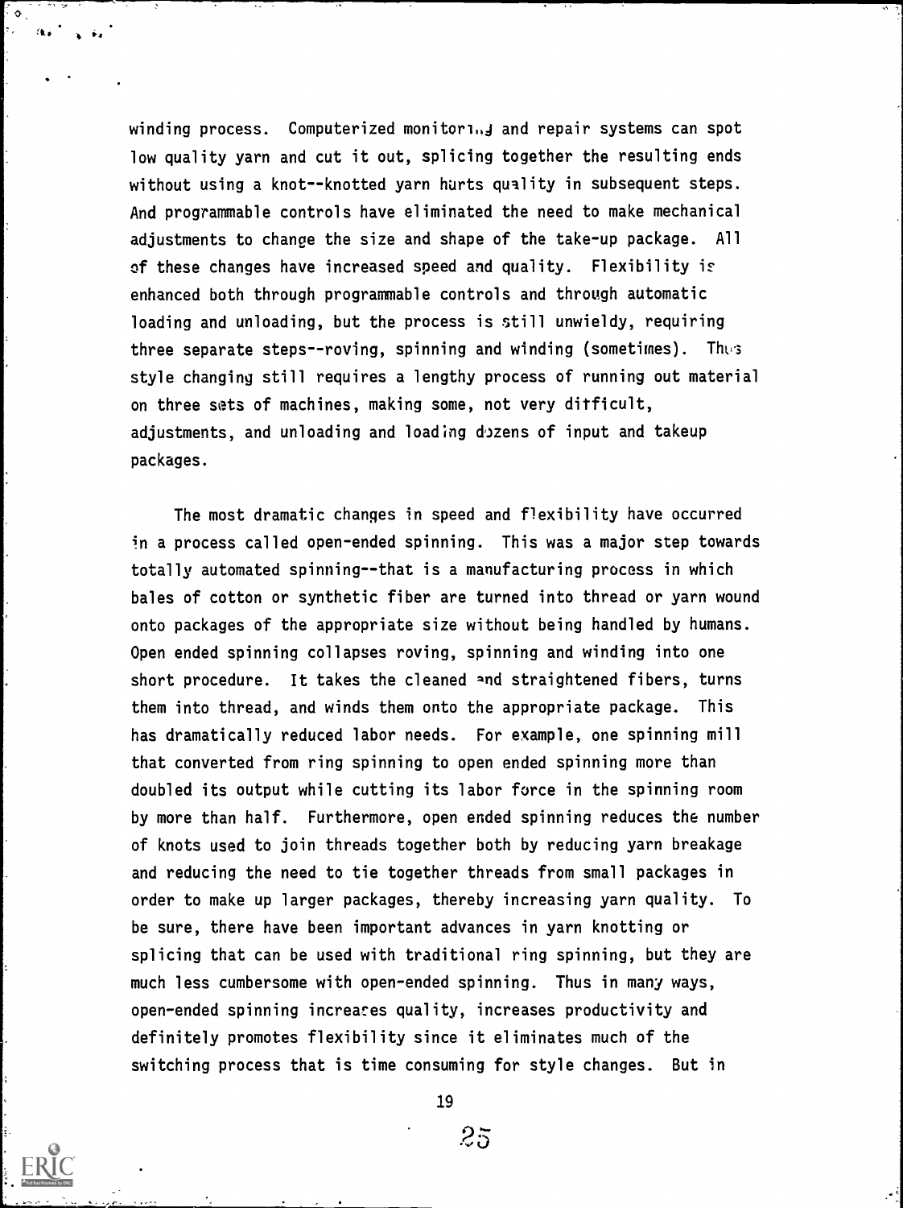winding process. Computerized monitoring and repair systems can spot low quality yarn and cut it out, splicing together the resulting ends without using a knot--knotted yarn hurts quality in subsequent steps. And programmable controls have eliminated the need to make mechanical adjustments to change the size and shape of the take-up package. All of these changes have increased speed and quality. Flexibility is enhanced both through programmable controls and through automatic loading and unloading, but the process is still unwieldy, requiring three separate steps--roving, spinning and winding (sometimes). Thus style changing still requires a lengthy process of running out material on three sets of machines, making some, not very difficult, adjustments, and unloading and loading dozens of input and takeup packages.

The most dramatic changes in speed and flexibility have occurred in a process called open-ended spinning. This was a major step towards totally automated spinning--that is a manufacturing process in which bales of cotton or synthetic fiber are turned into thread or yarn wound onto packages of the appropriate size without being handled by humans. Open ended spinning collapses roving, spinning and winding into one short procedure. It takes the cleaned and straightened fibers, turns them into thread, and winds them onto the appropriate package. This has dramatically reduced labor needs. For example, one spinning mill that converted from ring spinning to open ended spinning more than doubled its output while cutting its labor force in the spinning room by more than half. Furthermore, open ended spinning reduces the number of knots used to join threads together both by reducing yarn breakage and reducing the need to tie together threads from small packages in order to make up larger packages, thereby increasing yarn quality. To be sure, there have been important advances in yarn knotting or splicing that can be used with traditional ring spinning, but they are much less cumbersome with open-ended spinning. Thus in many ways, open-ended spinning increases quality, increases productivity and definitely promotes flexibility since it eliminates much of the switching process that is time consuming for style changes. But in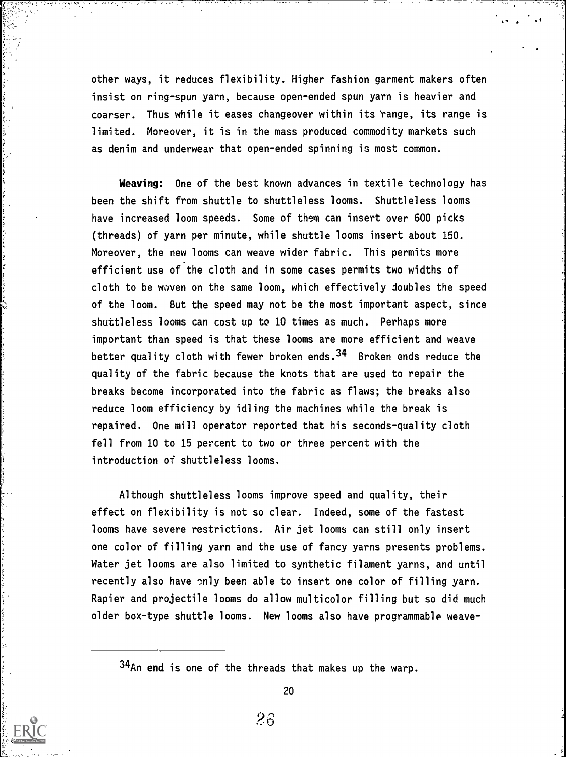other ways, it reduces flexibility. Higher fashion garment makers often insist on ring-spun yarn, because open-ended spun yarn is heavier and coarser. Thus while it eases changeover within its range, its range is limited. Moreover, it is in the mass produced commodity markets such as denim and underwear that open-ended spinning is most common.

**Weaving:** One of the best known advances in textile technology has been the shift from shuttle to shuttleless looms. Shuttleless looms have increased loom speeds. Some of them can insert over 600 picks (threads) of yarn per minute, while shuttle looms insert about 150. Moreover, the new looms can weave wider fabric. This permits more efficient use of the cloth and in some cases permits two widths of cloth to be woven on the same loom, which effectively doubles the speed of the loom. But the speed may not be the most important aspect, since shuttleless looms can cost up to 10 times as much. Perhaps more important than speed is that these looms are more efficient and weave better quality cloth with fewer broken ends.[34] Broken ends reduce the quality of the fabric because the knots that are used to repair the breaks become incorporated into the fabric as flaws; the breaks also reduce loom efficiency by idling the machines while the break is repaired. One mill operator reported that his seconds-quality cloth fell from 10 to 15 percent to two or three percent with the introduction of shuttleless looms.

Although shuttleless looms improve speed and quality, their effect on flexibility is not so clear. Indeed, some of the fastest looms have severe restrictions. Air jet looms can still only insert one color of filling yarn and the use of fancy yarns presents problems. Water jet looms are also limited to synthetic filament yarns, and until recently also have only been able to insert one color of filling yarn. Rapier and projectile looms do allow multicolor filling but so did much older box-type shuttle looms. New looms also have programmable weave-

---

[34]An **end** is one of the threads that makes up the warp.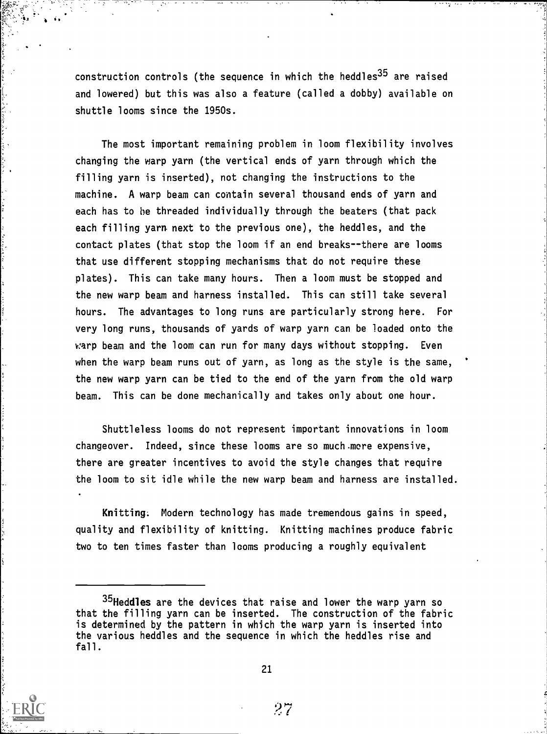construction controls (the sequence in which the heddles[35] are raised and lowered) but this was also a feature (called a dobby) available on shuttle looms since the 1950s.

The most important remaining problem in loom flexibility involves changing the warp yarn (the vertical ends of yarn through which the filling yarn is inserted), not changing the instructions to the machine. A warp beam can contain several thousand ends of yarn and each has to be threaded individually through the beaters (that pack each filling yarn next to the previous one), the heddles, and the contact plates (that stop the loom if an end breaks--there are looms that use different stopping mechanisms that do not require these plates). This can take many hours. Then a loom must be stopped and the new warp beam and harness installed. This can still take several hours. The advantages to long runs are particularly strong here. For very long runs, thousands of yards of warp yarn can be loaded onto the warp beam and the loom can run for many days without stopping. Even when the warp beam runs out of yarn, as long as the style is the same, the new warp yarn can be tied to the end of the yarn from the old warp beam. This can be done mechanically and takes only about one hour.

Shuttleless looms do not represent important innovations in loom changeover. Indeed, since these looms are so much more expensive, there are greater incentives to avoid the style changes that require the loom to sit idle while the new warp beam and harness are installed.

**Knitting**. Modern technology has made tremendous gains in speed, quality and flexibility of knitting. Knitting machines produce fabric two to ten times faster than looms producing a roughly equivalent

[35]**Heddles** are the devices that raise and lower the warp yarn so that the filling yarn can be inserted. The construction of the fabric is determined by the pattern in which the warp yarn is inserted into the various heddles and the sequence in which the heddles rise and fall.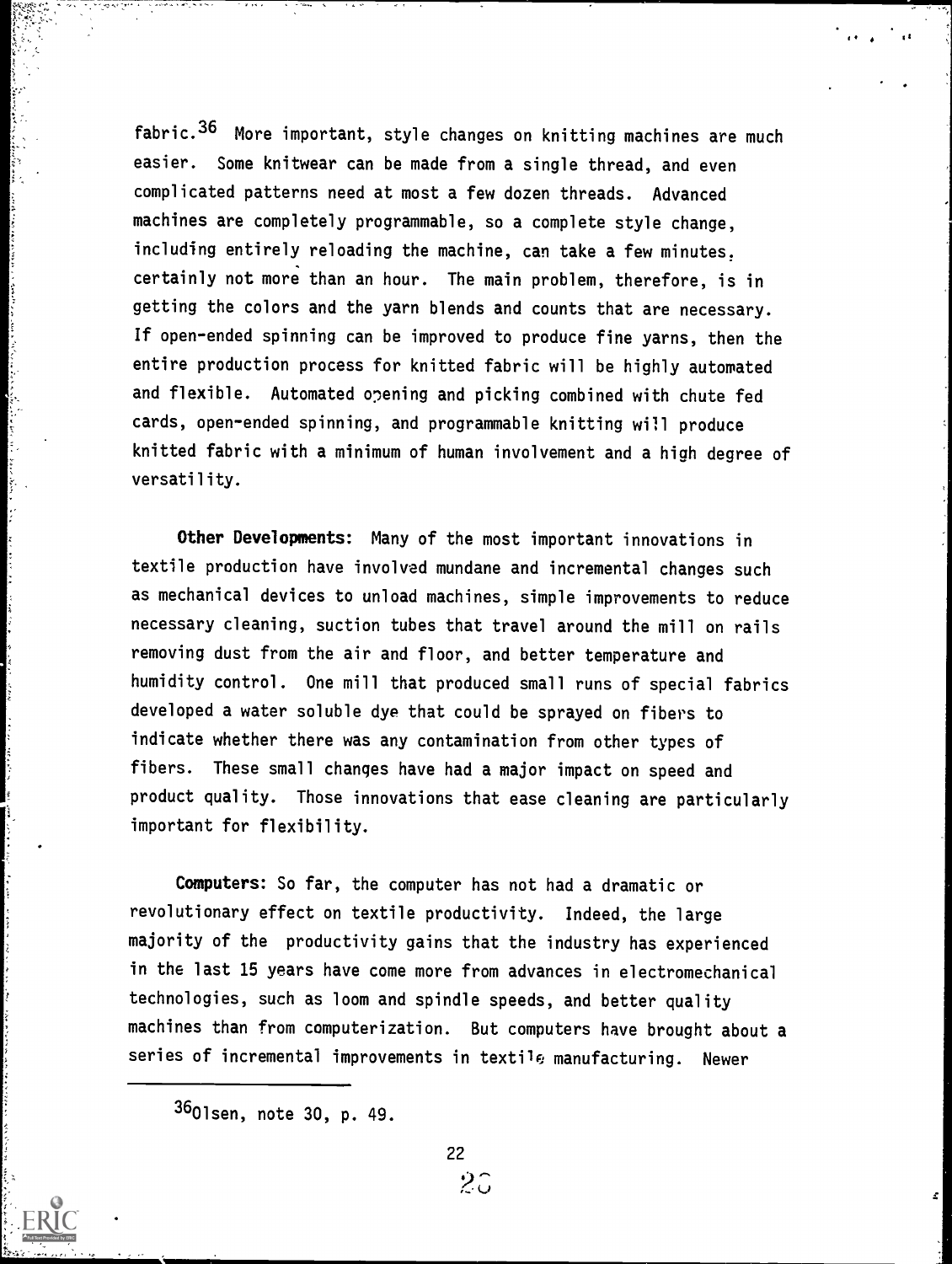fabric.[36] More important, style changes on knitting machines are much easier. Some knitwear can be made from a single thread, and even complicated patterns need at most a few dozen threads. Advanced machines are completely programmable, so a complete style change, including entirely reloading the machine, can take a few minutes, certainly not more than an hour. The main problem, therefore, is in getting the colors and the yarn blends and counts that are necessary. If open-ended spinning can be improved to produce fine yarns, then the entire production process for knitted fabric will be highly automated and flexible. Automated opening and picking combined with chute fed cards, open-ended spinning, and programmable knitting will produce knitted fabric with a minimum of human involvement and a high degree of versatility.

**Other Developments:** Many of the most important innovations in textile production have involved mundane and incremental changes such as mechanical devices to unload machines, simple improvements to reduce necessary cleaning, suction tubes that travel around the mill on rails removing dust from the air and floor, and better temperature and humidity control. One mill that produced small runs of special fabrics developed a water soluble dye that could be sprayed on fibers to indicate whether there was any contamination from other types of fibers. These small changes have had a major impact on speed and product quality. Those innovations that ease cleaning are particularly important for flexibility.

**Computers:** So far, the computer has not had a dramatic or revolutionary effect on textile productivity. Indeed, the large majority of the productivity gains that the industry has experienced in the last 15 years have come more from advances in electromechanical technologies, such as loom and spindle speeds, and better quality machines than from computerization. But computers have brought about a series of incremental improvements in textile manufacturing. Newer

---

[36] Olsen, note 30, p. 49.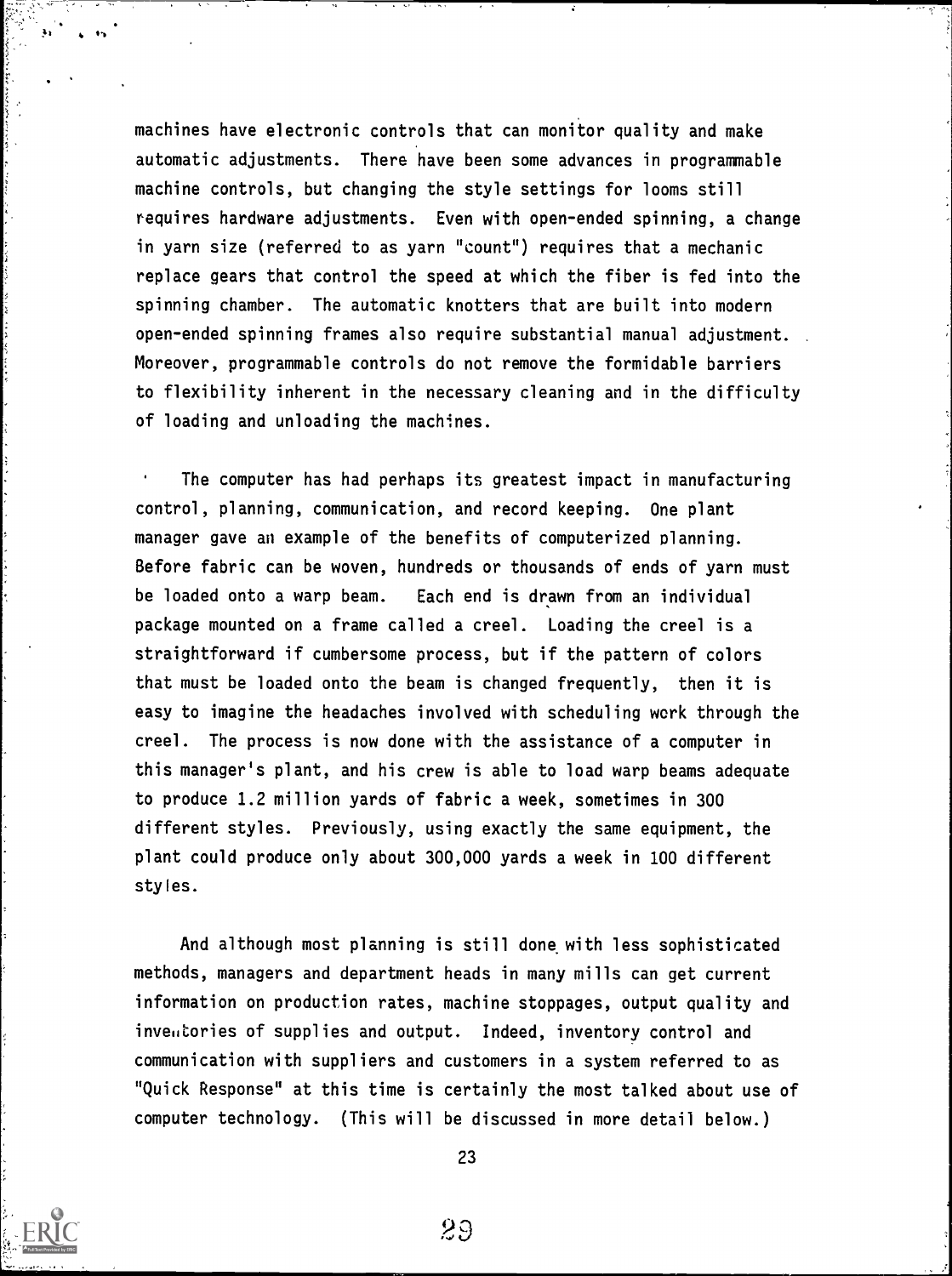machines have electronic controls that can monitor quality and make automatic adjustments. There have been some advances in programmable machine controls, but changing the style settings for looms still requires hardware adjustments. Even with open-ended spinning, a change in yarn size (referred to as yarn "count") requires that a mechanic replace gears that control the speed at which the fiber is fed into the spinning chamber. The automatic knotters that are built into modern open-ended spinning frames also require substantial manual adjustment. Moreover, programmable controls do not remove the formidable barriers to flexibility inherent in the necessary cleaning and in the difficulty of loading and unloading the machines.

The computer has had perhaps its greatest impact in manufacturing control, planning, communication, and record keeping. One plant manager gave an example of the benefits of computerized planning. Before fabric can be woven, hundreds or thousands of ends of yarn must be loaded onto a warp beam. Each end is drawn from an individual package mounted on a frame called a creel. Loading the creel is a straightforward if cumbersome process, but if the pattern of colors that must be loaded onto the beam is changed frequently, then it is easy to imagine the headaches involved with scheduling work through the creel. The process is now done with the assistance of a computer in this manager's plant, and his crew is able to load warp beams adequate to produce 1.2 million yards of fabric a week, sometimes in 300 different styles. Previously, using exactly the same equipment, the plant could produce only about 300,000 yards a week in 100 different styles.

And although most planning is still done with less sophisticated methods, managers and department heads in many mills can get current information on production rates, machine stoppages, output quality and inventories of supplies and output. Indeed, inventory control and communication with suppliers and customers in a system referred to as "Quick Response" at this time is certainly the most talked about use of computer technology. (This will be discussed in more detail below.)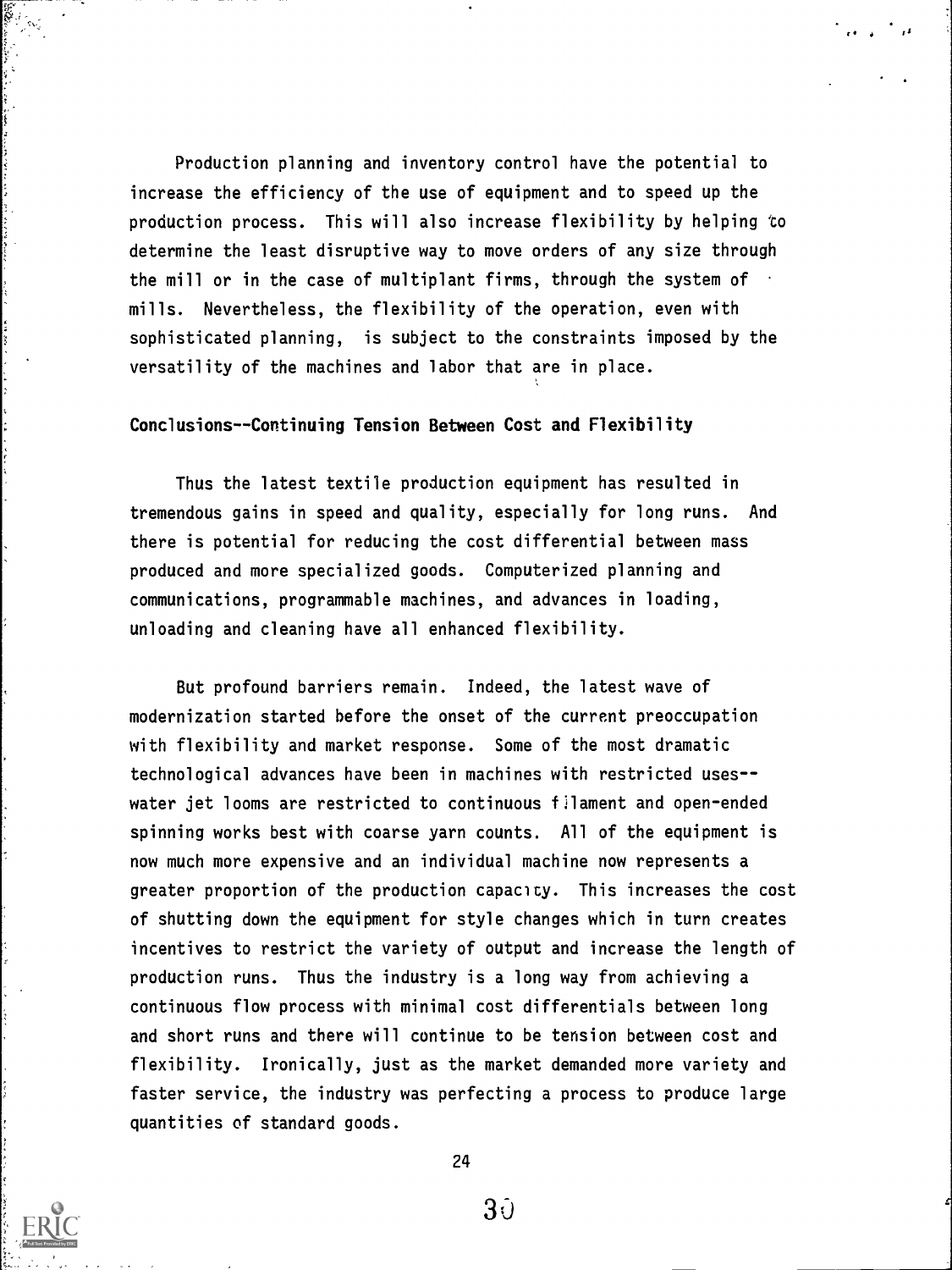Production planning and inventory control have the potential to increase the efficiency of the use of equipment and to speed up the production process. This will also increase flexibility by helping to determine the least disruptive way to move orders of any size through the mill or in the case of multiplant firms, through the system of mills. Nevertheless, the flexibility of the operation, even with sophisticated planning, is subject to the constraints imposed by the versatility of the machines and labor that are in place.

### Conclusions--Continuing Tension Between Cost and Flexibility

Thus the latest textile production equipment has resulted in tremendous gains in speed and quality, especially for long runs. And there is potential for reducing the cost differential between mass produced and more specialized goods. Computerized planning and communications, programmable machines, and advances in loading, unloading and cleaning have all enhanced flexibility.

But profound barriers remain. Indeed, the latest wave of modernization started before the onset of the current preoccupation with flexibility and market response. Some of the most dramatic technological advances have been in machines with restricted uses--water jet looms are restricted to continuous filament and open-ended spinning works best with coarse yarn counts. All of the equipment is now much more expensive and an individual machine now represents a greater proportion of the production capacity. This increases the cost of shutting down the equipment for style changes which in turn creates incentives to restrict the variety of output and increase the length of production runs. Thus the industry is a long way from achieving a continuous flow process with minimal cost differentials between long and short runs and there will continue to be tension between cost and flexibility. Ironically, just as the market demanded more variety and faster service, the industry was perfecting a process to produce large quantities of standard goods.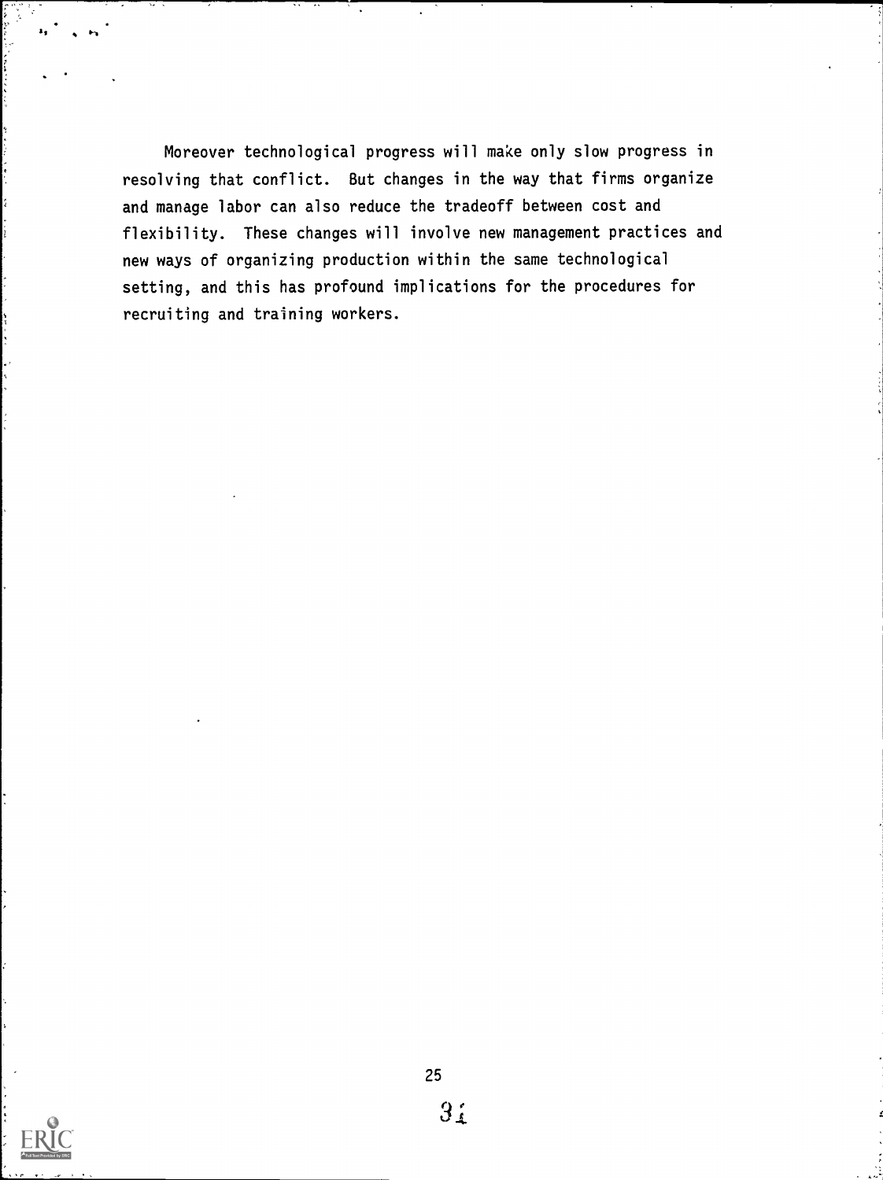Moreover technological progress will make only slow progress in resolving that conflict. But changes in the way that firms organize and manage labor can also reduce the tradeoff between cost and flexibility. These changes will involve new management practices and new ways of organizing production within the same technological setting, and this has profound implications for the procedures for recruiting and training workers.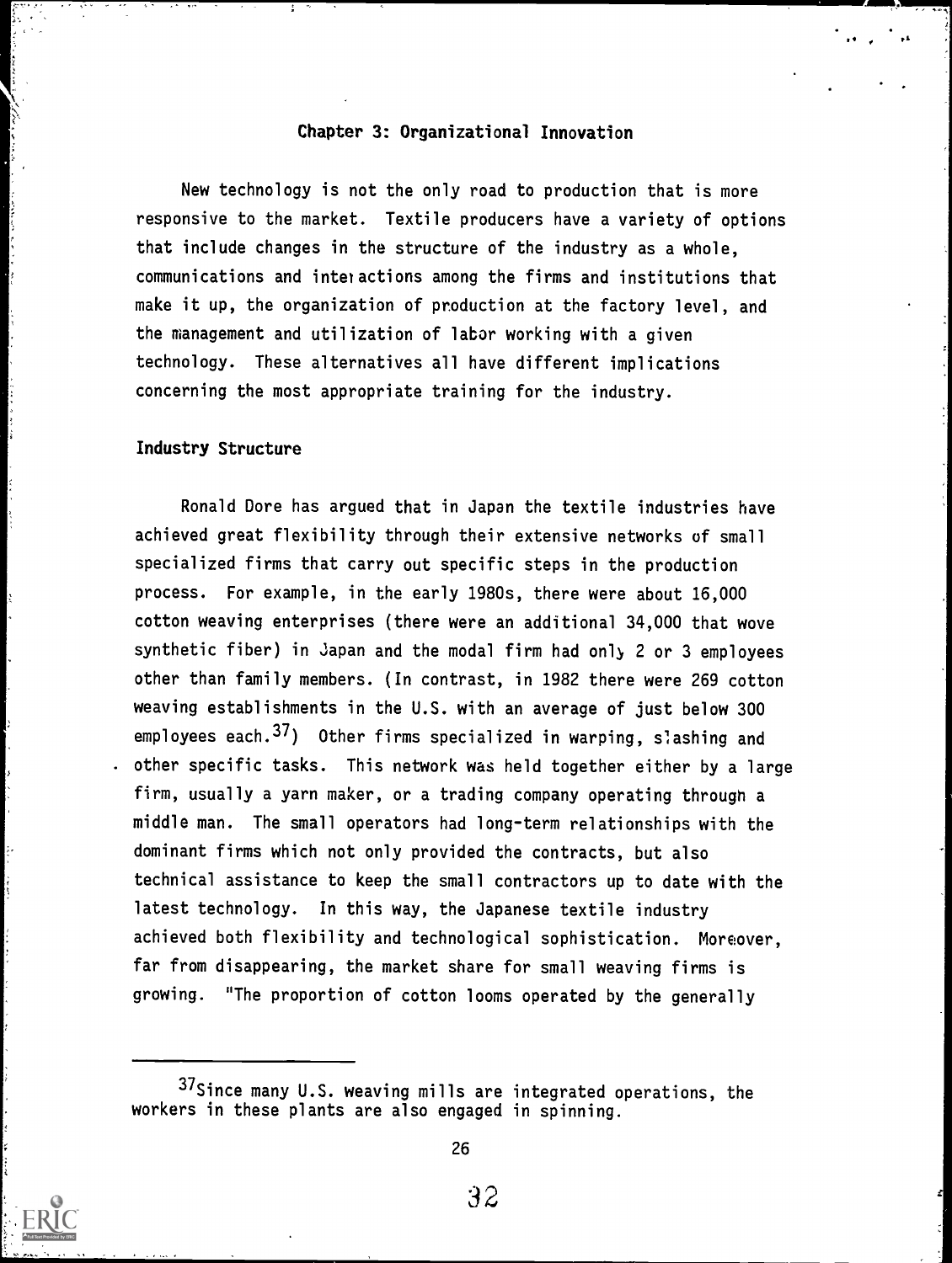## Chapter 3: Organizational Innovation

New technology is not the only road to production that is more responsive to the market. Textile producers have a variety of options that include changes in the structure of the industry as a whole, communications and interactions among the firms and institutions that make it up, the organization of production at the factory level, and the management and utilization of labor working with a given technology. These alternatives all have different implications concerning the most appropriate training for the industry.

### Industry Structure

Ronald Dore has argued that in Japan the textile industries have achieved great flexibility through their extensive networks of small specialized firms that carry out specific steps in the production process. For example, in the early 1980s, there were about 16,000 cotton weaving enterprises (there were an additional 34,000 that wove synthetic fiber) in Japan and the modal firm had only 2 or 3 employees other than family members. (In contrast, in 1982 there were 269 cotton weaving establishments in the U.S. with an average of just below 300 employees each.[37]) Other firms specialized in warping, slashing and other specific tasks. This network was held together either by a large firm, usually a yarn maker, or a trading company operating through a middle man. The small operators had long-term relationships with the dominant firms which not only provided the contracts, but also technical assistance to keep the small contractors up to date with the latest technology. In this way, the Japanese textile industry achieved both flexibility and technological sophistication. Moreover, far from disappearing, the market share for small weaving firms is growing. "The proportion of cotton looms operated by the generally

---

[37] Since many U.S. weaving mills are integrated operations, the workers in these plants are also engaged in spinning.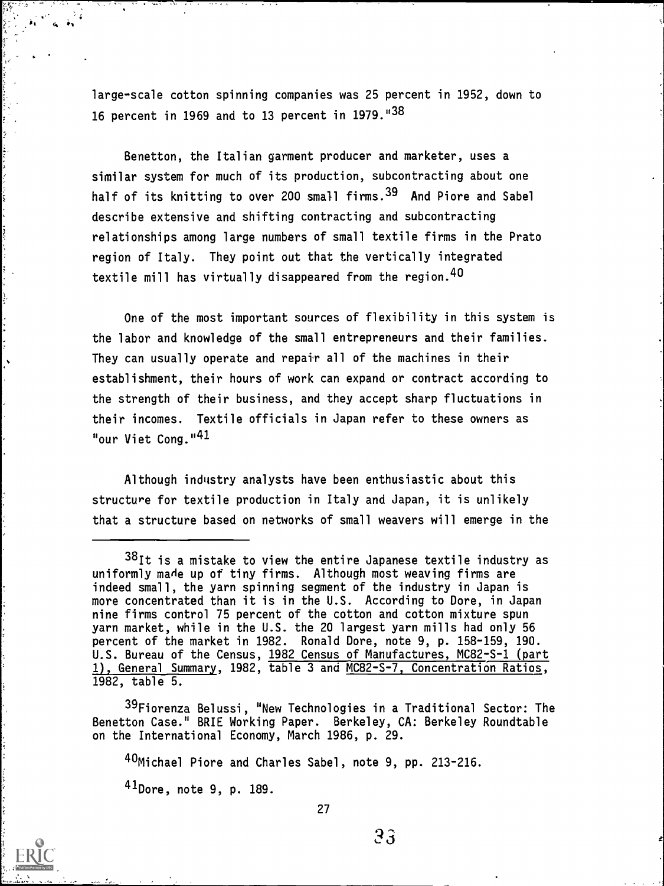large-scale cotton spinning companies was 25 percent in 1952, down to 16 percent in 1969 and to 13 percent in 1979."[38]

Benetton, the Italian garment producer and marketer, uses a similar system for much of its production, subcontracting about one half of its knitting to over 200 small firms.[39] And Piore and Sabel describe extensive and shifting contracting and subcontracting relationships among large numbers of small textile firms in the Prato region of Italy. They point out that the vertically integrated textile mill has virtually disappeared from the region.[40]

One of the most important sources of flexibility in this system is the labor and knowledge of the small entrepreneurs and their families. They can usually operate and repair all of the machines in their establishment, their hours of work can expand or contract according to the strength of their business, and they accept sharp fluctuations in their incomes. Textile officials in Japan refer to these owners as "our Viet Cong."[41]

Although industry analysts have been enthusiastic about this structure for textile production in Italy and Japan, it is unlikely that a structure based on networks of small weavers will emerge in the

---

[38]It is a mistake to view the entire Japanese textile industry as uniformly made up of tiny firms. Although most weaving firms are indeed small, the yarn spinning segment of the industry in Japan is more concentrated than it is in the U.S. According to Dore, in Japan nine firms control 75 percent of the cotton and cotton mixture spun yarn market, while in the U.S. the 20 largest yarn mills had only 56 percent of the market in 1982. Ronald Dore, note 9, p. 158-159, 190. U.S. Bureau of the Census, 1982 Census of Manufactures, MC82-S-1 (part 1), General Summary, 1982, table 3 and MC82-S-7, Concentration Ratios, 1982, table 5.

[39]Fiorenza Belussi, "New Technologies in a Traditional Sector: The Benetton Case." BRIE Working Paper. Berkeley, CA: Berkeley Roundtable on the International Economy, March 1986, p. 29.

[40]Michael Piore and Charles Sabel, note 9, pp. 213-216.

[41]Dore, note 9, p. 189.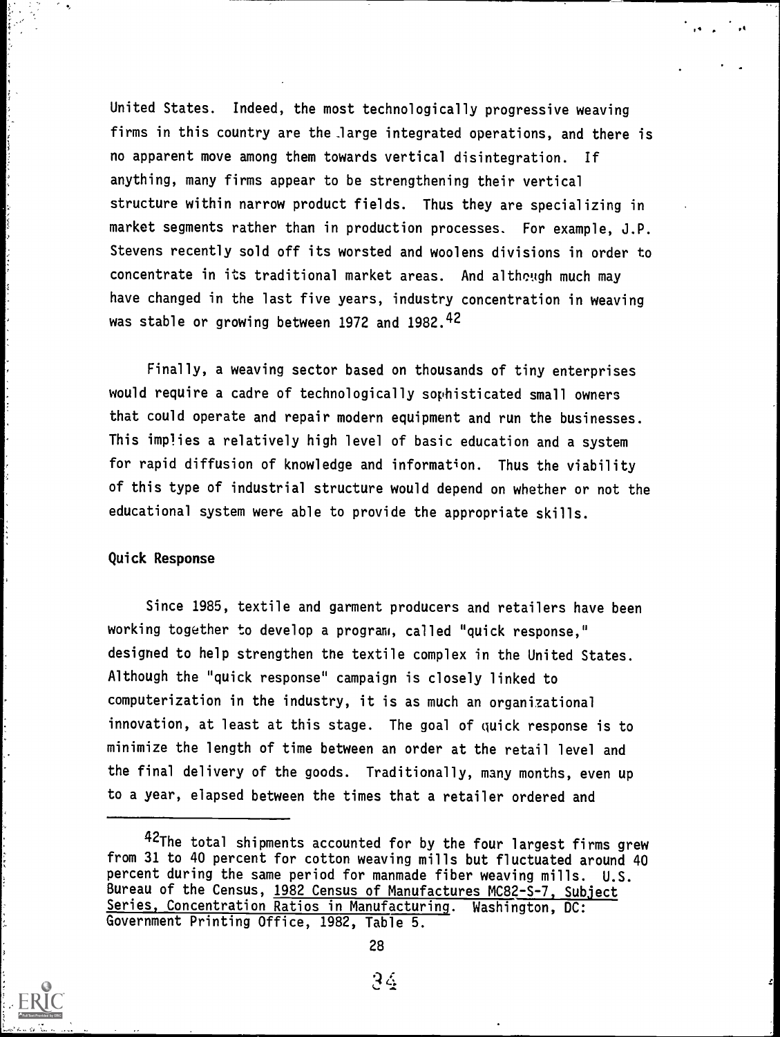United States. Indeed, the most technologically progressive weaving firms in this country are the large integrated operations, and there is no apparent move among them towards vertical disintegration. If anything, many firms appear to be strengthening their vertical structure within narrow product fields. Thus they are specializing in market segments rather than in production processes. For example, J.P. Stevens recently sold off its worsted and woolens divisions in order to concentrate in its traditional market areas. And although much may have changed in the last five years, industry concentration in weaving was stable or growing between 1972 and 1982.[42]

Finally, a weaving sector based on thousands of tiny enterprises would require a cadre of technologically sophisticated small owners that could operate and repair modern equipment and run the businesses. This implies a relatively high level of basic education and a system for rapid diffusion of knowledge and information. Thus the viability of this type of industrial structure would depend on whether or not the educational system were able to provide the appropriate skills.

### Quick Response

Since 1985, textile and garment producers and retailers have been working together to develop a program, called "quick response," designed to help strengthen the textile complex in the United States. Although the "quick response" campaign is closely linked to computerization in the industry, it is as much an organizational innovation, at least at this stage. The goal of quick response is to minimize the length of time between an order at the retail level and the final delivery of the goods. Traditionally, many months, even up to a year, elapsed between the times that a retailer ordered and

---

[42]The total shipments accounted for by the four largest firms grew from 31 to 40 percent for cotton weaving mills but fluctuated around 40 percent during the same period for manmade fiber weaving mills. U.S. Bureau of the Census, 1982 Census of Manufactures MC82-S-7, Subject Series, Concentration Ratios in Manufacturing. Washington, DC: Government Printing Office, 1982, Table 5.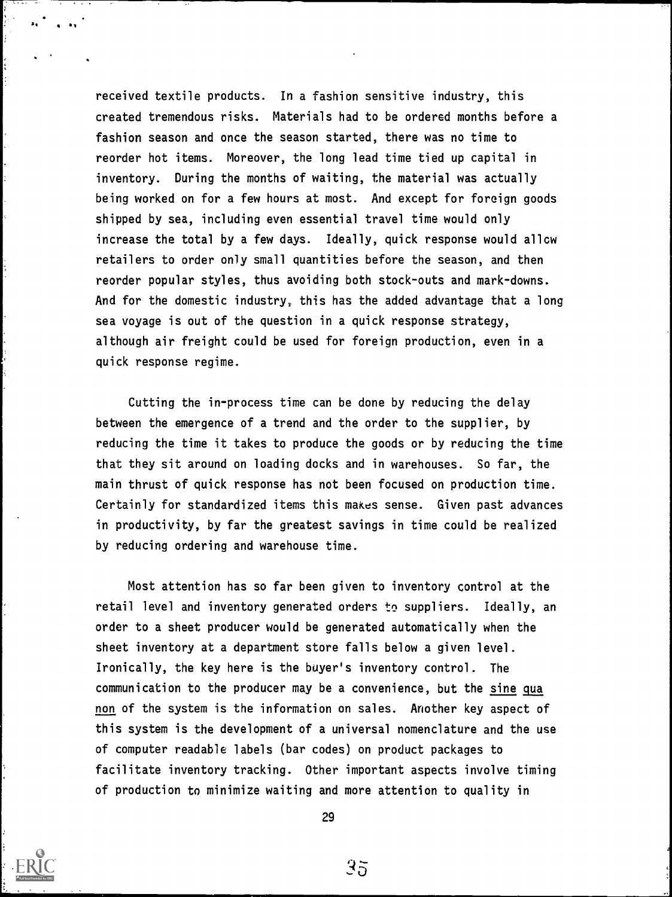received textile products. In a fashion sensitive industry, this created tremendous risks. Materials had to be ordered months before a fashion season and once the season started, there was no time to reorder hot items. Moreover, the long lead time tied up capital in inventory. During the months of waiting, the material was actually being worked on for a few hours at most. And except for foreign goods shipped by sea, including even essential travel time would only increase the total by a few days. Ideally, quick response would allow retailers to order only small quantities before the season, and then reorder popular styles, thus avoiding both stock-outs and mark-downs. And for the domestic industry, this has the added advantage that a long sea voyage is out of the question in a quick response strategy, although air freight could be used for foreign production, even in a quick response regime.

Cutting the in-process time can be done by reducing the delay between the emergence of a trend and the order to the supplier, by reducing the time it takes to produce the goods or by reducing the time that they sit around on loading docks and in warehouses. So far, the main thrust of quick response has not been focused on production time. Certainly for standardized items this makes sense. Given past advances in productivity, by far the greatest savings in time could be realized by reducing ordering and warehouse time.

Most attention has so far been given to inventory control at the retail level and inventory generated orders to suppliers. Ideally, an order to a sheet producer would be generated automatically when the sheet inventory at a department store falls below a given level. Ironically, the key here is the buyer's inventory control. The communication to the producer may be a convenience, but the *sine qua non* of the system is the information on sales. Another key aspect of this system is the development of a universal nomenclature and the use of computer readable labels (bar codes) on product packages to facilitate inventory tracking. Other important aspects involve timing of production to minimize waiting and more attention to quality in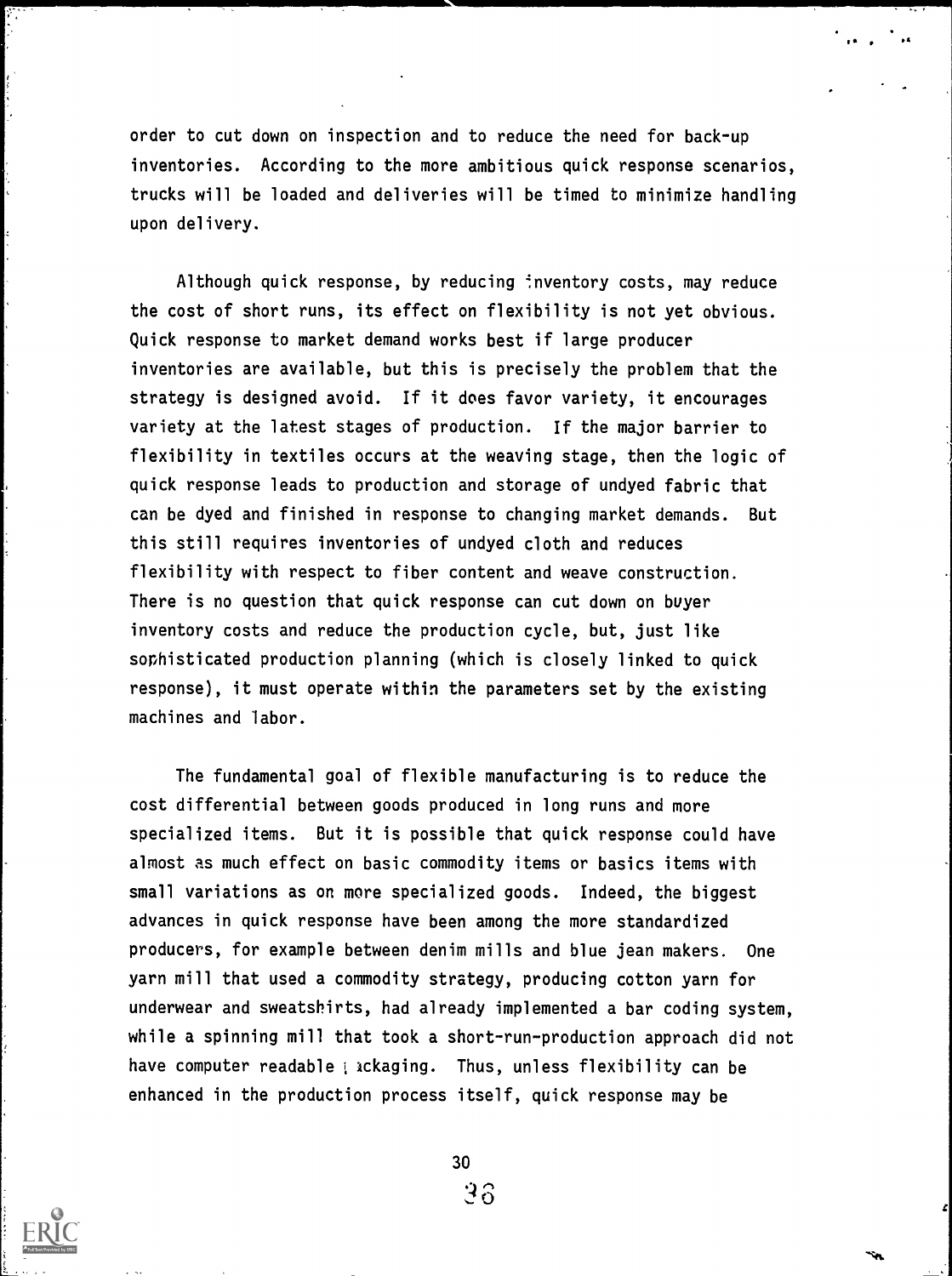order to cut down on inspection and to reduce the need for back-up inventories. According to the more ambitious quick response scenarios, trucks will be loaded and deliveries will be timed to minimize handling upon delivery.

Although quick response, by reducing inventory costs, may reduce the cost of short runs, its effect on flexibility is not yet obvious. Quick response to market demand works best if large producer inventories are available, but this is precisely the problem that the strategy is designed avoid. If it does favor variety, it encourages variety at the latest stages of production. If the major barrier to flexibility in textiles occurs at the weaving stage, then the logic of quick response leads to production and storage of undyed fabric that can be dyed and finished in response to changing market demands. But this still requires inventories of undyed cloth and reduces flexibility with respect to fiber content and weave construction. There is no question that quick response can cut down on buyer inventory costs and reduce the production cycle, but, just like sophisticated production planning (which is closely linked to quick response), it must operate within the parameters set by the existing machines and labor.

The fundamental goal of flexible manufacturing is to reduce the cost differential between goods produced in long runs and more specialized items. But it is possible that quick response could have almost as much effect on basic commodity items or basics items with small variations as on more specialized goods. Indeed, the biggest advances in quick response have been among the more standardized producers, for example between denim mills and blue jean makers. One yarn mill that used a commodity strategy, producing cotton yarn for underwear and sweatshirts, had already implemented a bar coding system, while a spinning mill that took a short-run-production approach did not have computer readable packaging. Thus, unless flexibility can be enhanced in the production process itself, quick response may be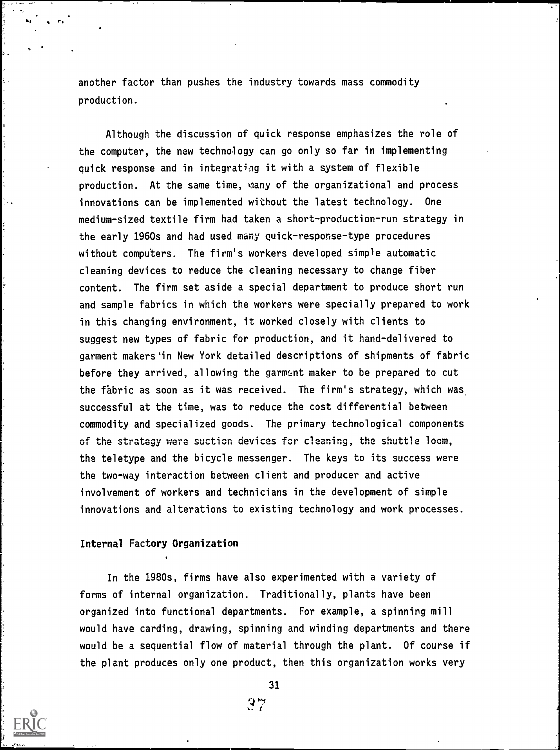another factor than pushes the industry towards mass commodity production.

Although the discussion of quick response emphasizes the role of the computer, the new technology can go only so far in implementing quick response and in integrating it with a system of flexible production. At the same time, many of the organizational and process innovations can be implemented without the latest technology. One medium-sized textile firm had taken a short-production-run strategy in the early 1960s and had used many quick-response-type procedures without computers. The firm's workers developed simple automatic cleaning devices to reduce the cleaning necessary to change fiber content. The firm set aside a special department to produce short run and sample fabrics in which the workers were specially prepared to work in this changing environment, it worked closely with clients to suggest new types of fabric for production, and it hand-delivered to garment makers in New York detailed descriptions of shipments of fabric before they arrived, allowing the garment maker to be prepared to cut the fabric as soon as it was received. The firm's strategy, which was successful at the time, was to reduce the cost differential between commodity and specialized goods. The primary technological components of the strategy were suction devices for cleaning, the shuttle loom, the teletype and the bicycle messenger. The keys to its success were the two-way interaction between client and producer and active involvement of workers and technicians in the development of simple innovations and alterations to existing technology and work processes.

### Internal Factory Organization

In the 1980s, firms have also experimented with a variety of forms of internal organization. Traditionally, plants have been organized into functional departments. For example, a spinning mill would have carding, drawing, spinning and winding departments and there would be a sequential flow of material through the plant. Of course if the plant produces only one product, then this organization works very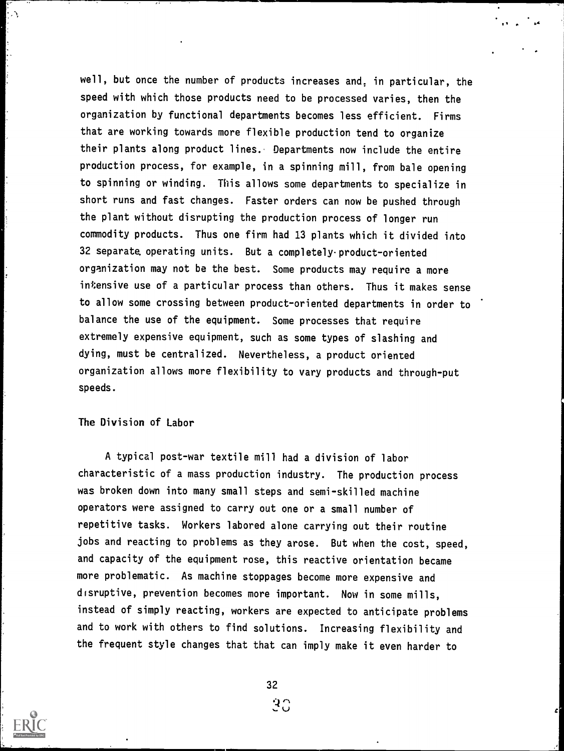well, but once the number of products increases and, in particular, the speed with which those products need to be processed varies, then the organization by functional departments becomes less efficient. Firms that are working towards more flexible production tend to organize their plants along product lines. Departments now include the entire production process, for example, in a spinning mill, from bale opening to spinning or winding. This allows some departments to specialize in short runs and fast changes. Faster orders can now be pushed through the plant without disrupting the production process of longer run commodity products. Thus one firm had 13 plants which it divided into 32 separate operating units. But a completely product-oriented organization may not be the best. Some products may require a more intensive use of a particular process than others. Thus it makes sense to allow some crossing between product-oriented departments in order to balance the use of the equipment. Some processes that require extremely expensive equipment, such as some types of slashing and dying, must be centralized. Nevertheless, a product oriented organization allows more flexibility to vary products and through-put speeds.

## The Division of Labor

A typical post-war textile mill had a division of labor characteristic of a mass production industry. The production process was broken down into many small steps and semi-skilled machine operators were assigned to carry out one or a small number of repetitive tasks. Workers labored alone carrying out their routine jobs and reacting to problems as they arose. But when the cost, speed, and capacity of the equipment rose, this reactive orientation became more problematic. As machine stoppages become more expensive and disruptive, prevention becomes more important. Now in some mills, instead of simply reacting, workers are expected to anticipate problems and to work with others to find solutions. Increasing flexibility and the frequent style changes that that can imply make it even harder to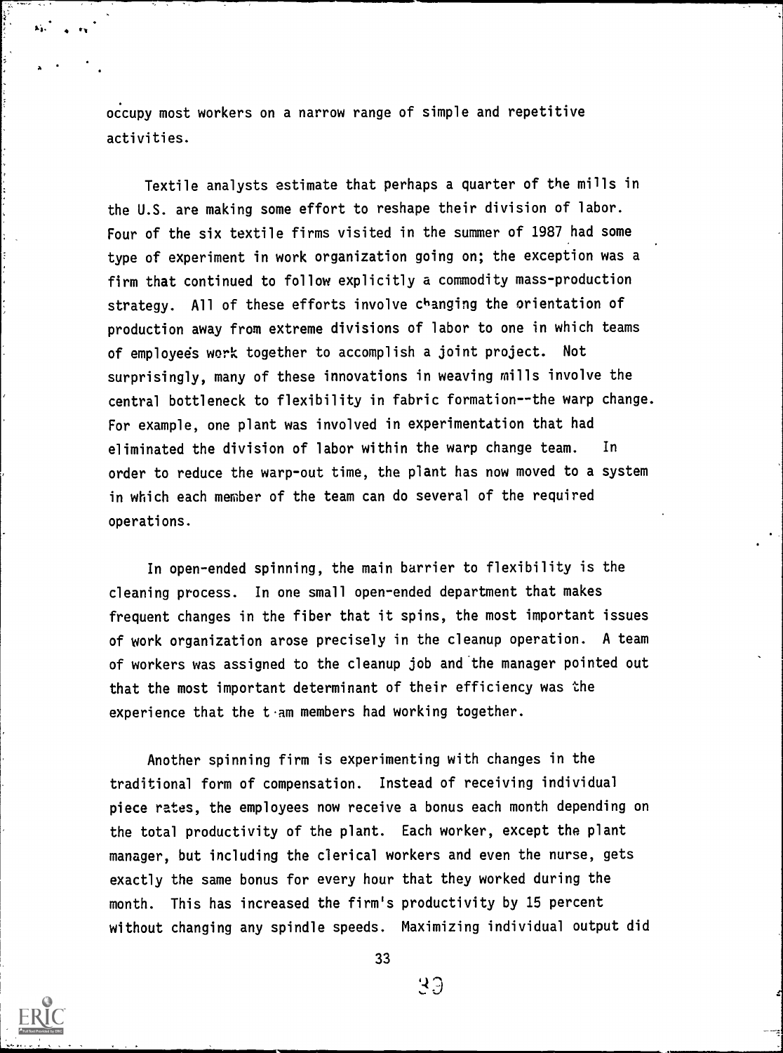occupy most workers on a narrow range of simple and repetitive activities.

Textile analysts estimate that perhaps a quarter of the mills in the U.S. are making some effort to reshape their division of labor. Four of the six textile firms visited in the summer of 1987 had some type of experiment in work organization going on; the exception was a firm that continued to follow explicitly a commodity mass-production strategy. All of these efforts involve changing the orientation of production away from extreme divisions of labor to one in which teams of employees work together to accomplish a joint project. Not surprisingly, many of these innovations in weaving mills involve the central bottleneck to flexibility in fabric formation--the warp change. For example, one plant was involved in experimentation that had eliminated the division of labor within the warp change team. In order to reduce the warp-out time, the plant has now moved to a system in which each member of the team can do several of the required operations.

In open-ended spinning, the main barrier to flexibility is the cleaning process. In one small open-ended department that makes frequent changes in the fiber that it spins, the most important issues of work organization arose precisely in the cleanup operation. A team of workers was assigned to the cleanup job and the manager pointed out that the most important determinant of their efficiency was the experience that the team members had working together.

Another spinning firm is experimenting with changes in the traditional form of compensation. Instead of receiving individual piece rates, the employees now receive a bonus each month depending on the total productivity of the plant. Each worker, except the plant manager, but including the clerical workers and even the nurse, gets exactly the same bonus for every hour that they worked during the month. This has increased the firm's productivity by 15 percent without changing any spindle speeds. Maximizing individual output did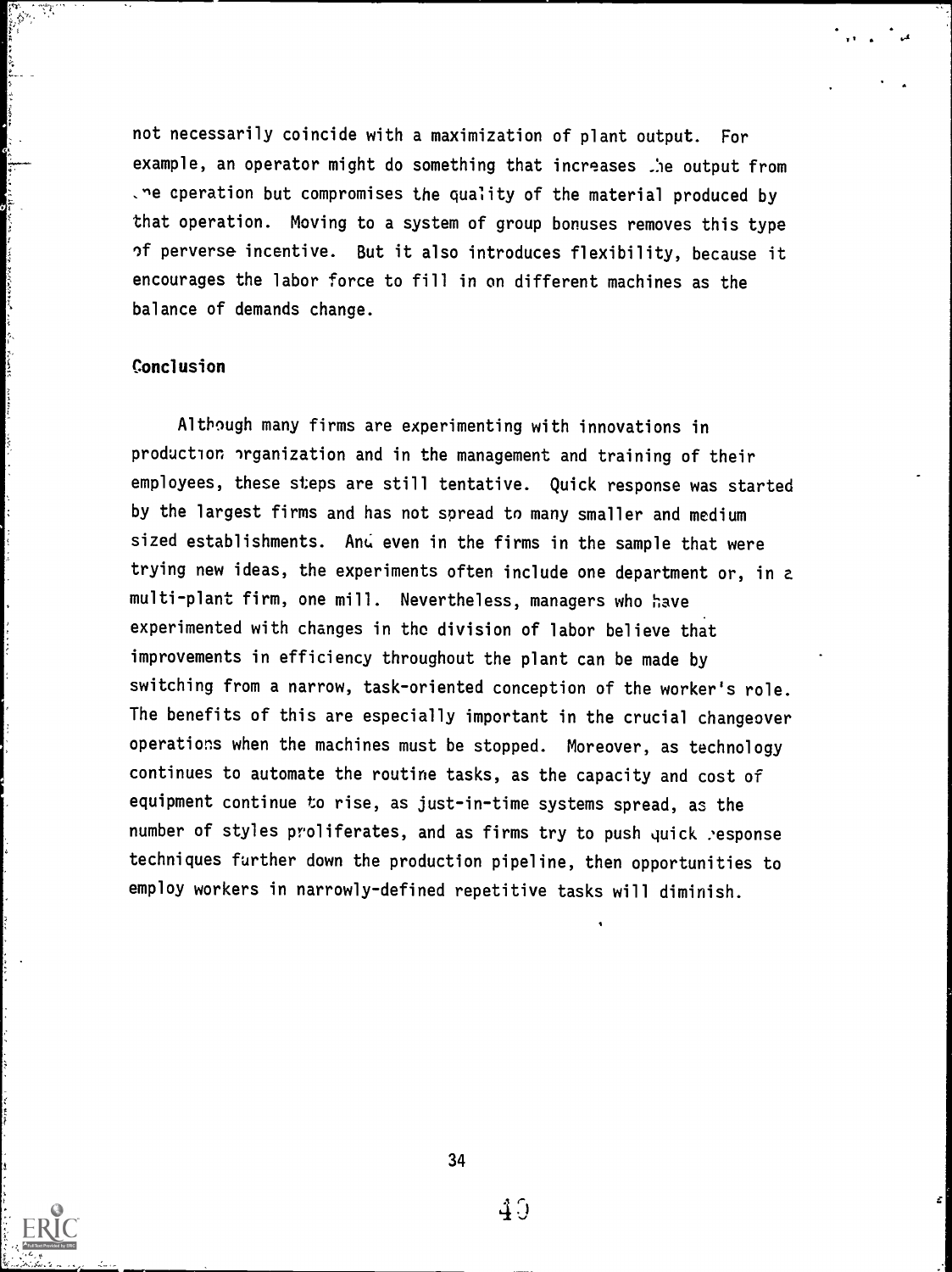not necessarily coincide with a maximization of plant output. For example, an operator might do something that increases the output from one operation but compromises the quality of the material produced by that operation. Moving to a system of group bonuses removes this type of perverse incentive. But it also introduces flexibility, because it encourages the labor force to fill in on different machines as the balance of demands change.

## Conclusion

Although many firms are experimenting with innovations in production organization and in the management and training of their employees, these steps are still tentative. Quick response was started by the largest firms and has not spread to many smaller and medium sized establishments. And even in the firms in the sample that were trying new ideas, the experiments often include one department or, in a multi-plant firm, one mill. Nevertheless, managers who have experimented with changes in the division of labor believe that improvements in efficiency throughout the plant can be made by switching from a narrow, task-oriented conception of the worker's role. The benefits of this are especially important in the crucial changeover operations when the machines must be stopped. Moreover, as technology continues to automate the routine tasks, as the capacity and cost of equipment continue to rise, as just-in-time systems spread, as the number of styles proliferates, and as firms try to push quick response techniques further down the production pipeline, then opportunities to employ workers in narrowly-defined repetitive tasks will diminish.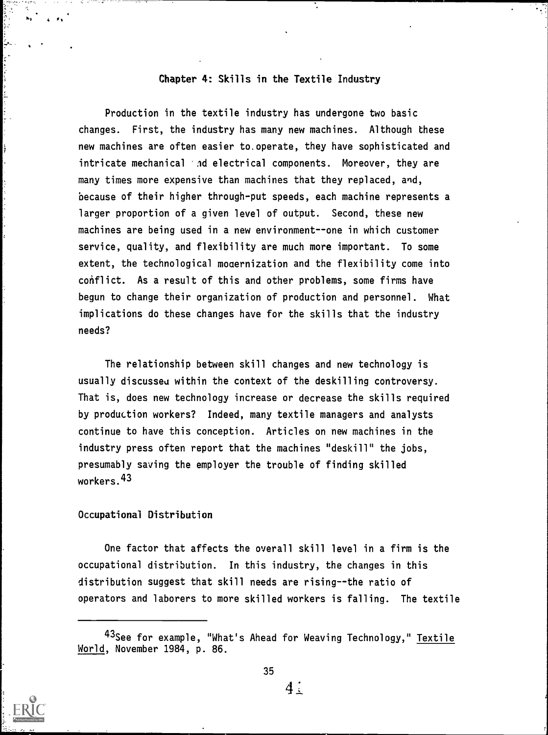## Chapter 4: Skills in the Textile Industry

Production in the textile industry has undergone two basic changes. First, the industry has many new machines. Although these new machines are often easier to operate, they have sophisticated and intricate mechanical and electrical components. Moreover, they are many times more expensive than machines that they replaced, and, because of their higher through-put speeds, each machine represents a larger proportion of a given level of output. Second, these new machines are being used in a new environment--one in which customer service, quality, and flexibility are much more important. To some extent, the technological modernization and the flexibility come into conflict. As a result of this and other problems, some firms have begun to change their organization of production and personnel. What implications do these changes have for the skills that the industry needs?

The relationship between skill changes and new technology is usually discussed within the context of the deskilling controversy. That is, does new technology increase or decrease the skills required by production workers? Indeed, many textile managers and analysts continue to have this conception. Articles on new machines in the industry press often report that the machines "deskill" the jobs, presumably saving the employer the trouble of finding skilled workers.[43]

### Occupational Distribution

One factor that affects the overall skill level in a firm is the occupational distribution. In this industry, the changes in this distribution suggest that skill needs are rising--the ratio of operators and laborers to more skilled workers is falling. The textile

---

[43] See for example, "What's Ahead for Weaving Technology," Textile World, November 1984, p. 86.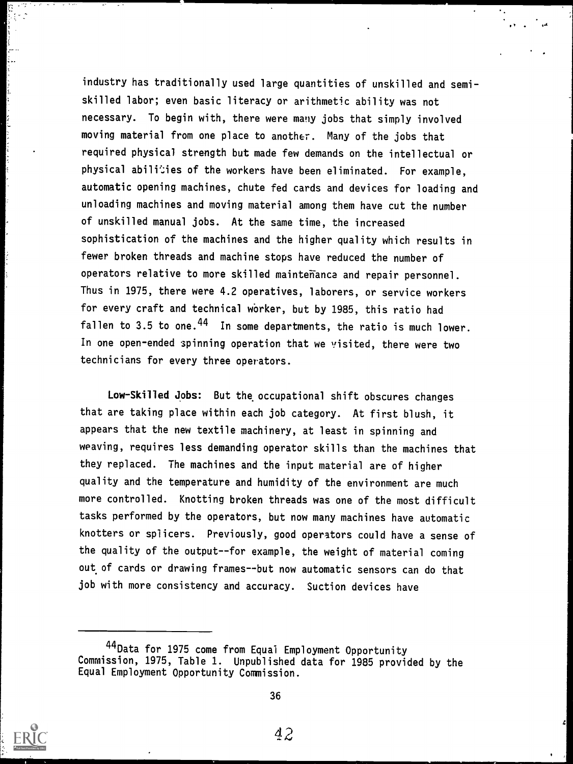industry has traditionally used large quantities of unskilled and semi-skilled labor; even basic literacy or arithmetic ability was not necessary. To begin with, there were many jobs that simply involved moving material from one place to another. Many of the jobs that required physical strength but made few demands on the intellectual or physical abilities of the workers have been eliminated. For example, automatic opening machines, chute fed cards and devices for loading and unloading machines and moving material among them have cut the number of unskilled manual jobs. At the same time, the increased sophistication of the machines and the higher quality which results in fewer broken threads and machine stops have reduced the number of operators relative to more skilled maintenance and repair personnel. Thus in 1975, there were 4.2 operatives, laborers, or service workers for every craft and technical worker, but by 1985, this ratio had fallen to 3.5 to one.[44] In some departments, the ratio is much lower. In one open-ended spinning operation that we visited, there were two technicians for every three operators.

**Low-Skilled Jobs:** But the occupational shift obscures changes that are taking place within each job category. At first blush, it appears that the new textile machinery, at least in spinning and weaving, requires less demanding operator skills than the machines that they replaced. The machines and the input material are of higher quality and the temperature and humidity of the environment are much more controlled. Knotting broken threads was one of the most difficult tasks performed by the operators, but now many machines have automatic knotters or splicers. Previously, good operators could have a sense of the quality of the output--for example, the weight of material coming out of cards or drawing frames--but now automatic sensors can do that job with more consistency and accuracy. Suction devices have

---

[44] Data for 1975 come from Equal Employment Opportunity Commission, 1975, Table 1. Unpublished data for 1985 provided by the Equal Employment Opportunity Commission.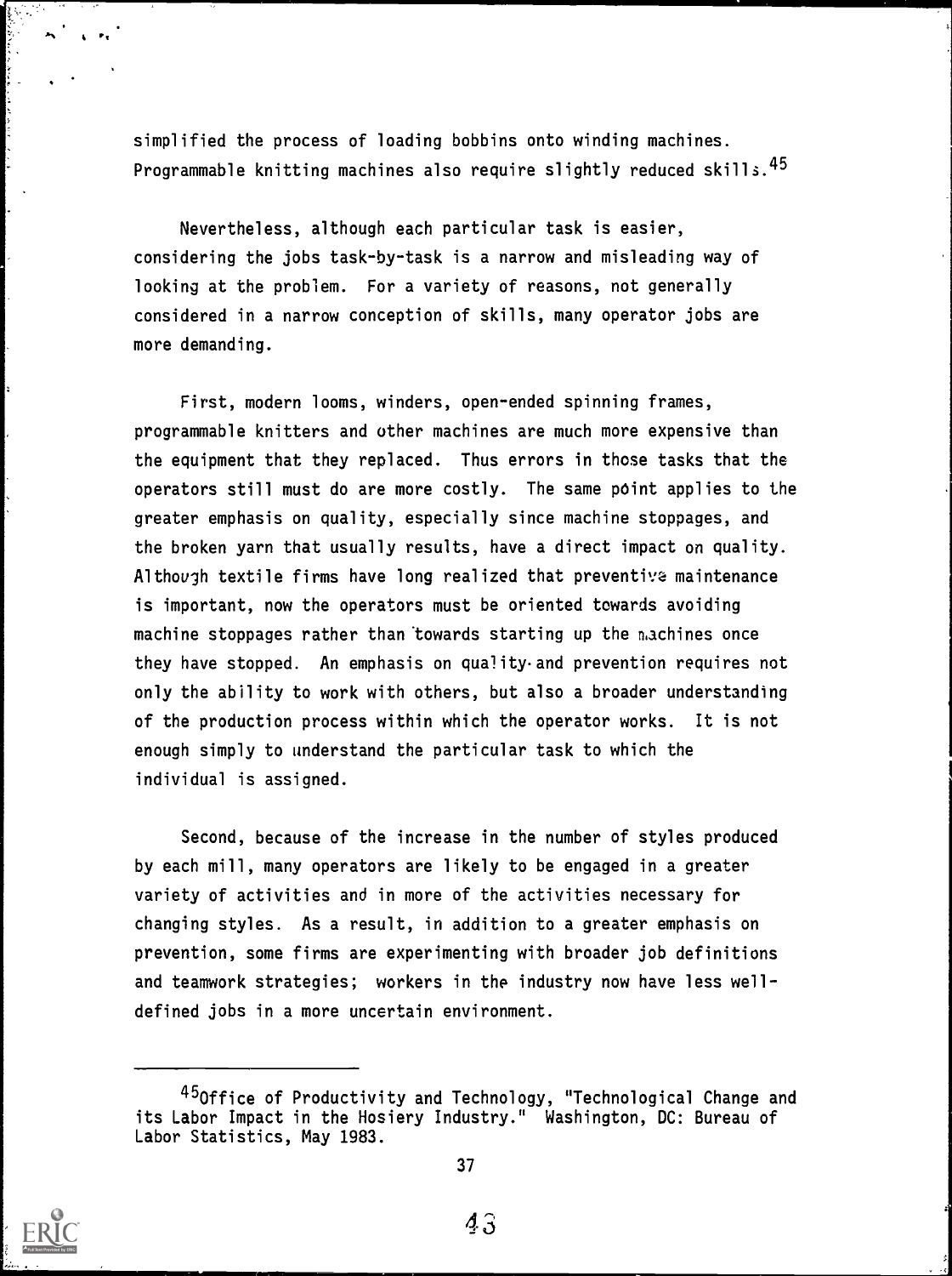simplified the process of loading bobbins onto winding machines. Programmable knitting machines also require slightly reduced skills.[45]

Nevertheless, although each particular task is easier, considering the jobs task-by-task is a narrow and misleading way of looking at the problem. For a variety of reasons, not generally considered in a narrow conception of skills, many operator jobs are more demanding.

First, modern looms, winders, open-ended spinning frames, programmable knitters and other machines are much more expensive than the equipment that they replaced. Thus errors in those tasks that the operators still must do are more costly. The same point applies to the greater emphasis on quality, especially since machine stoppages, and the broken yarn that usually results, have a direct impact on quality. Although textile firms have long realized that preventive maintenance is important, now the operators must be oriented towards avoiding machine stoppages rather than towards starting up the machines once they have stopped. An emphasis on quality and prevention requires not only the ability to work with others, but also a broader understanding of the production process within which the operator works. It is not enough simply to understand the particular task to which the individual is assigned.

Second, because of the increase in the number of styles produced by each mill, many operators are likely to be engaged in a greater variety of activities and in more of the activities necessary for changing styles. As a result, in addition to a greater emphasis on prevention, some firms are experimenting with broader job definitions and teamwork strategies; workers in the industry now have less well-defined jobs in a more uncertain environment.

---

[45] Office of Productivity and Technology, "Technological Change and its Labor Impact in the Hosiery Industry." Washington, DC: Bureau of Labor Statistics, May 1983.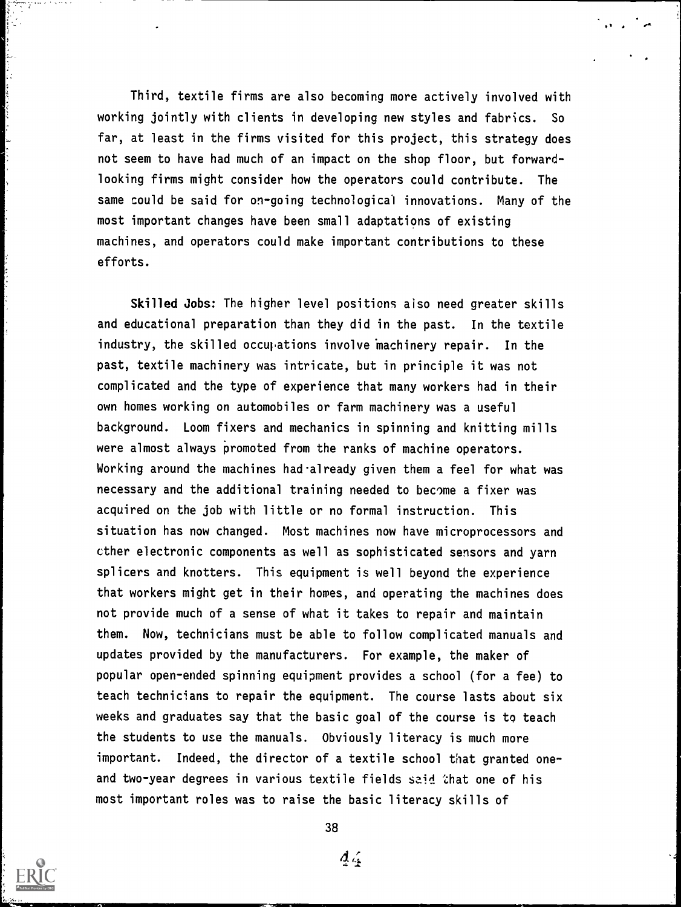Third, textile firms are also becoming more actively involved with working jointly with clients in developing new styles and fabrics. So far, at least in the firms visited for this project, this strategy does not seem to have had much of an impact on the shop floor, but forward-looking firms might consider how the operators could contribute. The same could be said for on-going technological innovations. Many of the most important changes have been small adaptations of existing machines, and operators could make important contributions to these efforts.

**Skilled Jobs:** The higher level positions also need greater skills and educational preparation than they did in the past. In the textile industry, the skilled occupations involve machinery repair. In the past, textile machinery was intricate, but in principle it was not complicated and the type of experience that many workers had in their own homes working on automobiles or farm machinery was a useful background. Loom fixers and mechanics in spinning and knitting mills were almost always promoted from the ranks of machine operators. Working around the machines had already given them a feel for what was necessary and the additional training needed to become a fixer was acquired on the job with little or no formal instruction. This situation has now changed. Most machines now have microprocessors and other electronic components as well as sophisticated sensors and yarn splicers and knotters. This equipment is well beyond the experience that workers might get in their homes, and operating the machines does not provide much of a sense of what it takes to repair and maintain them. Now, technicians must be able to follow complicated manuals and updates provided by the manufacturers. For example, the maker of popular open-ended spinning equipment provides a school (for a fee) to teach technicians to repair the equipment. The course lasts about six weeks and graduates say that the basic goal of the course is to teach the students to use the manuals. Obviously literacy is much more important. Indeed, the director of a textile school that granted one- and two-year degrees in various textile fields said that one of his most important roles was to raise the basic literacy skills of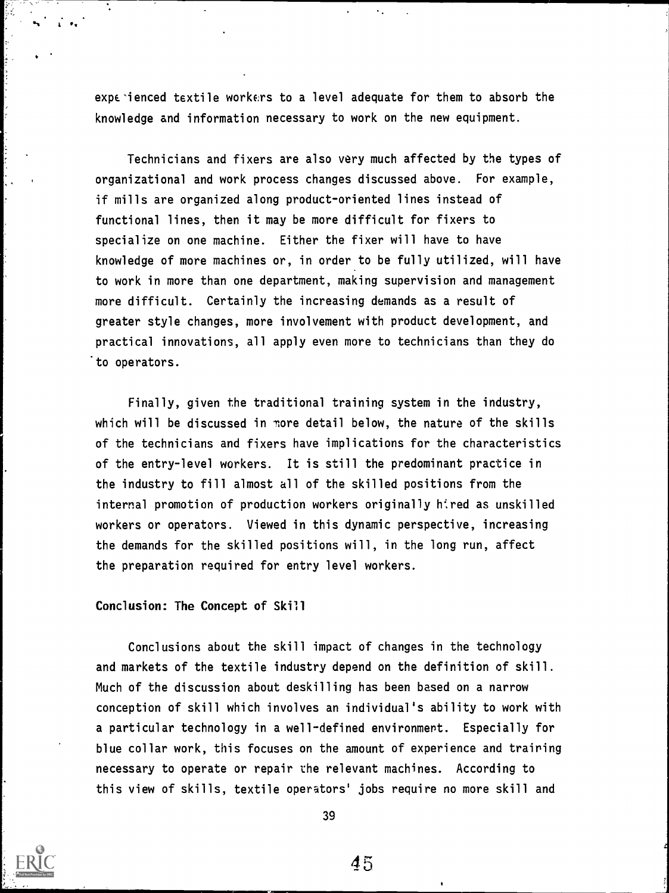experienced textile workers to a level adequate for them to absorb the knowledge and information necessary to work on the new equipment.

Technicians and fixers are also very much affected by the types of organizational and work process changes discussed above. For example, if mills are organized along product-oriented lines instead of functional lines, then it may be more difficult for fixers to specialize on one machine. Either the fixer will have to have knowledge of more machines or, in order to be fully utilized, will have to work in more than one department, making supervision and management more difficult. Certainly the increasing demands as a result of greater style changes, more involvement with product development, and practical innovations, all apply even more to technicians than they do to operators.

Finally, given the traditional training system in the industry, which will be discussed in more detail below, the nature of the skills of the technicians and fixers have implications for the characteristics of the entry-level workers. It is still the predominant practice in the industry to fill almost all of the skilled positions from the internal promotion of production workers originally hired as unskilled workers or operators. Viewed in this dynamic perspective, increasing the demands for the skilled positions will, in the long run, affect the preparation required for entry level workers.

## Conclusion: The Concept of Skill

Conclusions about the skill impact of changes in the technology and markets of the textile industry depend on the definition of skill. Much of the discussion about deskilling has been based on a narrow conception of skill which involves an individual's ability to work with a particular technology in a well-defined environment. Especially for blue collar work, this focuses on the amount of experience and training necessary to operate or repair the relevant machines. According to this view of skills, textile operators' jobs require no more skill and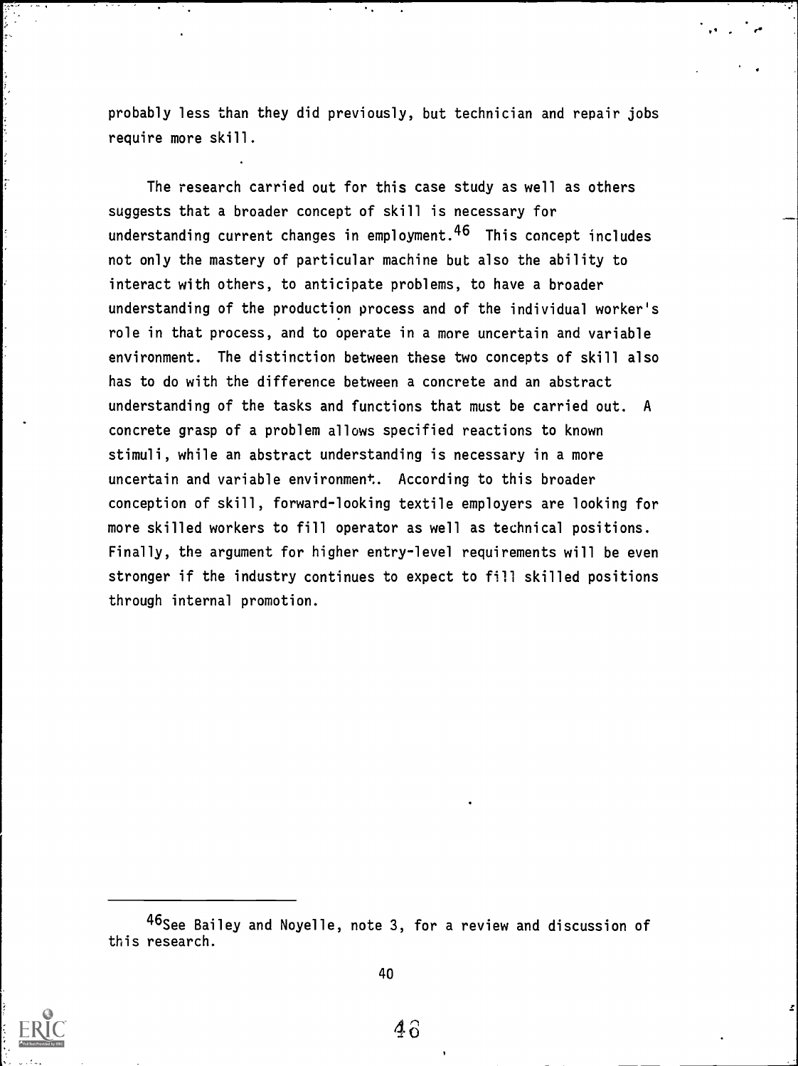probably less than they did previously, but technician and repair jobs require more skill.

The research carried out for this case study as well as others suggests that a broader concept of skill is necessary for understanding current changes in employment.[46] This concept includes not only the mastery of particular machine but also the ability to interact with others, to anticipate problems, to have a broader understanding of the production process and of the individual worker's role in that process, and to operate in a more uncertain and variable environment. The distinction between these two concepts of skill also has to do with the difference between a concrete and an abstract understanding of the tasks and functions that must be carried out. A concrete grasp of a problem allows specified reactions to known stimuli, while an abstract understanding is necessary in a more uncertain and variable environment. According to this broader conception of skill, forward-looking textile employers are looking for more skilled workers to fill operator as well as technical positions. Finally, the argument for higher entry-level requirements will be even stronger if the industry continues to expect to fill skilled positions through internal promotion.

---

[46]See Bailey and Noyelle, note 3, for a review and discussion of this research.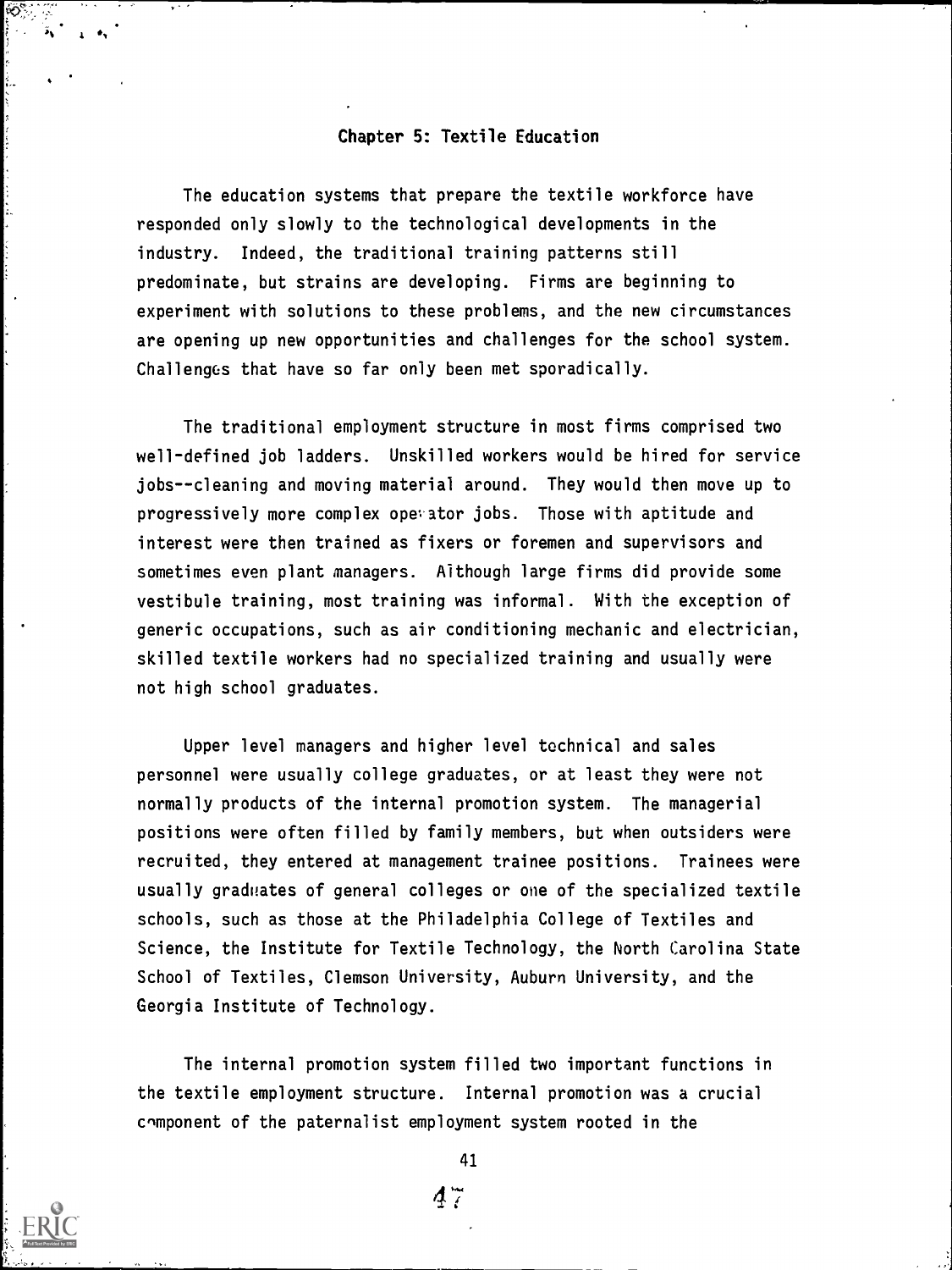## Chapter 5: Textile Education

The education systems that prepare the textile workforce have responded only slowly to the technological developments in the industry. Indeed, the traditional training patterns still predominate, but strains are developing. Firms are beginning to experiment with solutions to these problems, and the new circumstances are opening up new opportunities and challenges for the school system. Challenges that have so far only been met sporadically.

The traditional employment structure in most firms comprised two well-defined job ladders. Unskilled workers would be hired for service jobs--cleaning and moving material around. They would then move up to progressively more complex operator jobs. Those with aptitude and interest were then trained as fixers or foremen and supervisors and sometimes even plant managers. Although large firms did provide some vestibule training, most training was informal. With the exception of generic occupations, such as air conditioning mechanic and electrician, skilled textile workers had no specialized training and usually were not high school graduates.

Upper level managers and higher level technical and sales personnel were usually college graduates, or at least they were not normally products of the internal promotion system. The managerial positions were often filled by family members, but when outsiders were recruited, they entered at management trainee positions. Trainees were usually graduates of general colleges or one of the specialized textile schools, such as those at the Philadelphia College of Textiles and Science, the Institute for Textile Technology, the North Carolina State School of Textiles, Clemson University, Auburn University, and the Georgia Institute of Technology.

The internal promotion system filled two important functions in the textile employment structure. Internal promotion was a crucial component of the paternalist employment system rooted in the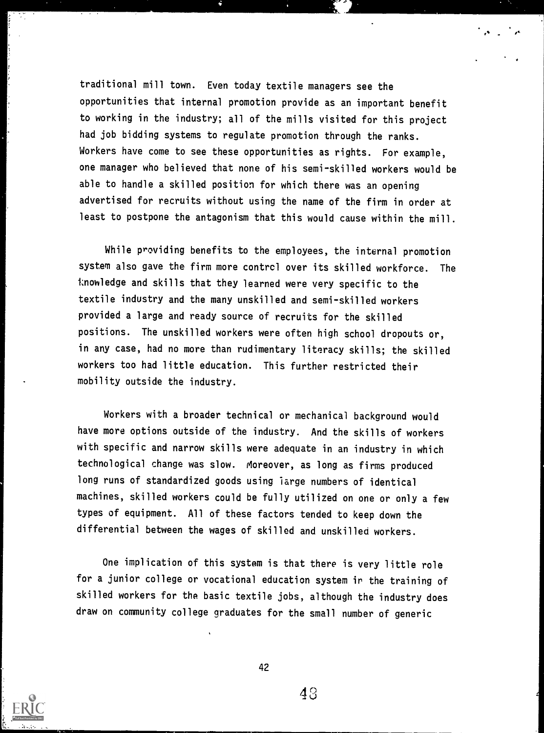traditional mill town. Even today textile managers see the opportunities that internal promotion provide as an important benefit to working in the industry; all of the mills visited for this project had job bidding systems to regulate promotion through the ranks. Workers have come to see these opportunities as rights. For example, one manager who believed that none of his semi-skilled workers would be able to handle a skilled position for which there was an opening advertised for recruits without using the name of the firm in order at least to postpone the antagonism that this would cause within the mill.

While providing benefits to the employees, the internal promotion system also gave the firm more control over its skilled workforce. The knowledge and skills that they learned were very specific to the textile industry and the many unskilled and semi-skilled workers provided a large and ready source of recruits for the skilled positions. The unskilled workers were often high school dropouts or, in any case, had no more than rudimentary literacy skills; the skilled workers too had little education. This further restricted their mobility outside the industry.

Workers with a broader technical or mechanical background would have more options outside of the industry. And the skills of workers with specific and narrow skills were adequate in an industry in which technological change was slow. Moreover, as long as firms produced long runs of standardized goods using large numbers of identical machines, skilled workers could be fully utilized on one or only a few types of equipment. All of these factors tended to keep down the differential between the wages of skilled and unskilled workers.

One implication of this system is that there is very little role for a junior college or vocational education system in the training of skilled workers for the basic textile jobs, although the industry does draw on community college graduates for the small number of generic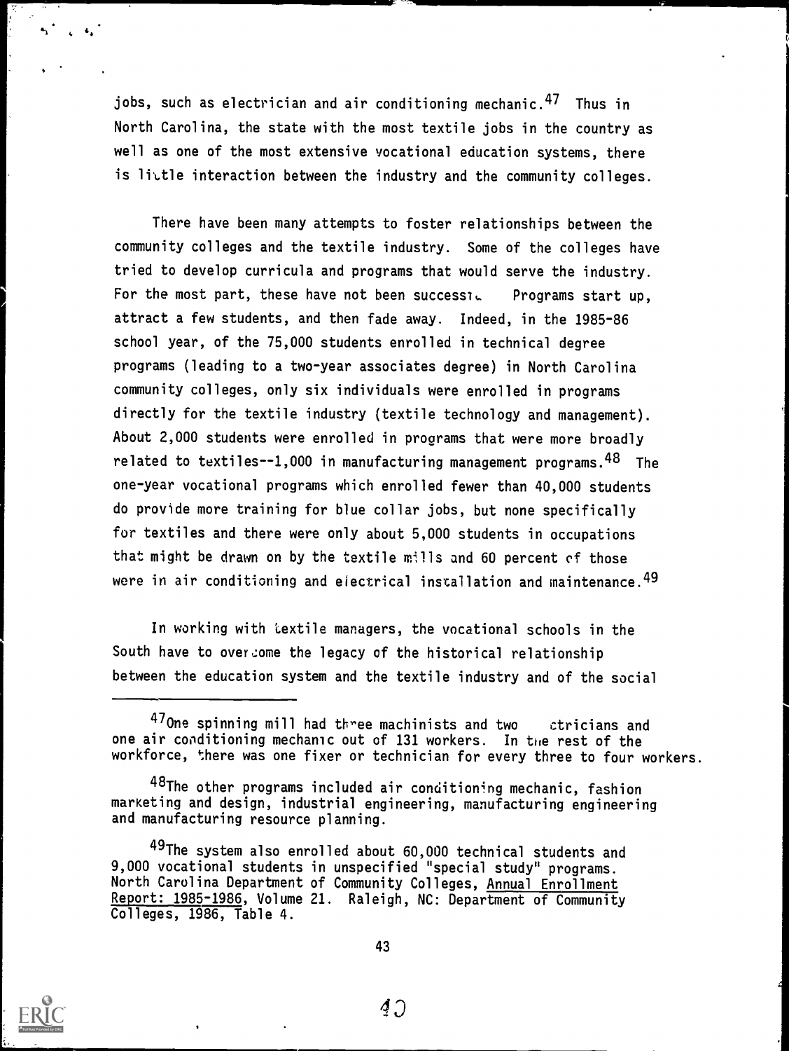jobs, such as electrician and air conditioning mechanic.[47] Thus in North Carolina, the state with the most textile jobs in the country as well as one of the most extensive vocational education systems, there is little interaction between the industry and the community colleges.

There have been many attempts to foster relationships between the community colleges and the textile industry. Some of the colleges have tried to develop curricula and programs that would serve the industry. For the most part, these have not been successful. Programs start up, attract a few students, and then fade away. Indeed, in the 1985-86 school year, of the 75,000 students enrolled in technical degree programs (leading to a two-year associates degree) in North Carolina community colleges, only six individuals were enrolled in programs directly for the textile industry (textile technology and management). About 2,000 students were enrolled in programs that were more broadly related to textiles--1,000 in manufacturing management programs.[48] The one-year vocational programs which enrolled fewer than 40,000 students do provide more training for blue collar jobs, but none specifically for textiles and there were only about 5,000 students in occupations that might be drawn on by the textile mills and 60 percent of those were in air conditioning and electrical installation and maintenance.[49]

In working with textile managers, the vocational schools in the South have to overcome the legacy of the historical relationship between the education system and the textile industry and of the social

---

[47]One spinning mill had three machinists and two electricians and one air conditioning mechanic out of 131 workers. In the rest of the workforce, there was one fixer or technician for every three to four workers.

[48]The other programs included air conditioning mechanic, fashion marketing and design, industrial engineering, manufacturing engineering and manufacturing resource planning.

[49]The system also enrolled about 60,000 technical students and 9,000 vocational students in unspecified "special study" programs. North Carolina Department of Community Colleges, Annual Enrollment Report: 1985-1986, Volume 21. Raleigh, NC: Department of Community Colleges, 1986, Table 4.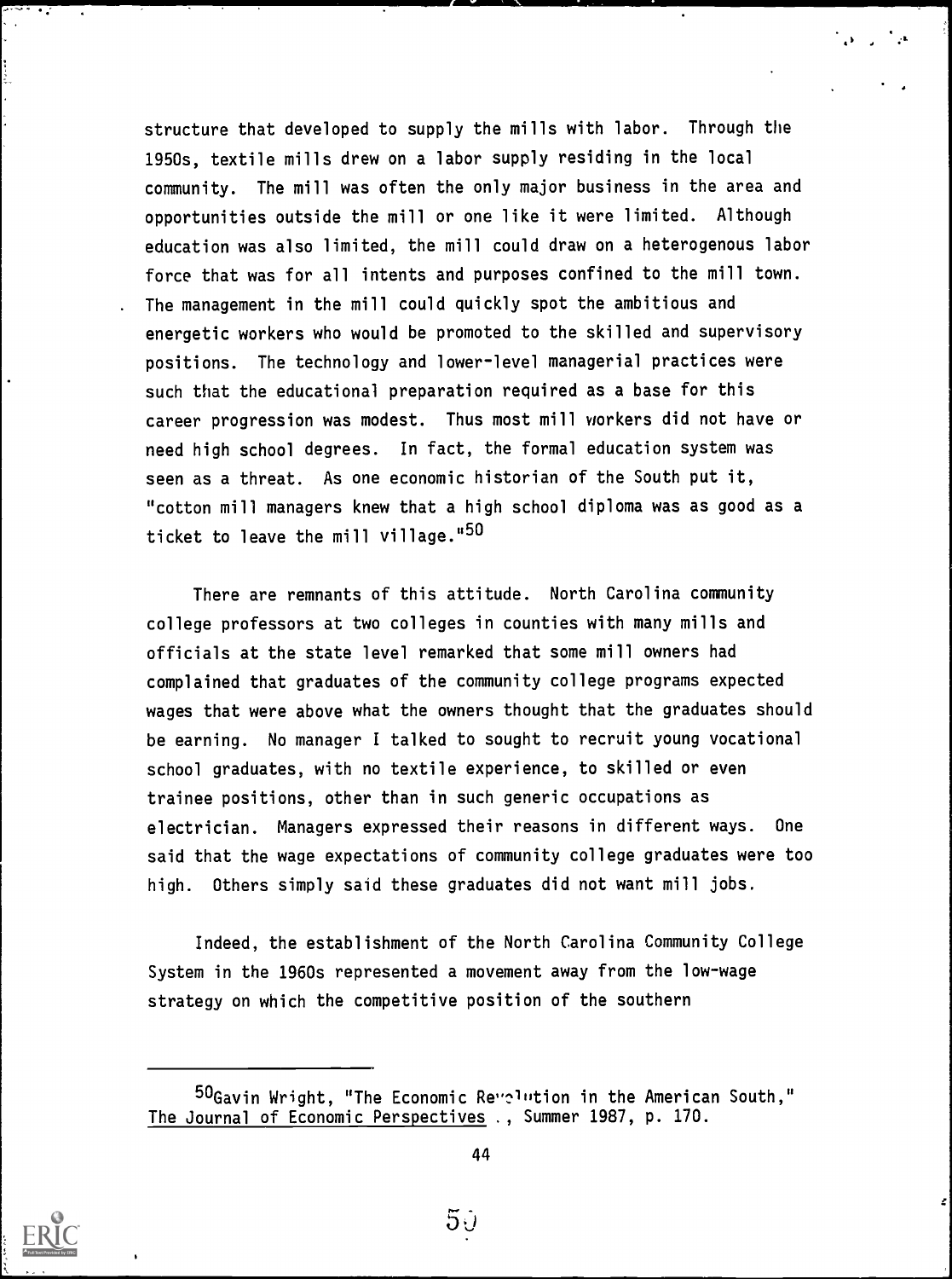structure that developed to supply the mills with labor. Through the 1950s, textile mills drew on a labor supply residing in the local community. The mill was often the only major business in the area and opportunities outside the mill or one like it were limited. Although education was also limited, the mill could draw on a heterogenous labor force that was for all intents and purposes confined to the mill town. The management in the mill could quickly spot the ambitious and energetic workers who would be promoted to the skilled and supervisory positions. The technology and lower-level managerial practices were such that the educational preparation required as a base for this career progression was modest. Thus most mill workers did not have or need high school degrees. In fact, the formal education system was seen as a threat. As one economic historian of the South put it, "cotton mill managers knew that a high school diploma was as good as a ticket to leave the mill village."[50]

There are remnants of this attitude. North Carolina community college professors at two colleges in counties with many mills and officials at the state level remarked that some mill owners had complained that graduates of the community college programs expected wages that were above what the owners thought that the graduates should be earning. No manager I talked to sought to recruit young vocational school graduates, with no textile experience, to skilled or even trainee positions, other than in such generic occupations as electrician. Managers expressed their reasons in different ways. One said that the wage expectations of community college graduates were too high. Others simply said these graduates did not want mill jobs.

Indeed, the establishment of the North Carolina Community College System in the 1960s represented a movement away from the low-wage strategy on which the competitive position of the southern

---

[50]Gavin Wright, "The Economic Revolution in the American South," The Journal of Economic Perspectives., Summer 1987, p. 170.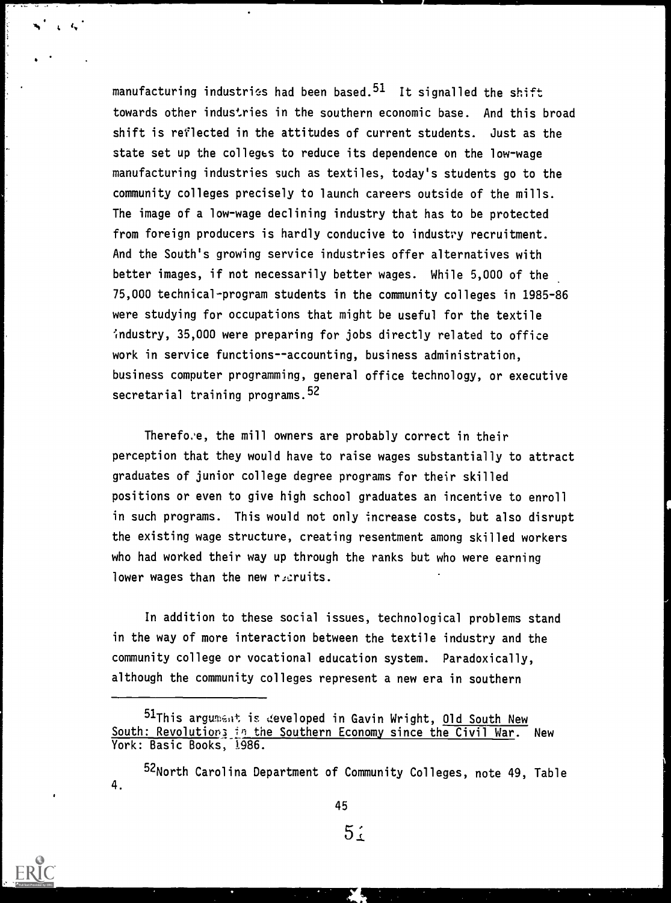manufacturing industries had been based.[51] It signalled the shift towards other industries in the southern economic base. And this broad shift is reflected in the attitudes of current students. Just as the state set up the colleges to reduce its dependence on the low-wage manufacturing industries such as textiles, today's students go to the community colleges precisely to launch careers outside of the mills. The image of a low-wage declining industry that has to be protected from foreign producers is hardly conducive to industry recruitment. And the South's growing service industries offer alternatives with better images, if not necessarily better wages. While 5,000 of the 75,000 technical-program students in the community colleges in 1985-86 were studying for occupations that might be useful for the textile industry, 35,000 were preparing for jobs directly related to office work in service functions--accounting, business administration, business computer programming, general office technology, or executive secretarial training programs.[52]

Therefore, the mill owners are probably correct in their perception that they would have to raise wages substantially to attract graduates of junior college degree programs for their skilled positions or even to give high school graduates an incentive to enroll in such programs. This would not only increase costs, but also disrupt the existing wage structure, creating resentment among skilled workers who had worked their way up through the ranks but who were earning lower wages than the new recruits.

In addition to these social issues, technological problems stand in the way of more interaction between the textile industry and the community college or vocational education system. Paradoxically, although the community colleges represent a new era in southern

---

[51] This argument is developed in Gavin Wright, Old South New South: Revolutions in the Southern Economy since the Civil War. New York: Basic Books, 1986.

[52] North Carolina Department of Community Colleges, note 49, Table 4.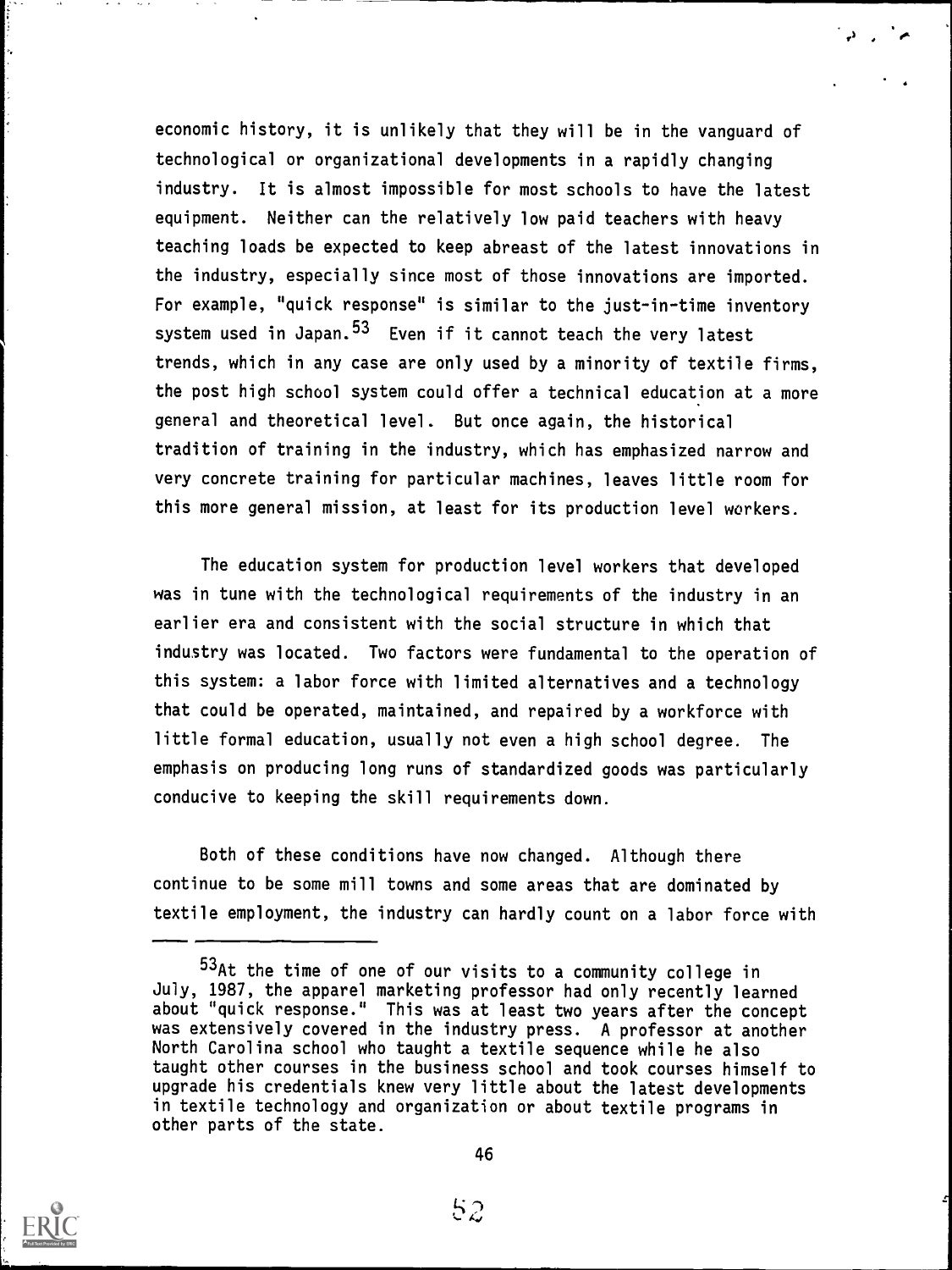economic history, it is unlikely that they will be in the vanguard of technological or organizational developments in a rapidly changing industry. It is almost impossible for most schools to have the latest equipment. Neither can the relatively low paid teachers with heavy teaching loads be expected to keep abreast of the latest innovations in the industry, especially since most of those innovations are imported. For example, "quick response" is similar to the just-in-time inventory system used in Japan.[53] Even if it cannot teach the very latest trends, which in any case are only used by a minority of textile firms, the post high school system could offer a technical education at a more general and theoretical level. But once again, the historical tradition of training in the industry, which has emphasized narrow and very concrete training for particular machines, leaves little room for this more general mission, at least for its production level workers.

The education system for production level workers that developed was in tune with the technological requirements of the industry in an earlier era and consistent with the social structure in which that industry was located. Two factors were fundamental to the operation of this system: a labor force with limited alternatives and a technology that could be operated, maintained, and repaired by a workforce with little formal education, usually not even a high school degree. The emphasis on producing long runs of standardized goods was particularly conducive to keeping the skill requirements down.

Both of these conditions have now changed. Although there continue to be some mill towns and some areas that are dominated by textile employment, the industry can hardly count on a labor force with

---

[53]At the time of one of our visits to a community college in July, 1987, the apparel marketing professor had only recently learned about "quick response." This was at least two years after the concept was extensively covered in the industry press. A professor at another North Carolina school who taught a textile sequence while he also taught other courses in the business school and took courses himself to upgrade his credentials knew very little about the latest developments in textile technology and organization or about textile programs in other parts of the state.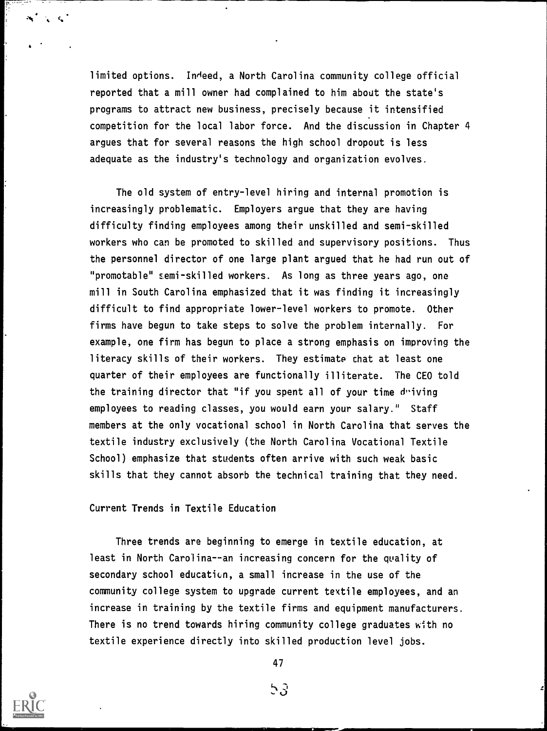limited options. Indeed, a North Carolina community college official reported that a mill owner had complained to him about the state's programs to attract new business, precisely because it intensified competition for the local labor force. And the discussion in Chapter 4 argues that for several reasons the high school dropout is less adequate as the industry's technology and organization evolves.

The old system of entry-level hiring and internal promotion is increasingly problematic. Employers argue that they are having difficulty finding employees among their unskilled and semi-skilled workers who can be promoted to skilled and supervisory positions. Thus the personnel director of one large plant argued that he had run out of "promotable" semi-skilled workers. As long as three years ago, one mill in South Carolina emphasized that it was finding it increasingly difficult to find appropriate lower-level workers to promote. Other firms have begun to take steps to solve the problem internally. For example, one firm has begun to place a strong emphasis on improving the literacy skills of their workers. They estimate that at least one quarter of their employees are functionally illiterate. The CEO told the training director that "if you spent all of your time driving employees to reading classes, you would earn your salary." Staff members at the only vocational school in North Carolina that serves the textile industry exclusively (the North Carolina Vocational Textile School) emphasize that students often arrive with such weak basic skills that they cannot absorb the technical training that they need.

## Current Trends in Textile Education

Three trends are beginning to emerge in textile education, at least in North Carolina--an increasing concern for the quality of secondary school education, a small increase in the use of the community college system to upgrade current textile employees, and an increase in training by the textile firms and equipment manufacturers. There is no trend towards hiring community college graduates with no textile experience directly into skilled production level jobs.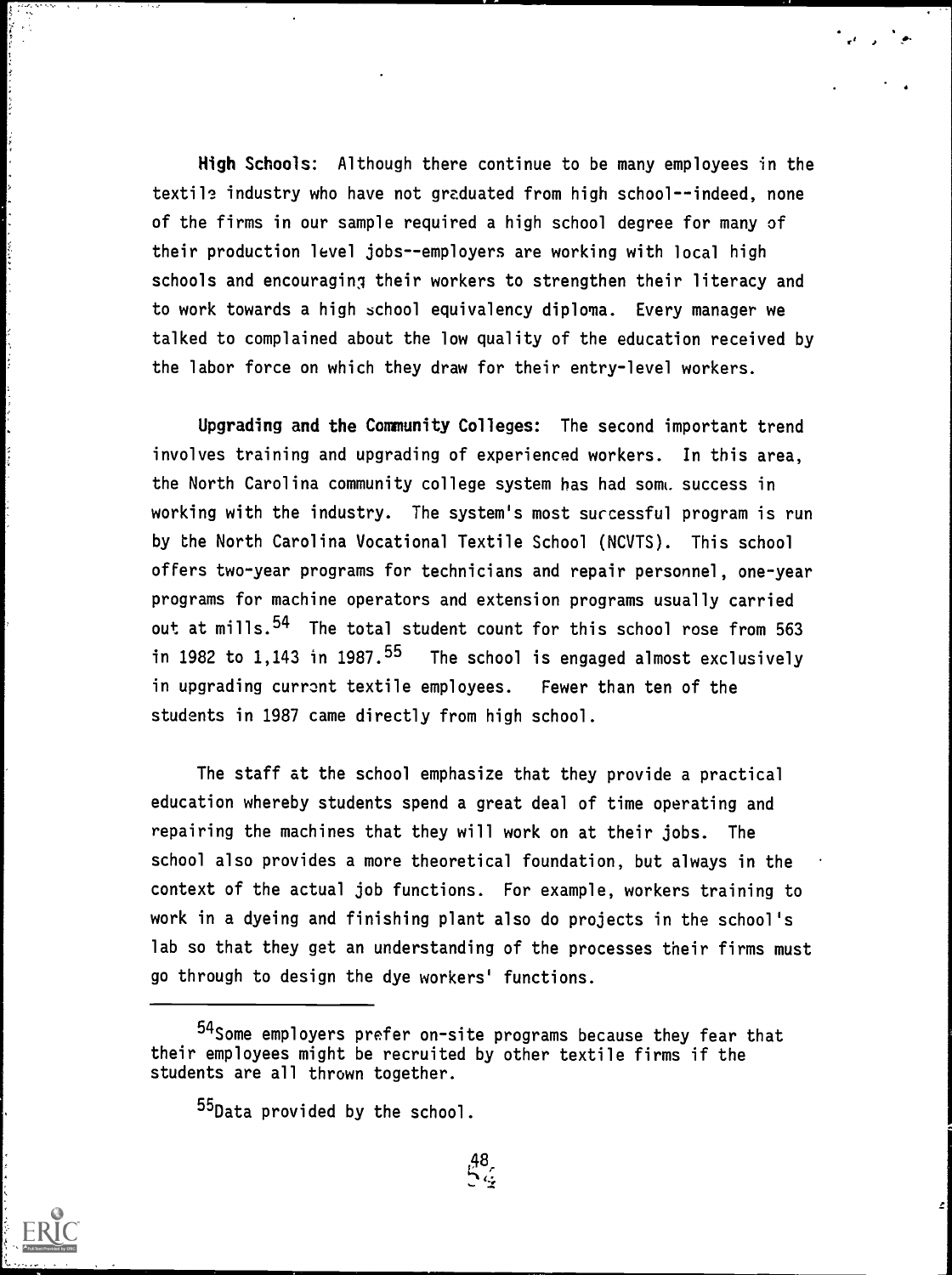**High Schools:** Although there continue to be many employees in the textile industry who have not graduated from high school--indeed, none of the firms in our sample required a high school degree for many of their production level jobs--employers are working with local high schools and encouraging their workers to strengthen their literacy and to work towards a high school equivalency diploma. Every manager we talked to complained about the low quality of the education received by the labor force on which they draw for their entry-level workers.

**Upgrading and the Community Colleges:** The second important trend involves training and upgrading of experienced workers. In this area, the North Carolina community college system has had some success in working with the industry. The system's most successful program is run by the North Carolina Vocational Textile School (NCVTS). This school offers two-year programs for technicians and repair personnel, one-year programs for machine operators and extension programs usually carried out at mills.[54] The total student count for this school rose from 563 in 1982 to 1,143 in 1987.[55] The school is engaged almost exclusively in upgrading current textile employees. Fewer than ten of the students in 1987 came directly from high school.

The staff at the school emphasize that they provide a practical education whereby students spend a great deal of time operating and repairing the machines that they will work on at their jobs. The school also provides a more theoretical foundation, but always in the context of the actual job functions. For example, workers training to work in a dyeing and finishing plant also do projects in the school's lab so that they get an understanding of the processes their firms must go through to design the dye workers' functions.

---

[54] Some employers prefer on-site programs because they fear that their employees might be recruited by other textile firms if the students are all thrown together.

[55] Data provided by the school.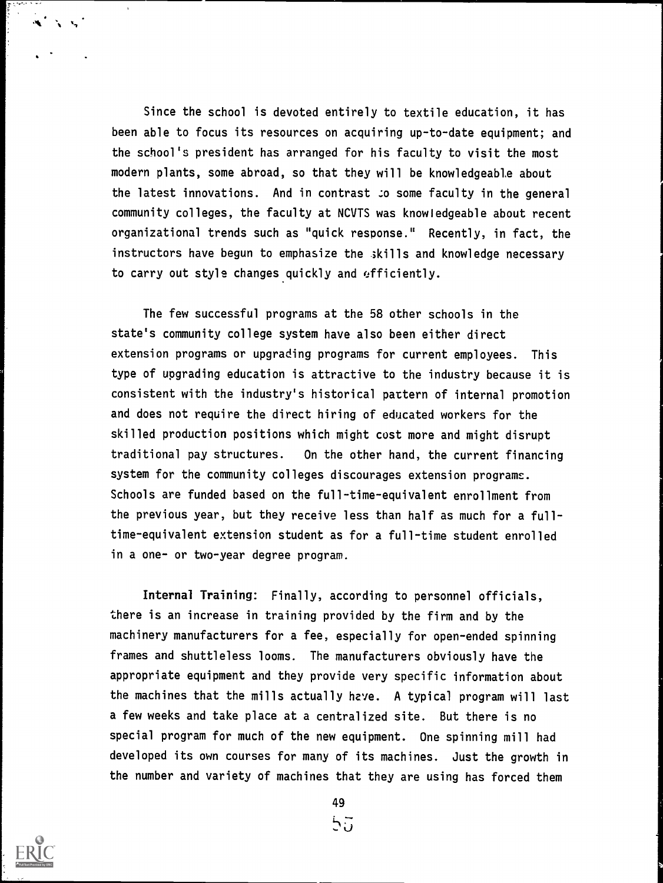Since the school is devoted entirely to textile education, it has been able to focus its resources on acquiring up-to-date equipment; and the school's president has arranged for his faculty to visit the most modern plants, some abroad, so that they will be knowledgeable about the latest innovations. And in contrast to some faculty in the general community colleges, the faculty at NCVTS was knowledgeable about recent organizational trends such as "quick response." Recently, in fact, the instructors have begun to emphasize the skills and knowledge necessary to carry out style changes quickly and efficiently.

The few successful programs at the 58 other schools in the state's community college system have also been either direct extension programs or upgrading programs for current employees. This type of upgrading education is attractive to the industry because it is consistent with the industry's historical pattern of internal promotion and does not require the direct hiring of educated workers for the skilled production positions which might cost more and might disrupt traditional pay structures. On the other hand, the current financing system for the community colleges discourages extension programs. Schools are funded based on the full-time-equivalent enrollment from the previous year, but they receive less than half as much for a full-time-equivalent extension student as for a full-time student enrolled in a one- or two-year degree program.

**Internal Training:** Finally, according to personnel officials, there is an increase in training provided by the firm and by the machinery manufacturers for a fee, especially for open-ended spinning frames and shuttleless looms. The manufacturers obviously have the appropriate equipment and they provide very specific information about the machines that the mills actually have. A typical program will last a few weeks and take place at a centralized site. But there is no special program for much of the new equipment. One spinning mill had developed its own courses for many of its machines. Just the growth in the number and variety of machines that they are using has forced them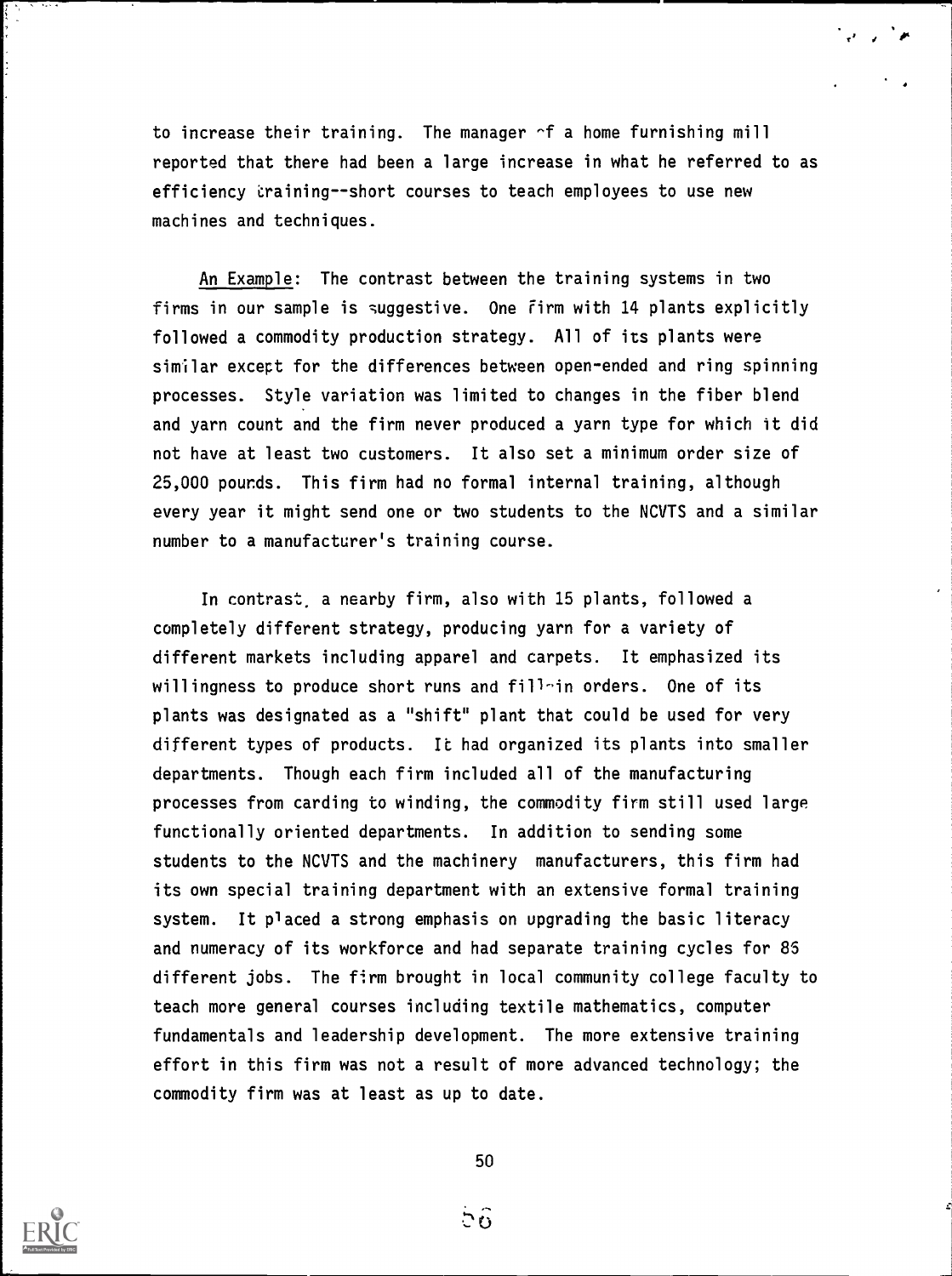to increase their training. The manager of a home furnishing mill reported that there had been a large increase in what he referred to as efficiency training--short courses to teach employees to use new machines and techniques.

An Example: The contrast between the training systems in two firms in our sample is suggestive. One firm with 14 plants explicitly followed a commodity production strategy. All of its plants were similar except for the differences between open-ended and ring spinning processes. Style variation was limited to changes in the fiber blend and yarn count and the firm never produced a yarn type for which it did not have at least two customers. It also set a minimum order size of 25,000 pounds. This firm had no formal internal training, although every year it might send one or two students to the NCVTS and a similar number to a manufacturer's training course.

In contrast, a nearby firm, also with 15 plants, followed a completely different strategy, producing yarn for a variety of different markets including apparel and carpets. It emphasized its willingness to produce short runs and fill-in orders. One of its plants was designated as a "shift" plant that could be used for very different types of products. It had organized its plants into smaller departments. Though each firm included all of the manufacturing processes from carding to winding, the commodity firm still used large functionally oriented departments. In addition to sending some students to the NCVTS and the machinery manufacturers, this firm had its own special training department with an extensive formal training system. It placed a strong emphasis on upgrading the basic literacy and numeracy of its workforce and had separate training cycles for 85 different jobs. The firm brought in local community college faculty to teach more general courses including textile mathematics, computer fundamentals and leadership development. The more extensive training effort in this firm was not a result of more advanced technology; the commodity firm was at least as up to date.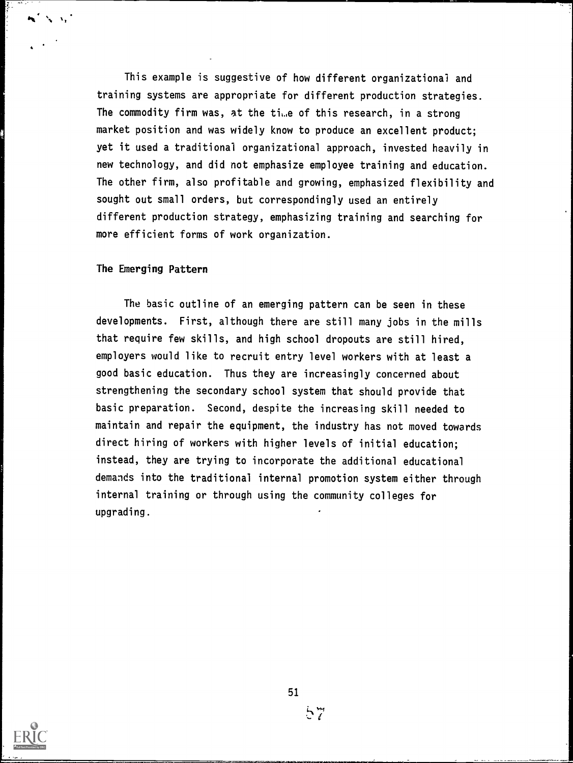This example is suggestive of how different organizational and training systems are appropriate for different production strategies. The commodity firm was, at the time of this research, in a strong market position and was widely know to produce an excellent product; yet it used a traditional organizational approach, invested heavily in new technology, and did not emphasize employee training and education. The other firm, also profitable and growing, emphasized flexibility and sought out small orders, but correspondingly used an entirely different production strategy, emphasizing training and searching for more efficient forms of work organization.

## The Emerging Pattern

The basic outline of an emerging pattern can be seen in these developments. First, although there are still many jobs in the mills that require few skills, and high school dropouts are still hired, employers would like to recruit entry level workers with at least a good basic education. Thus they are increasingly concerned about strengthening the secondary school system that should provide that basic preparation. Second, despite the increasing skill needed to maintain and repair the equipment, the industry has not moved towards direct hiring of workers with higher levels of initial education; instead, they are trying to incorporate the additional educational demands into the traditional internal promotion system either through internal training or through using the community colleges for upgrading.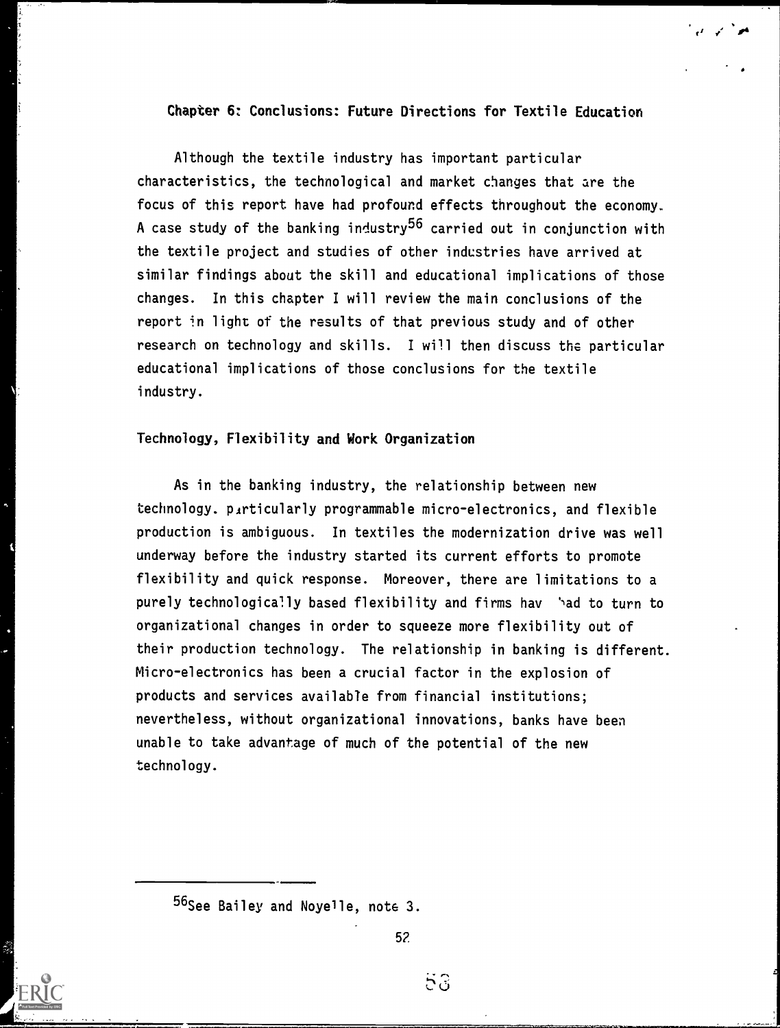## Chapter 6: Conclusions: Future Directions for Textile Education

Although the textile industry has important particular characteristics, the technological and market changes that are the focus of this report have had profound effects throughout the economy. A case study of the banking industry[56] carried out in conjunction with the textile project and studies of other industries have arrived at similar findings about the skill and educational implications of those changes. In this chapter I will review the main conclusions of the report in light of the results of that previous study and of other research on technology and skills. I will then discuss the particular educational implications of those conclusions for the textile industry.

### Technology, Flexibility and Work Organization

As in the banking industry, the relationship between new technology, particularly programmable micro-electronics, and flexible production is ambiguous. In textiles the modernization drive was well underway before the industry started its current efforts to promote flexibility and quick response. Moreover, there are limitations to a purely technologically based flexibility and firms have had to turn to organizational changes in order to squeeze more flexibility out of their production technology. The relationship in banking is different. Micro-electronics has been a crucial factor in the explosion of products and services available from financial institutions; nevertheless, without organizational innovations, banks have been unable to take advantage of much of the potential of the new technology.

---

[56]See Bailey and Noyelle, note 3.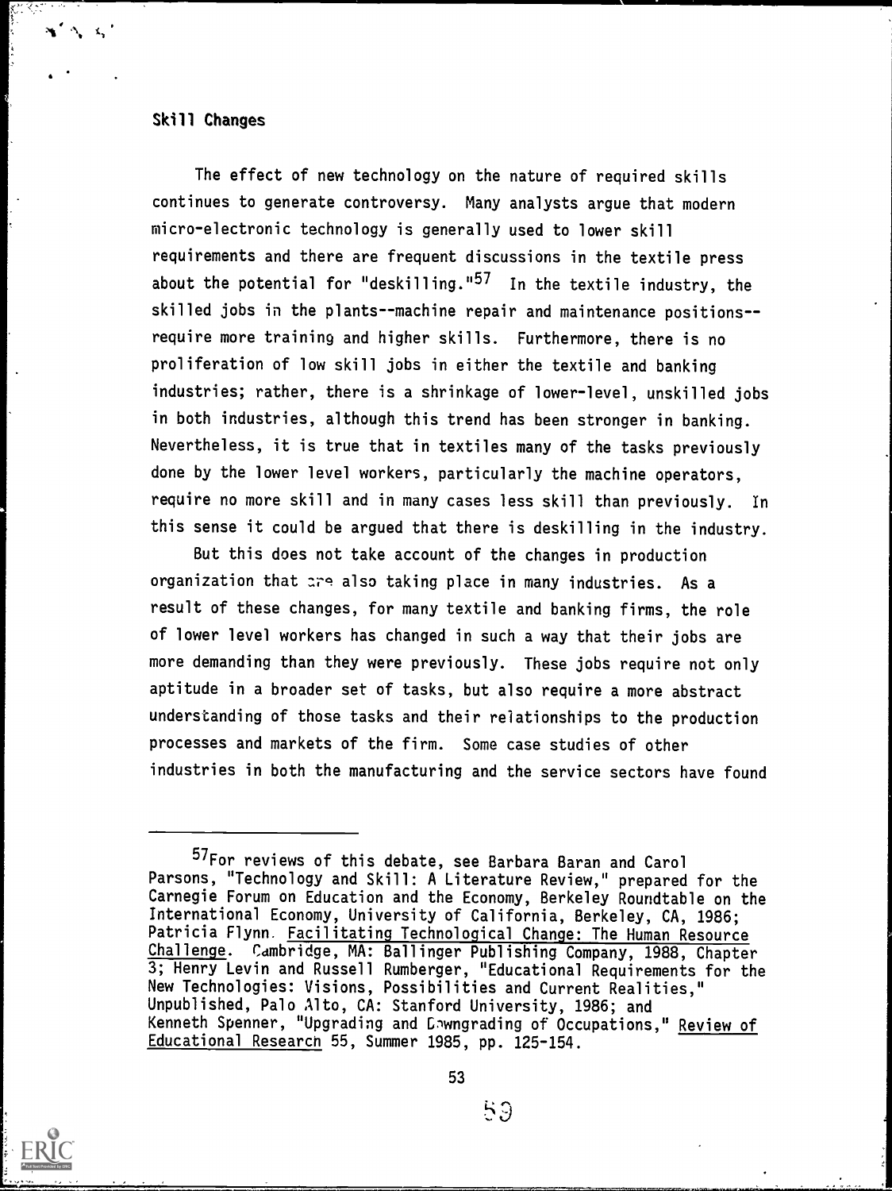## Skill Changes

The effect of new technology on the nature of required skills continues to generate controversy. Many analysts argue that modern micro-electronic technology is generally used to lower skill requirements and there are frequent discussions in the textile press about the potential for "deskilling."[57] In the textile industry, the skilled jobs in the plants--machine repair and maintenance positions--require more training and higher skills. Furthermore, there is no proliferation of low skill jobs in either the textile and banking industries; rather, there is a shrinkage of lower-level, unskilled jobs in both industries, although this trend has been stronger in banking. Nevertheless, it is true that in textiles many of the tasks previously done by the lower level workers, particularly the machine operators, require no more skill and in many cases less skill than previously. In this sense it could be argued that there is deskilling in the industry.

But this does not take account of the changes in production organization that are also taking place in many industries. As a result of these changes, for many textile and banking firms, the role of lower level workers has changed in such a way that their jobs are more demanding than they were previously. These jobs require not only aptitude in a broader set of tasks, but also require a more abstract understanding of those tasks and their relationships to the production processes and markets of the firm. Some case studies of other industries in both the manufacturing and the service sectors have found

---

[57] For reviews of this debate, see Barbara Baran and Carol Parsons, "Technology and Skill: A Literature Review," prepared for the Carnegie Forum on Education and the Economy, Berkeley Roundtable on the International Economy, University of California, Berkeley, CA, 1986; Patricia Flynn. Facilitating Technological Change: The Human Resource Challenge. Cambridge, MA: Ballinger Publishing Company, 1988, Chapter 3; Henry Levin and Russell Rumberger, "Educational Requirements for the New Technologies: Visions, Possibilities and Current Realities," Unpublished, Palo Alto, CA: Stanford University, 1986; and Kenneth Spenner, "Upgrading and Downgrading of Occupations," Review of Educational Research 55, Summer 1985, pp. 125-154.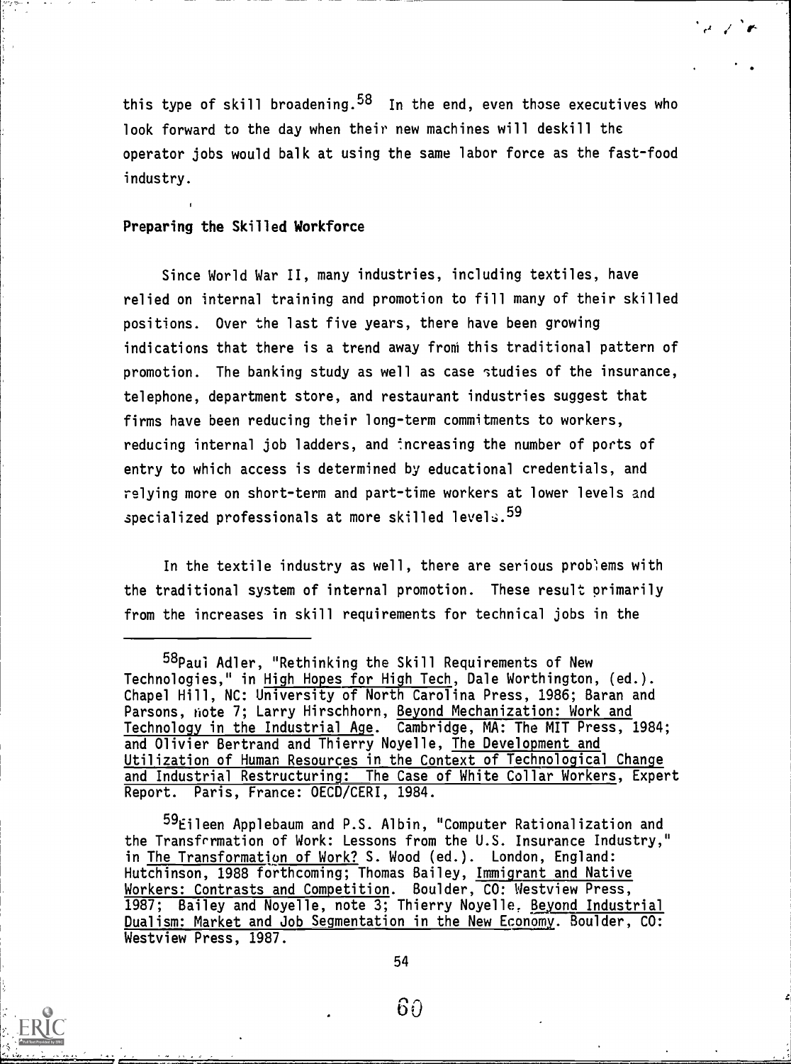this type of skill broadening.[58] In the end, even those executives who look forward to the day when their new machines will deskill the operator jobs would balk at using the same labor force as the fast-food industry.

## Preparing the Skilled Workforce

Since World War II, many industries, including textiles, have relied on internal training and promotion to fill many of their skilled positions. Over the last five years, there have been growing indications that there is a trend away from this traditional pattern of promotion. The banking study as well as case studies of the insurance, telephone, department store, and restaurant industries suggest that firms have been reducing their long-term commitments to workers, reducing internal job ladders, and increasing the number of ports of entry to which access is determined by educational credentials, and relying more on short-term and part-time workers at lower levels and specialized professionals at more skilled levels.[59]

In the textile industry as well, there are serious problems with the traditional system of internal promotion. These result primarily from the increases in skill requirements for technical jobs in the

---

[58] Paul Adler, "Rethinking the Skill Requirements of New Technologies," in High Hopes for High Tech, Dale Worthington, (ed.). Chapel Hill, NC: University of North Carolina Press, 1986; Baran and Parsons, note 7; Larry Hirschhorn, Beyond Mechanization: Work and Technology in the Industrial Age. Cambridge, MA: The MIT Press, 1984; and Olivier Bertrand and Thierry Noyelle, The Development and Utilization of Human Resources in the Context of Technological Change and Industrial Restructuring: The Case of White Collar Workers, Expert Report. Paris, France: OECD/CERI, 1984.

[59] Eileen Applebaum and P.S. Albin, "Computer Rationalization and the Transformation of Work: Lessons from the U.S. Insurance Industry," in The Transformation of Work? S. Wood (ed.). London, England: Hutchinson, 1988 forthcoming; Thomas Bailey, Immigrant and Native Workers: Contrasts and Competition. Boulder, CO: Westview Press, 1987; Bailey and Noyelle, note 3; Thierry Noyelle, Beyond Industrial Dualism: Market and Job Segmentation in the New Economy. Boulder, CO: Westview Press, 1987.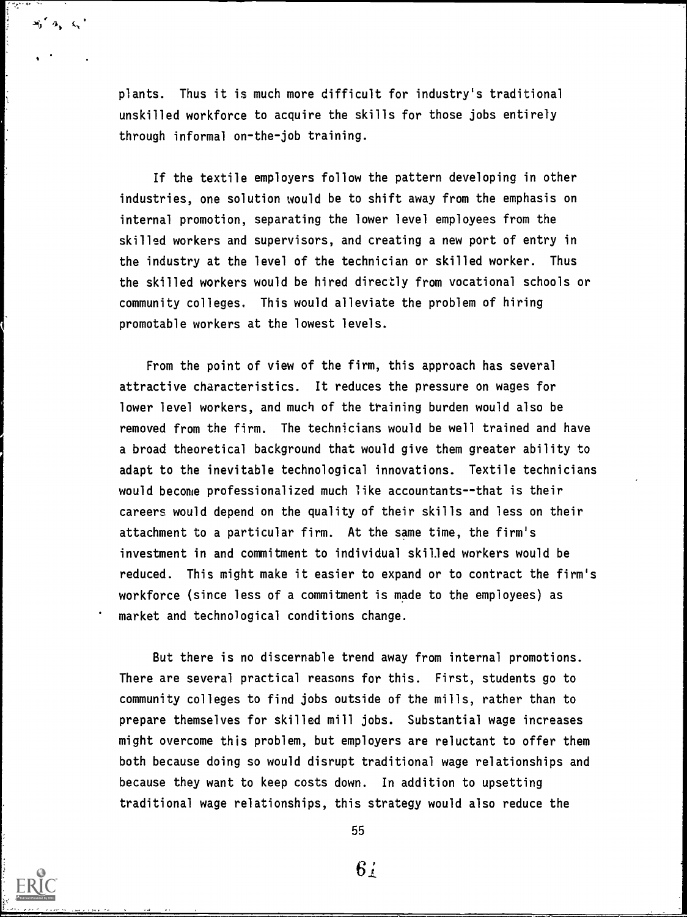plants. Thus it is much more difficult for industry's traditional unskilled workforce to acquire the skills for those jobs entirely through informal on-the-job training.

If the textile employers follow the pattern developing in other industries, one solution would be to shift away from the emphasis on internal promotion, separating the lower level employees from the skilled workers and supervisors, and creating a new port of entry in the industry at the level of the technician or skilled worker. Thus the skilled workers would be hired directly from vocational schools or community colleges. This would alleviate the problem of hiring promotable workers at the lowest levels.

From the point of view of the firm, this approach has several attractive characteristics. It reduces the pressure on wages for lower level workers, and much of the training burden would also be removed from the firm. The technicians would be well trained and have a broad theoretical background that would give them greater ability to adapt to the inevitable technological innovations. Textile technicians would become professionalized much like accountants--that is their careers would depend on the quality of their skills and less on their attachment to a particular firm. At the same time, the firm's investment in and commitment to individual skilled workers would be reduced. This might make it easier to expand or to contract the firm's workforce (since less of a commitment is made to the employees) as market and technological conditions change.

But there is no discernable trend away from internal promotions. There are several practical reasons for this. First, students go to community colleges to find jobs outside of the mills, rather than to prepare themselves for skilled mill jobs. Substantial wage increases might overcome this problem, but employers are reluctant to offer them both because doing so would disrupt traditional wage relationships and because they want to keep costs down. In addition to upsetting traditional wage relationships, this strategy would also reduce the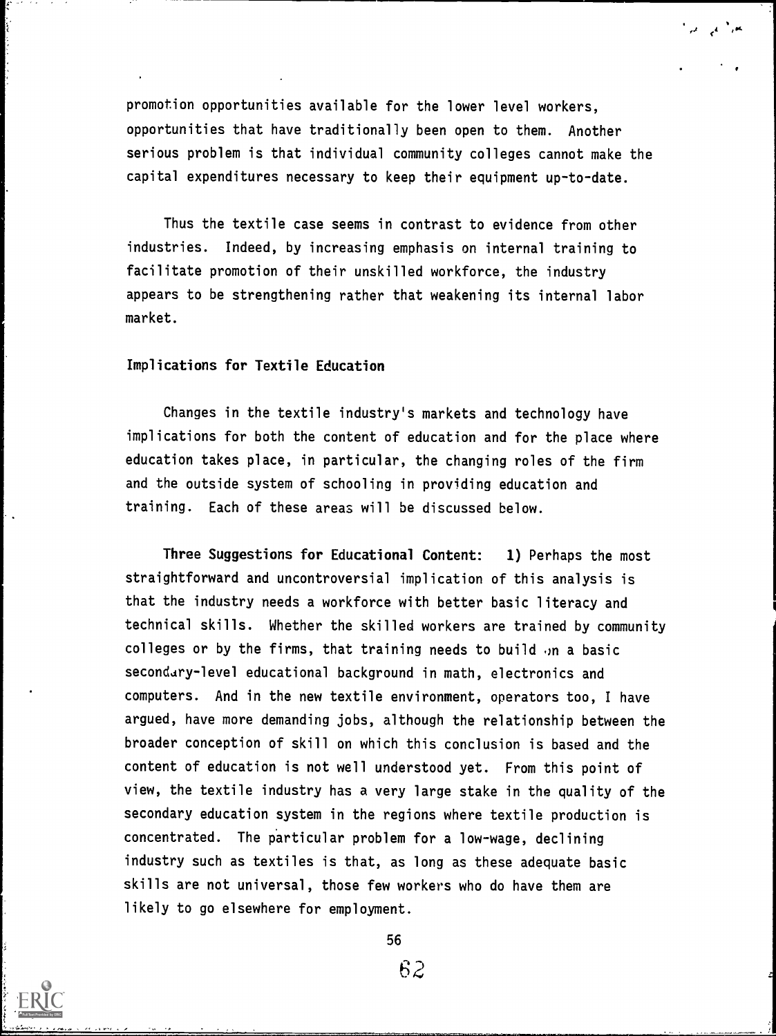promotion opportunities available for the lower level workers, opportunities that have traditionally been open to them. Another serious problem is that individual community colleges cannot make the capital expenditures necessary to keep their equipment up-to-date.

Thus the textile case seems in contrast to evidence from other industries. Indeed, by increasing emphasis on internal training to facilitate promotion of their unskilled workforce, the industry appears to be strengthening rather that weakening its internal labor market.

## Implications for Textile Education

Changes in the textile industry's markets and technology have implications for both the content of education and for the place where education takes place, in particular, the changing roles of the firm and the outside system of schooling in providing education and training. Each of these areas will be discussed below.

**Three Suggestions for Educational Content:** **1)** Perhaps the most straightforward and uncontroversial implication of this analysis is that the industry needs a workforce with better basic literacy and technical skills. Whether the skilled workers are trained by community colleges or by the firms, that training needs to build on a basic secondary-level educational background in math, electronics and computers. And in the new textile environment, operators too, I have argued, have more demanding jobs, although the relationship between the broader conception of skill on which this conclusion is based and the content of education is not well understood yet. From this point of view, the textile industry has a very large stake in the quality of the secondary education system in the regions where textile production is concentrated. The particular problem for a low-wage, declining industry such as textiles is that, as long as these adequate basic skills are not universal, those few workers who do have them are likely to go elsewhere for employment.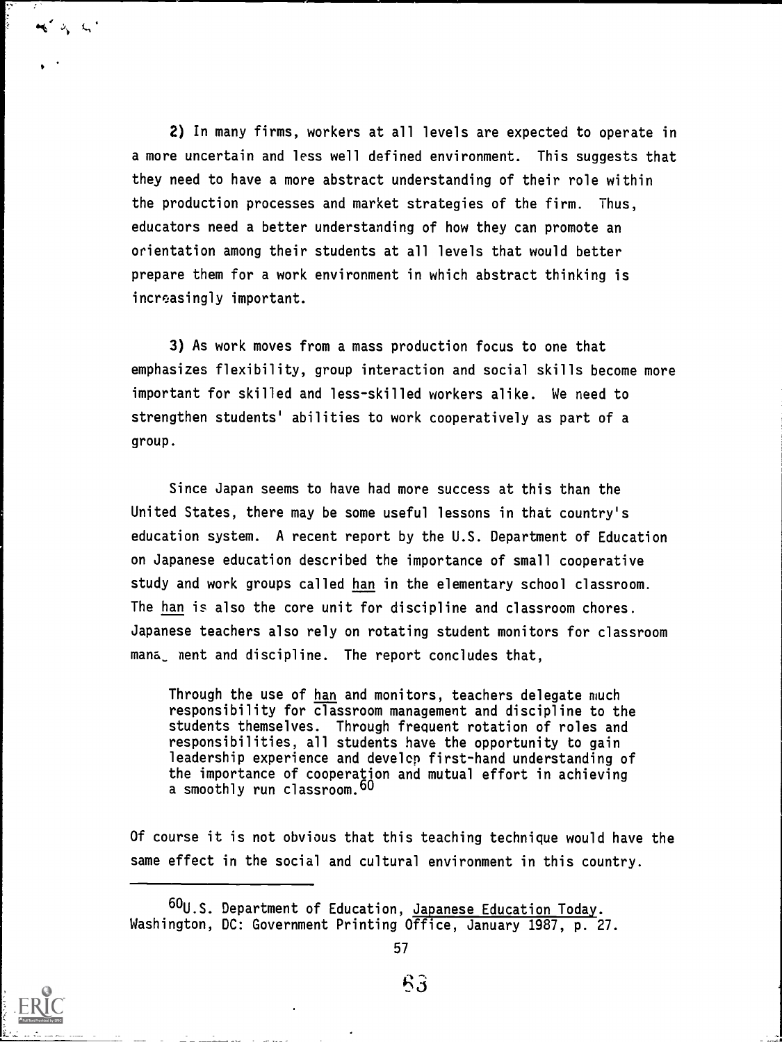2) In many firms, workers at all levels are expected to operate in a more uncertain and less well defined environment. This suggests that they need to have a more abstract understanding of their role within the production processes and market strategies of the firm. Thus, educators need a better understanding of how they can promote an orientation among their students at all levels that would better prepare them for a work environment in which abstract thinking is increasingly important.

3) As work moves from a mass production focus to one that emphasizes flexibility, group interaction and social skills become more important for skilled and less-skilled workers alike. We need to strengthen students' abilities to work cooperatively as part of a group.

Since Japan seems to have had more success at this than the United States, there may be some useful lessons in that country's education system. A recent report by the U.S. Department of Education on Japanese education described the importance of small cooperative study and work groups called han in the elementary school classroom. The han is also the core unit for discipline and classroom chores. Japanese teachers also rely on rotating student monitors for classroom management and discipline. The report concludes that,

> Through the use of han and monitors, teachers delegate much responsibility for classroom management and discipline to the students themselves. Through frequent rotation of roles and responsibilities, all students have the opportunity to gain leadership experience and develop first-hand understanding of the importance of cooperation and mutual effort in achieving a smoothly run classroom.[60]

Of course it is not obvious that this teaching technique would have the same effect in the social and cultural environment in this country.

---

[60] U.S. Department of Education, Japanese Education Today. Washington, DC: Government Printing Office, January 1987, p. 27.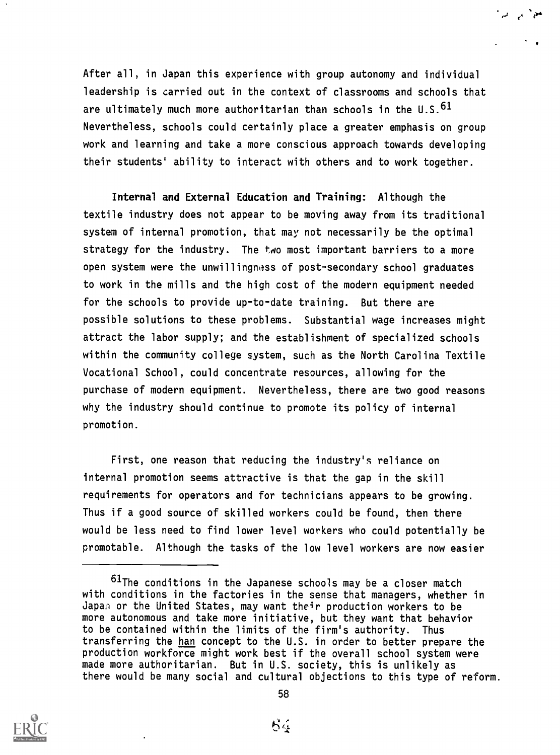After all, in Japan this experience with group autonomy and individual leadership is carried out in the context of classrooms and schools that are ultimately much more authoritarian than schools in the U.S.[61] Nevertheless, schools could certainly place a greater emphasis on group work and learning and take a more conscious approach towards developing their students' ability to interact with others and to work together.

**Internal and External Education and Training:** Although the textile industry does not appear to be moving away from its traditional system of internal promotion, that may not necessarily be the optimal strategy for the industry. The two most important barriers to a more open system were the unwillingness of post-secondary school graduates to work in the mills and the high cost of the modern equipment needed for the schools to provide up-to-date training. But there are possible solutions to these problems. Substantial wage increases might attract the labor supply; and the establishment of specialized schools within the community college system, such as the North Carolina Textile Vocational School, could concentrate resources, allowing for the purchase of modern equipment. Nevertheless, there are two good reasons why the industry should continue to promote its policy of internal promotion.

First, one reason that reducing the industry's reliance on internal promotion seems attractive is that the gap in the skill requirements for operators and for technicians appears to be growing. Thus if a good source of skilled workers could be found, then there would be less need to find lower level workers who could potentially be promotable. Although the tasks of the low level workers are now easier

---

[61]The conditions in the Japanese schools may be a closer match with conditions in the factories in the sense that managers, whether in Japan or the United States, may want their production workers to be more autonomous and take more initiative, but they want that behavior to be contained within the limits of the firm's authority. Thus transferring the han concept to the U.S. in order to better prepare the production workforce might work best if the overall school system were made more authoritarian. But in U.S. society, this is unlikely as there would be many social and cultural objections to this type of reform.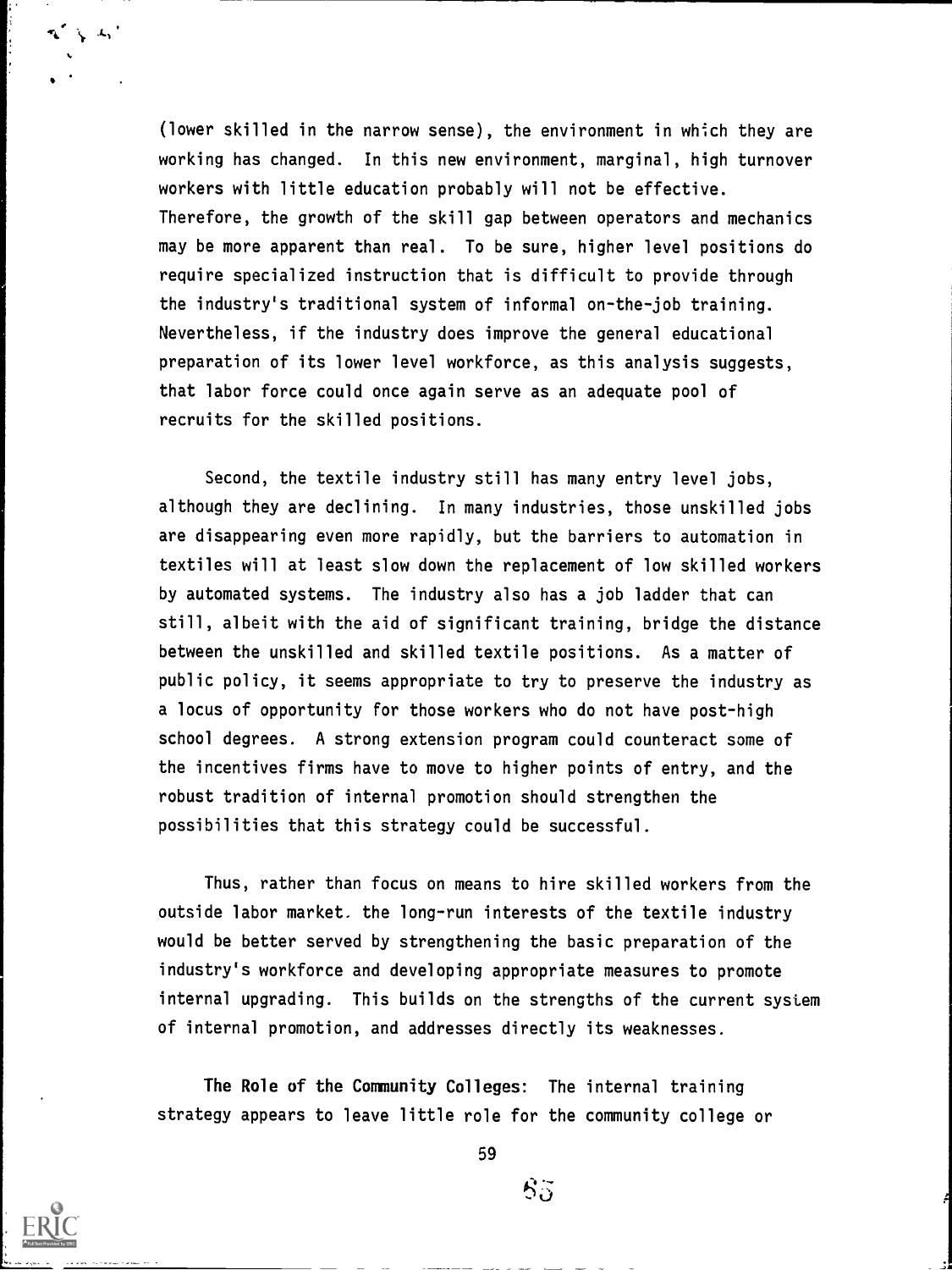(lower skilled in the narrow sense), the environment in which they are working has changed. In this new environment, marginal, high turnover workers with little education probably will not be effective. Therefore, the growth of the skill gap between operators and mechanics may be more apparent than real. To be sure, higher level positions do require specialized instruction that is difficult to provide through the industry's traditional system of informal on-the-job training. Nevertheless, if the industry does improve the general educational preparation of its lower level workforce, as this analysis suggests, that labor force could once again serve as an adequate pool of recruits for the skilled positions.

Second, the textile industry still has many entry level jobs, although they are declining. In many industries, those unskilled jobs are disappearing even more rapidly, but the barriers to automation in textiles will at least slow down the replacement of low skilled workers by automated systems. The industry also has a job ladder that can still, albeit with the aid of significant training, bridge the distance between the unskilled and skilled textile positions. As a matter of public policy, it seems appropriate to try to preserve the industry as a locus of opportunity for those workers who do not have post-high school degrees. A strong extension program could counteract some of the incentives firms have to move to higher points of entry, and the robust tradition of internal promotion should strengthen the possibilities that this strategy could be successful.

Thus, rather than focus on means to hire skilled workers from the outside labor market, the long-run interests of the textile industry would be better served by strengthening the basic preparation of the industry's workforce and developing appropriate measures to promote internal upgrading. This builds on the strengths of the current system of internal promotion, and addresses directly its weaknesses.

**The Role of the Community Colleges:** The internal training strategy appears to leave little role for the community college or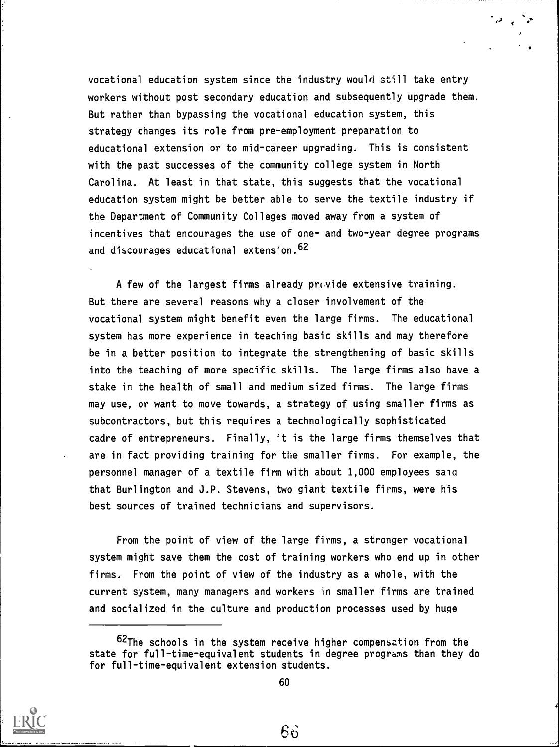vocational education system since the industry would still take entry workers without post secondary education and subsequently upgrade them. But rather than bypassing the vocational education system, this strategy changes its role from pre-employment preparation to educational extension or to mid-career upgrading. This is consistent with the past successes of the community college system in North Carolina. At least in that state, this suggests that the vocational education system might be better able to serve the textile industry if the Department of Community Colleges moved away from a system of incentives that encourages the use of one- and two-year degree programs and discourages educational extension.[62]

A few of the largest firms already provide extensive training. But there are several reasons why a closer involvement of the vocational system might benefit even the large firms. The educational system has more experience in teaching basic skills and may therefore be in a better position to integrate the strengthening of basic skills into the teaching of more specific skills. The large firms also have a stake in the health of small and medium sized firms. The large firms may use, or want to move towards, a strategy of using smaller firms as subcontractors, but this requires a technologically sophisticated cadre of entrepreneurs. Finally, it is the large firms themselves that are in fact providing training for the smaller firms. For example, the personnel manager of a textile firm with about 1,000 employees said that Burlington and J.P. Stevens, two giant textile firms, were his best sources of trained technicians and supervisors.

From the point of view of the large firms, a stronger vocational system might save them the cost of training workers who end up in other firms. From the point of view of the industry as a whole, with the current system, many managers and workers in smaller firms are trained and socialized in the culture and production processes used by huge

---

[62]The schools in the system receive higher compensation from the state for full-time-equivalent students in degree programs than they do for full-time-equivalent extension students.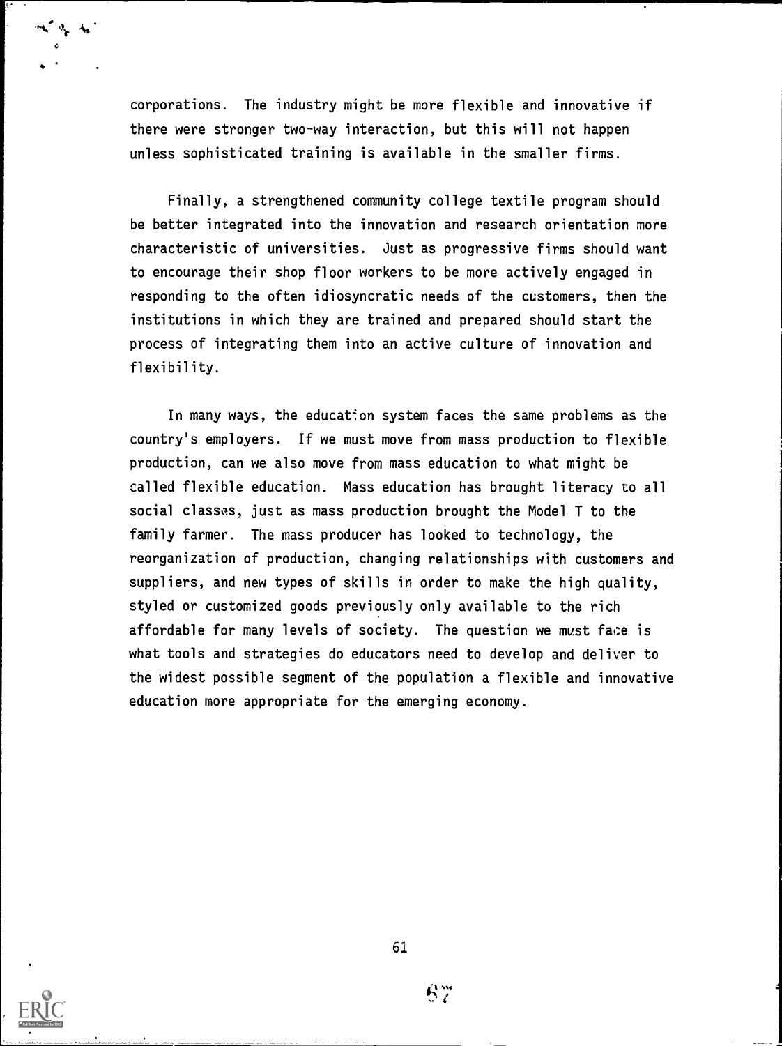corporations. The industry might be more flexible and innovative if there were stronger two-way interaction, but this will not happen unless sophisticated training is available in the smaller firms.

Finally, a strengthened community college textile program should be better integrated into the innovation and research orientation more characteristic of universities. Just as progressive firms should want to encourage their shop floor workers to be more actively engaged in responding to the often idiosyncratic needs of the customers, then the institutions in which they are trained and prepared should start the process of integrating them into an active culture of innovation and flexibility.

In many ways, the education system faces the same problems as the country's employers. If we must move from mass production to flexible production, can we also move from mass education to what might be called flexible education. Mass education has brought literacy to all social classes, just as mass production brought the Model T to the family farmer. The mass producer has looked to technology, the reorganization of production, changing relationships with customers and suppliers, and new types of skills in order to make the high quality, styled or customized goods previously only available to the rich affordable for many levels of society. The question we must face is what tools and strategies do educators need to develop and deliver to the widest possible segment of the population a flexible and innovative education more appropriate for the emerging economy.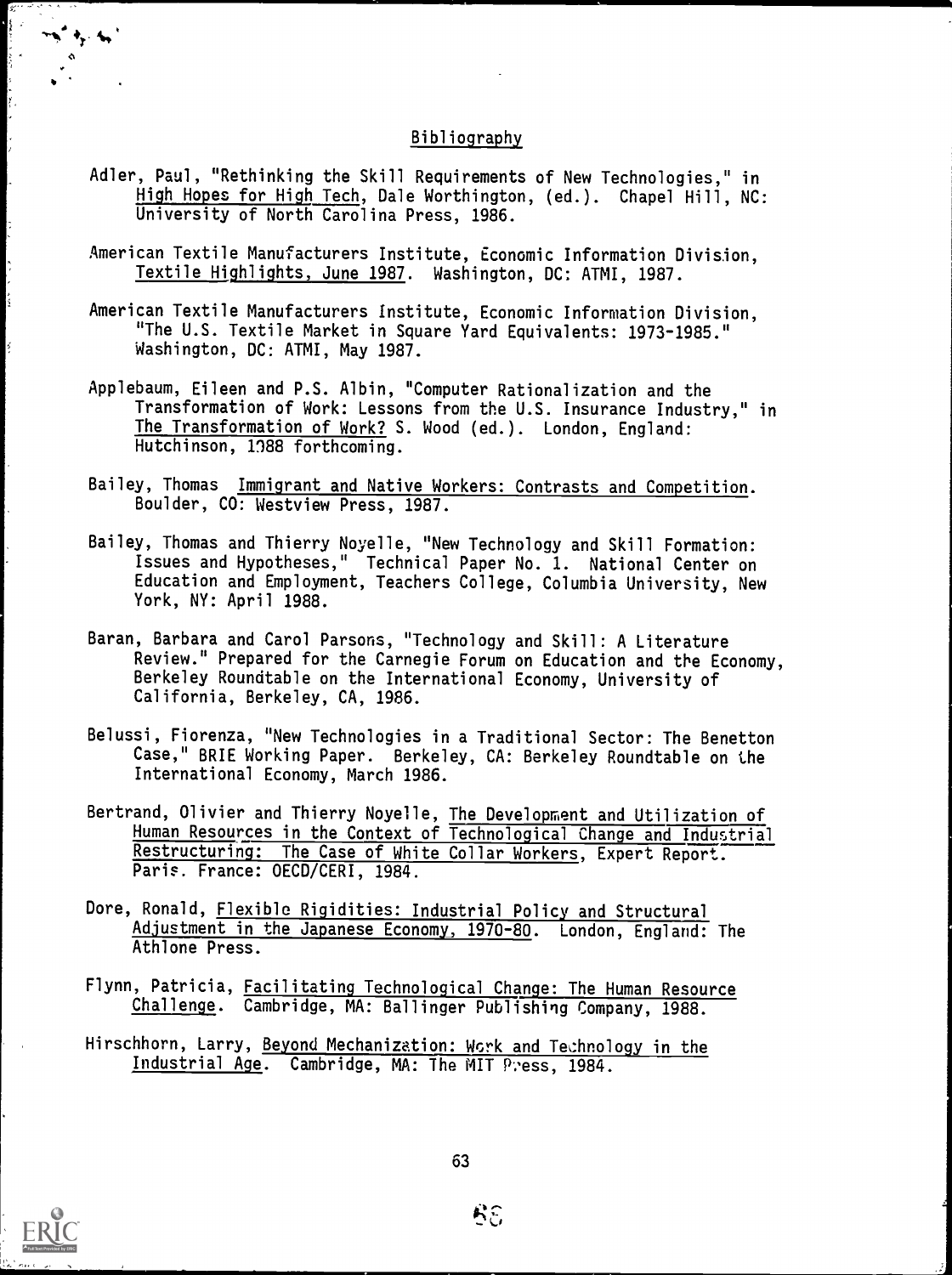## Bibliography

Adler, Paul, "Rethinking the Skill Requirements of New Technologies," in High Hopes for High Tech, Dale Worthington, (ed.). Chapel Hill, NC: University of North Carolina Press, 1986.

American Textile Manufacturers Institute, Economic Information Division, Textile Highlights, June 1987. Washington, DC: ATMI, 1987.

American Textile Manufacturers Institute, Economic Information Division, "The U.S. Textile Market in Square Yard Equivalents: 1973-1985." Washington, DC: ATMI, May 1987.

Applebaum, Eileen and P.S. Albin, "Computer Rationalization and the Transformation of Work: Lessons from the U.S. Insurance Industry," in The Transformation of Work? S. Wood (ed.). London, England: Hutchinson, 1988 forthcoming.

Bailey, Thomas Immigrant and Native Workers: Contrasts and Competition. Boulder, CO: Westview Press, 1987.

Bailey, Thomas and Thierry Noyelle, "New Technology and Skill Formation: Issues and Hypotheses," Technical Paper No. 1. National Center on Education and Employment, Teachers College, Columbia University, New York, NY: April 1988.

Baran, Barbara and Carol Parsons, "Technology and Skill: A Literature Review." Prepared for the Carnegie Forum on Education and the Economy, Berkeley Roundtable on the International Economy, University of California, Berkeley, CA, 1986.

Belussi, Fiorenza, "New Technologies in a Traditional Sector: The Benetton Case," BRIE Working Paper. Berkeley, CA: Berkeley Roundtable on the International Economy, March 1986.

Bertrand, Olivier and Thierry Noyelle, The Development and Utilization of Human Resources in the Context of Technological Change and Industrial Restructuring: The Case of White Collar Workers, Expert Report. Paris. France: OECD/CERI, 1984.

Dore, Ronald, Flexible Rigidities: Industrial Policy and Structural Adjustment in the Japanese Economy, 1970-80. London, England: The Athlone Press.

Flynn, Patricia, Facilitating Technological Change: The Human Resource Challenge. Cambridge, MA: Ballinger Publishing Company, 1988.

Hirschhorn, Larry, Beyond Mechanization: Work and Technology in the Industrial Age. Cambridge, MA: The MIT Press, 1984.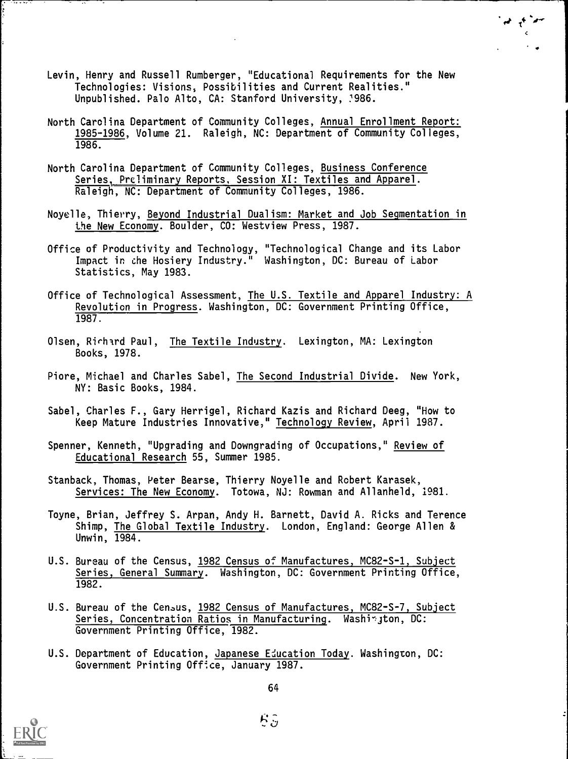Levin, Henry and Russell Rumberger, "Educational Requirements for the New Technologies: Visions, Possibilities and Current Realities." Unpublished. Palo Alto, CA: Stanford University, 1986.

North Carolina Department of Community Colleges, Annual Enrollment Report: 1985-1986, Volume 21. Raleigh, NC: Department of Community Colleges, 1986.

North Carolina Department of Community Colleges, Business Conference Series, Preliminary Reports, Session XI: Textiles and Apparel. Raleigh, NC: Department of Community Colleges, 1986.

Noyelle, Thierry, Beyond Industrial Dualism: Market and Job Segmentation in the New Economy. Boulder, CO: Westview Press, 1987.

Office of Productivity and Technology, "Technological Change and its Labor Impact in the Hosiery Industry." Washington, DC: Bureau of Labor Statistics, May 1983.

Office of Technological Assessment, The U.S. Textile and Apparel Industry: A Revolution in Progress. Washington, DC: Government Printing Office, 1987.

Olsen, Richard Paul, The Textile Industry. Lexington, MA: Lexington Books, 1978.

Piore, Michael and Charles Sabel, The Second Industrial Divide. New York, NY: Basic Books, 1984.

Sabel, Charles F., Gary Herrigel, Richard Kazis and Richard Deeg, "How to Keep Mature Industries Innovative," Technology Review, April 1987.

Spenner, Kenneth, "Upgrading and Downgrading of Occupations," Review of Educational Research 55, Summer 1985.

Stanback, Thomas, Peter Bearse, Thierry Noyelle and Robert Karasek, Services: The New Economy. Totowa, NJ: Rowman and Allanheld, 1981.

Toyne, Brian, Jeffrey S. Arpan, Andy H. Barnett, David A. Ricks and Terence Shimp, The Global Textile Industry. London, England: George Allen & Unwin, 1984.

U.S. Bureau of the Census, 1982 Census of Manufactures, MC82-S-1, Subject Series, General Summary. Washington, DC: Government Printing Office, 1982.

U.S. Bureau of the Census, 1982 Census of Manufactures, MC82-S-7, Subject Series, Concentration Ratios in Manufacturing. Washington, DC: Government Printing Office, 1982.

U.S. Department of Education, Japanese Education Today. Washington, DC: Government Printing Office, January 1987.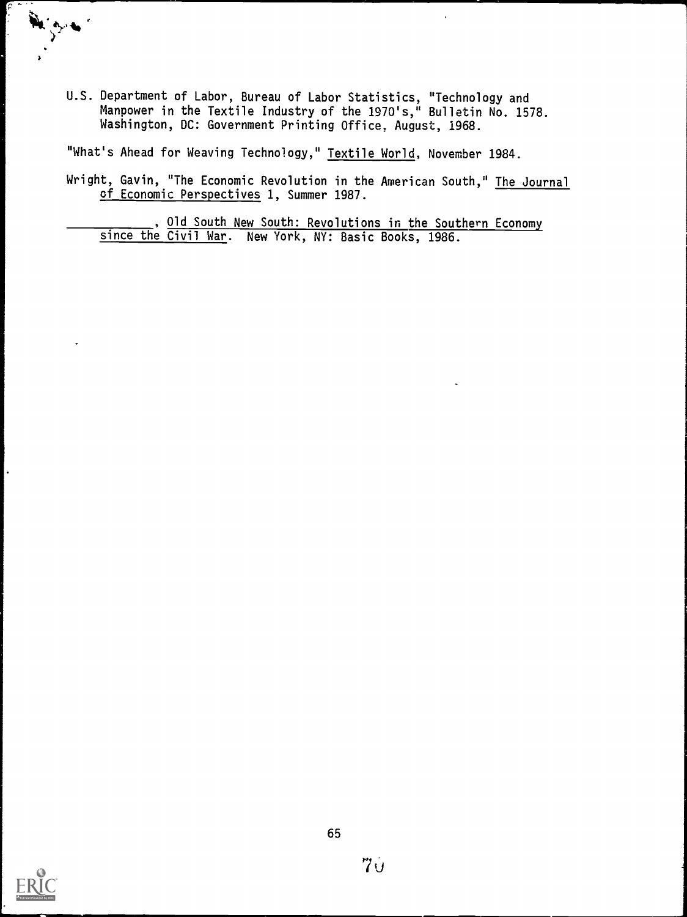U.S. Department of Labor, Bureau of Labor Statistics, "Technology and Manpower in the Textile Industry of the 1970's," Bulletin No. 1578. Washington, DC: Government Printing Office, August, 1968.

"What's Ahead for Weaving Technology," Textile World, November 1984.

Wright, Gavin, "The Economic Revolution in the American South," The Journal of Economic Perspectives 1, Summer 1987.

___________, Old South New South: Revolutions in the Southern Economy since the Civil War. New York, NY: Basic Books, 1986.